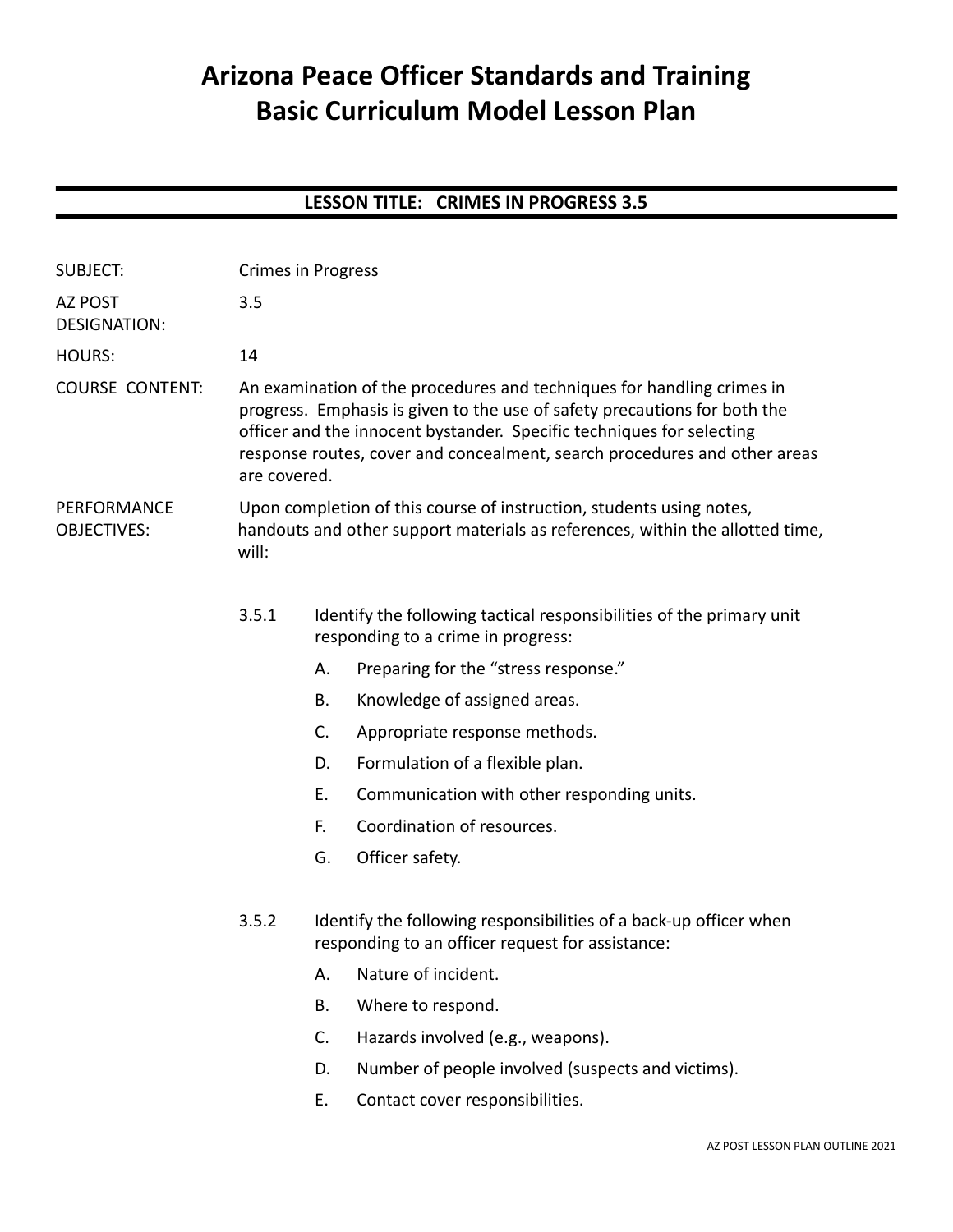# Arizona Peace Officer Standards and Training Basic Curriculum Model Lesson Plan

## LESSON TITLE: CRIMES IN PROGRESS 3.5

SUBJECT: Crimes in Progress

AZ POST DESIGNATION: 3.5

HOURS: 14

COURSE CONTENT: An examination of the procedures and techniques for handling crimes in progress. Emphasis is given to the use of safety precautions for both the officer and the innocent bystander. Specific techniques for selecting response routes, cover and concealment, search procedures and other areas are covered.

PERFORMANCE OBJECTIVES: Upon completion of this course of instruction, students using notes, handouts and other support materials as references, within the allotted time, will:

3.5.1 Identify the following tactical responsibilities of the primary unit responding to a crime in progress:

- A. Preparing for the "stress response."
- B. Knowledge of assigned areas.
- C. Appropriate response methods.
- D. Formulation of a flexible plan.
- E. Communication with other responding units.
- F. Coordination of resources.
- G. Officer safety.

3.5.2 Identify the following responsibilities of a back-up officer when responding to an officer request for assistance:

- A. Nature of incident.
- B. Where to respond.
- C. Hazards involved (e.g., weapons).
- D. Number of people involved (suspects and victims).
- E. Contact cover responsibilities.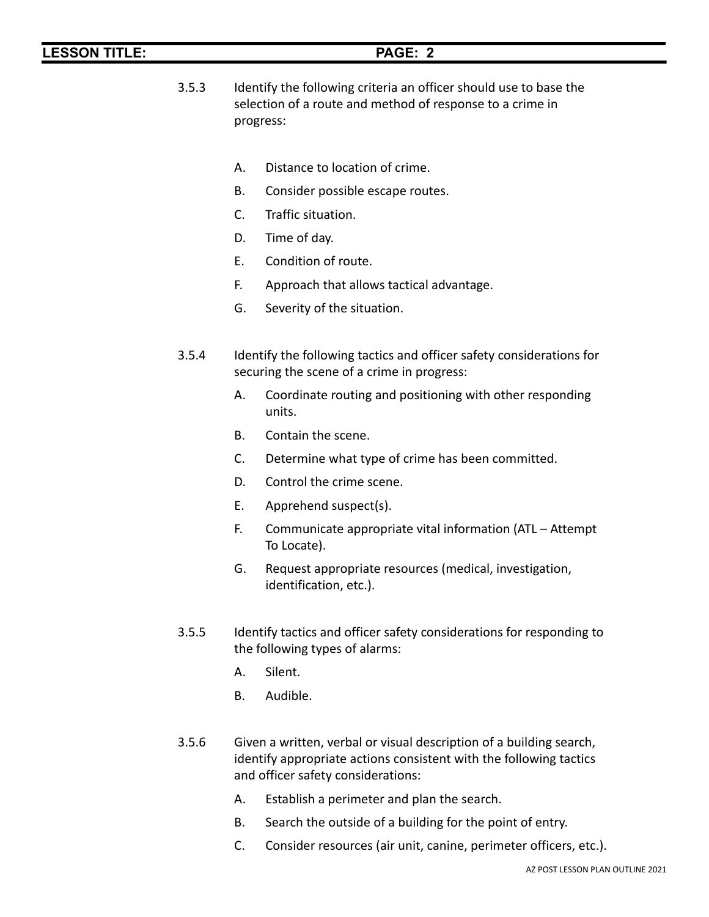3.5.3 Identify the following criteria an officer should use to base the selection of a route and method of response to a crime in progress:

A. Distance to location of crime.

B. Consider possible escape routes.

C. Traffic situation.

D. Time of day.

E. Condition of route.

F. Approach that allows tactical advantage.

G. Severity of the situation.

3.5.4 Identify the following tactics and officer safety considerations for securing the scene of a crime in progress:

A. Coordinate routing and positioning with other responding units.

B. Contain the scene.

C. Determine what type of crime has been committed.

D. Control the crime scene.

E. Apprehend suspect(s).

F. Communicate appropriate vital information (ATL – Attempt To Locate).

G. Request appropriate resources (medical, investigation, identification, etc.).

3.5.5 Identify tactics and officer safety considerations for responding to the following types of alarms:

A. Silent.

B. Audible.

3.5.6 Given a written, verbal or visual description of a building search, identify appropriate actions consistent with the following tactics and officer safety considerations:

A. Establish a perimeter and plan the search.

B. Search the outside of a building for the point of entry.

C. Consider resources (air unit, canine, perimeter officers, etc.).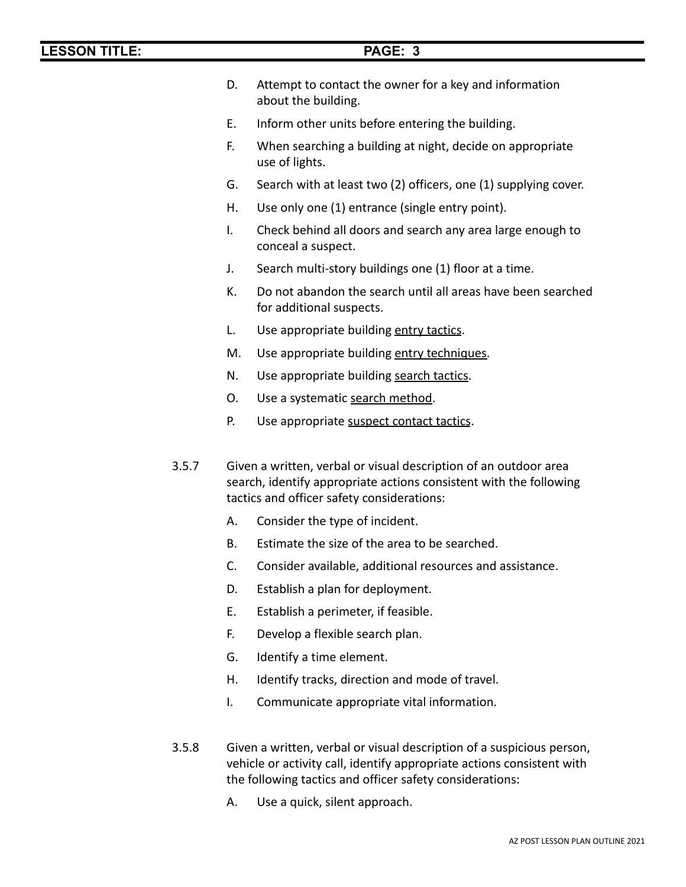D. Attempt to contact the owner for a key and information about the building.

E. Inform other units before entering the building.

F. When searching a building at night, decide on appropriate use of lights.

G. Search with at least two (2) officers, one (1) supplying cover.

H. Use only one (1) entrance (single entry point).

I. Check behind all doors and search any area large enough to conceal a suspect.

J. Search multi-story buildings one (1) floor at a time.

K. Do not abandon the search until all areas have been searched for additional suspects.

L. Use appropriate building entry tactics.

M. Use appropriate building entry techniques.

N. Use appropriate building search tactics.

O. Use a systematic search method.

P. Use appropriate suspect contact tactics.

3.5.7 Given a written, verbal or visual description of an outdoor area search, identify appropriate actions consistent with the following tactics and officer safety considerations:

A. Consider the type of incident.

B. Estimate the size of the area to be searched.

C. Consider available, additional resources and assistance.

D. Establish a plan for deployment.

E. Establish a perimeter, if feasible.

F. Develop a flexible search plan.

G. Identify a time element.

H. Identify tracks, direction and mode of travel.

I. Communicate appropriate vital information.

3.5.8 Given a written, verbal or visual description of a suspicious person, vehicle or activity call, identify appropriate actions consistent with the following tactics and officer safety considerations:

A. Use a quick, silent approach.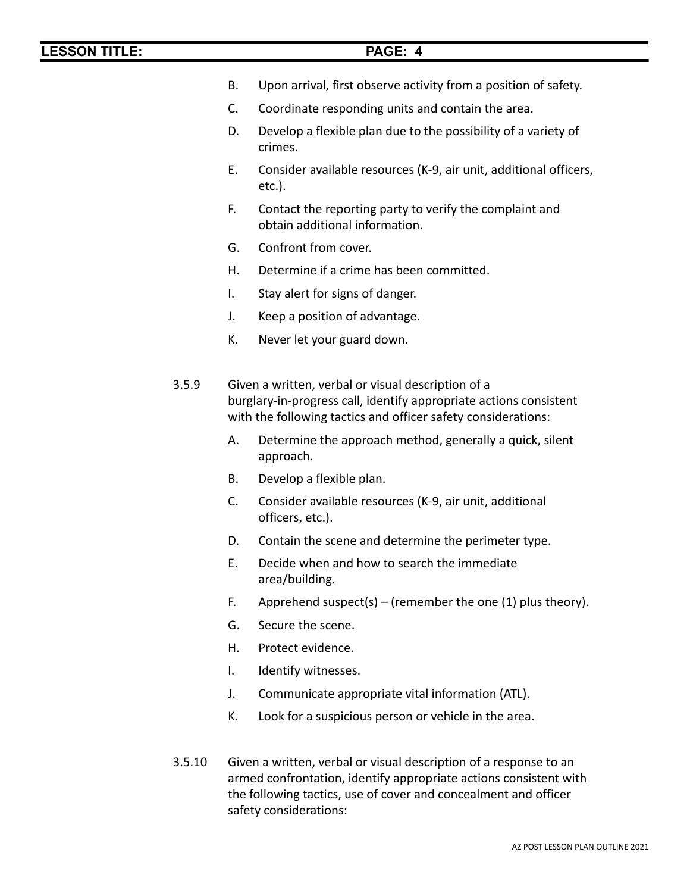B. Upon arrival, first observe activity from a position of safety.

C. Coordinate responding units and contain the area.

D. Develop a flexible plan due to the possibility of a variety of crimes.

E. Consider available resources (K-9, air unit, additional officers, etc.).

F. Contact the reporting party to verify the complaint and obtain additional information.

G. Confront from cover.

H. Determine if a crime has been committed.

I. Stay alert for signs of danger.

J. Keep a position of advantage.

K. Never let your guard down.

3.5.9 Given a written, verbal or visual description of a burglary-in-progress call, identify appropriate actions consistent with the following tactics and officer safety considerations:

A. Determine the approach method, generally a quick, silent approach.

B. Develop a flexible plan.

C. Consider available resources (K-9, air unit, additional officers, etc.).

D. Contain the scene and determine the perimeter type.

E. Decide when and how to search the immediate area/building.

F. Apprehend suspect(s) – (remember the one (1) plus theory).

G. Secure the scene.

H. Protect evidence.

I. Identify witnesses.

J. Communicate appropriate vital information (ATL).

K. Look for a suspicious person or vehicle in the area.

3.5.10 Given a written, verbal or visual description of a response to an armed confrontation, identify appropriate actions consistent with the following tactics, use of cover and concealment and officer safety considerations: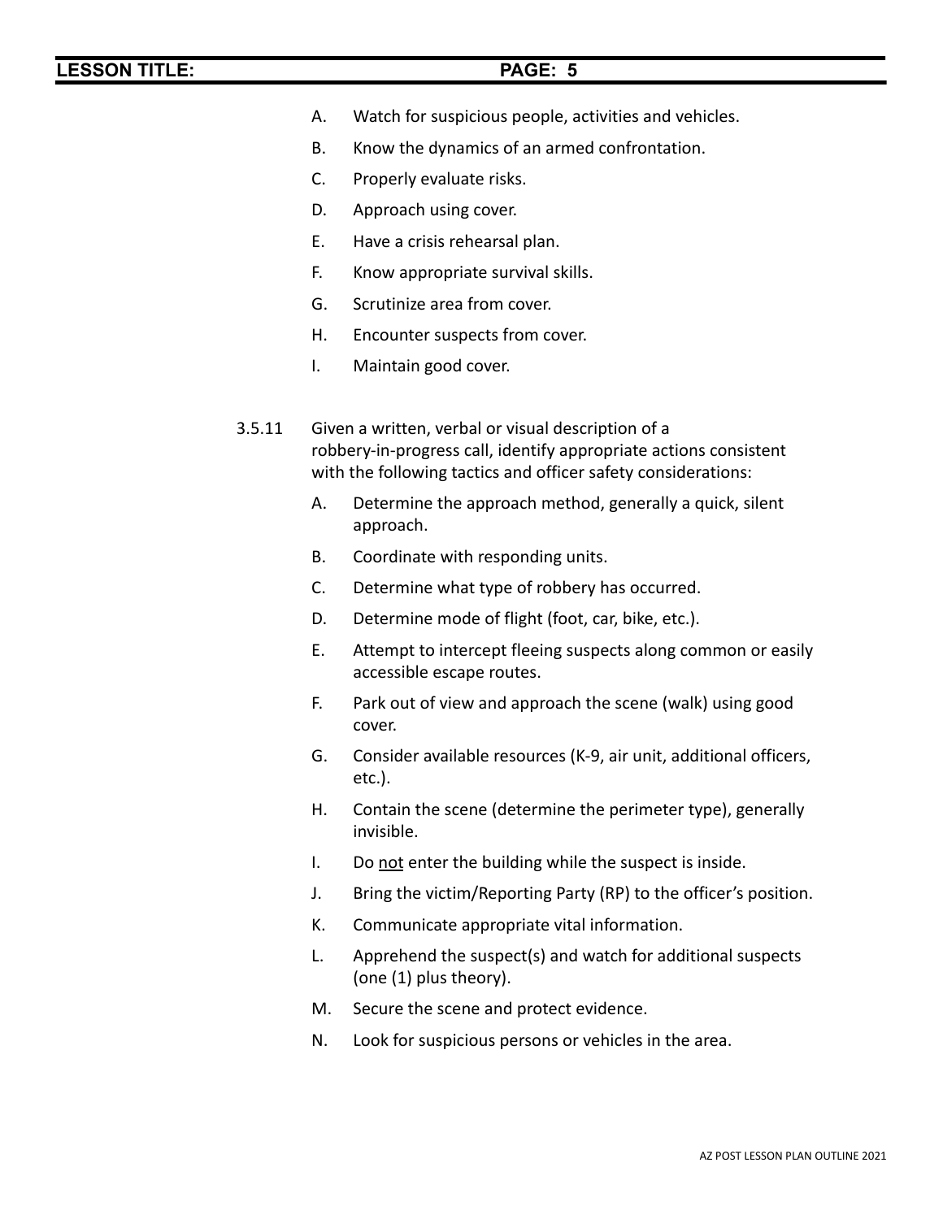A. Watch for suspicious people, activities and vehicles.

B. Know the dynamics of an armed confrontation.

C. Properly evaluate risks.

D. Approach using cover.

E. Have a crisis rehearsal plan.

F. Know appropriate survival skills.

G. Scrutinize area from cover.

H. Encounter suspects from cover.

I. Maintain good cover.

3.5.11 Given a written, verbal or visual description of a robbery-in-progress call, identify appropriate actions consistent with the following tactics and officer safety considerations:

A. Determine the approach method, generally a quick, silent approach.

B. Coordinate with responding units.

C. Determine what type of robbery has occurred.

D. Determine mode of flight (foot, car, bike, etc.).

E. Attempt to intercept fleeing suspects along common or easily accessible escape routes.

F. Park out of view and approach the scene (walk) using good cover.

G. Consider available resources (K-9, air unit, additional officers, etc.).

H. Contain the scene (determine the perimeter type), generally invisible.

I. Do <u>not</u> enter the building while the suspect is inside.

J. Bring the victim/Reporting Party (RP) to the officer's position.

K. Communicate appropriate vital information.

L. Apprehend the suspect(s) and watch for additional suspects (one (1) plus theory).

M. Secure the scene and protect evidence.

N. Look for suspicious persons or vehicles in the area.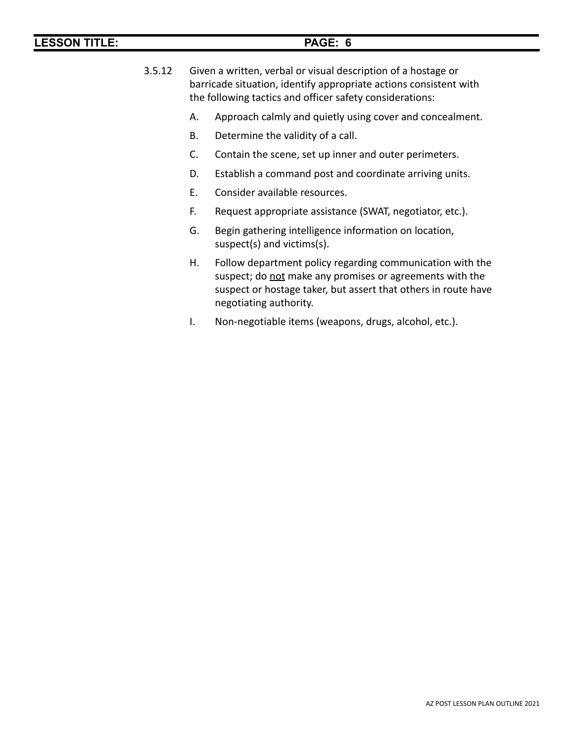3.5.12 Given a written, verbal or visual description of a hostage or barricade situation, identify appropriate actions consistent with the following tactics and officer safety considerations:

A. Approach calmly and quietly using cover and concealment.

B. Determine the validity of a call.

C. Contain the scene, set up inner and outer perimeters.

D. Establish a command post and coordinate arriving units.

E. Consider available resources.

F. Request appropriate assistance (SWAT, negotiator, etc.).

G. Begin gathering intelligence information on location, suspect(s) and victims(s).

H. Follow department policy regarding communication with the suspect; do <u>not</u> make any promises or agreements with the suspect or hostage taker, but assert that others in route have negotiating authority.

I. Non-negotiable items (weapons, drugs, alcohol, etc.).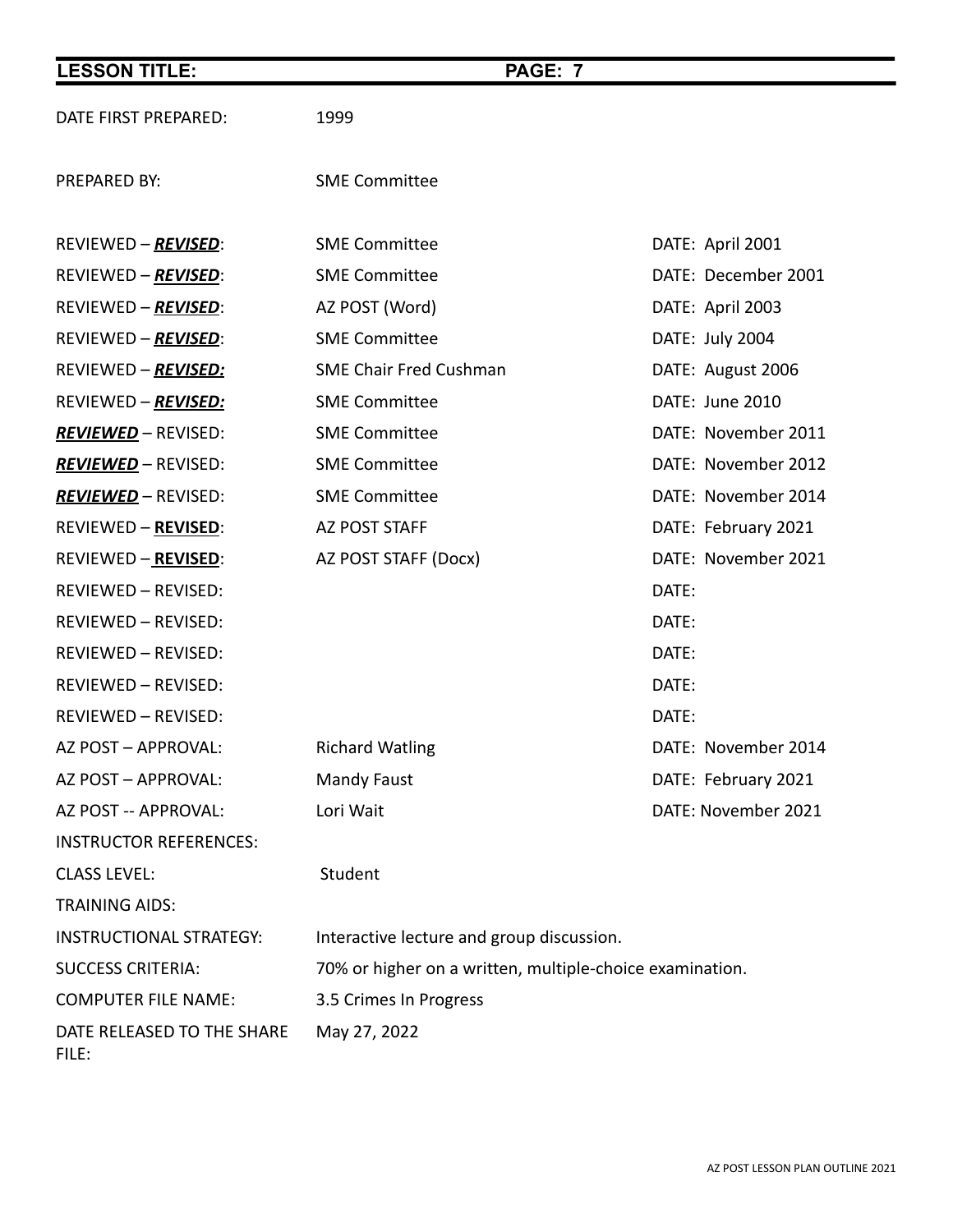| | | |
|---|---|---|
| DATE FIRST PREPARED: | 1999 | |
| PREPARED BY: | SME Committee | |
| REVIEWED – ***REVISED***: | SME Committee | DATE: April 2001 |
| REVIEWED – ***REVISED***: | SME Committee | DATE: December 2001 |
| REVIEWED – ***REVISED***: | AZ POST (Word) | DATE: April 2003 |
| REVIEWED – ***REVISED***: | SME Committee | DATE: July 2004 |
| REVIEWED – ***REVISED:*** | SME Chair Fred Cushman | DATE: August 2006 |
| REVIEWED – ***REVISED:*** | SME Committee | DATE: June 2010 |
| ***REVIEWED*** – REVISED: | SME Committee | DATE: November 2011 |
| ***REVIEWED*** – REVISED: | SME Committee | DATE: November 2012 |
| ***REVIEWED*** – REVISED: | SME Committee | DATE: November 2014 |
| REVIEWED – **REVISED**: | AZ POST STAFF | DATE: February 2021 |
| REVIEWED – **REVISED**: | AZ POST STAFF (Docx) | DATE: November 2021 |
| REVIEWED – REVISED: | | DATE: |
| REVIEWED – REVISED: | | DATE: |
| REVIEWED – REVISED: | | DATE: |
| REVIEWED – REVISED: | | DATE: |
| REVIEWED – REVISED: | | DATE: |
| AZ POST – APPROVAL: | Richard Watling | DATE: November 2014 |
| AZ POST – APPROVAL: | Mandy Faust | DATE: February 2021 |
| AZ POST -- APPROVAL: | Lori Wait | DATE: November 2021 |
| INSTRUCTOR REFERENCES: | | |
| CLASS LEVEL: | Student | |
| TRAINING AIDS: | | |
| INSTRUCTIONAL STRATEGY: | Interactive lecture and group discussion. | |
| SUCCESS CRITERIA: | 70% or higher on a written, multiple-choice examination. | |
| COMPUTER FILE NAME: | 3.5 Crimes In Progress | |
| DATE RELEASED TO THE SHARE FILE: | May 27, 2022 | |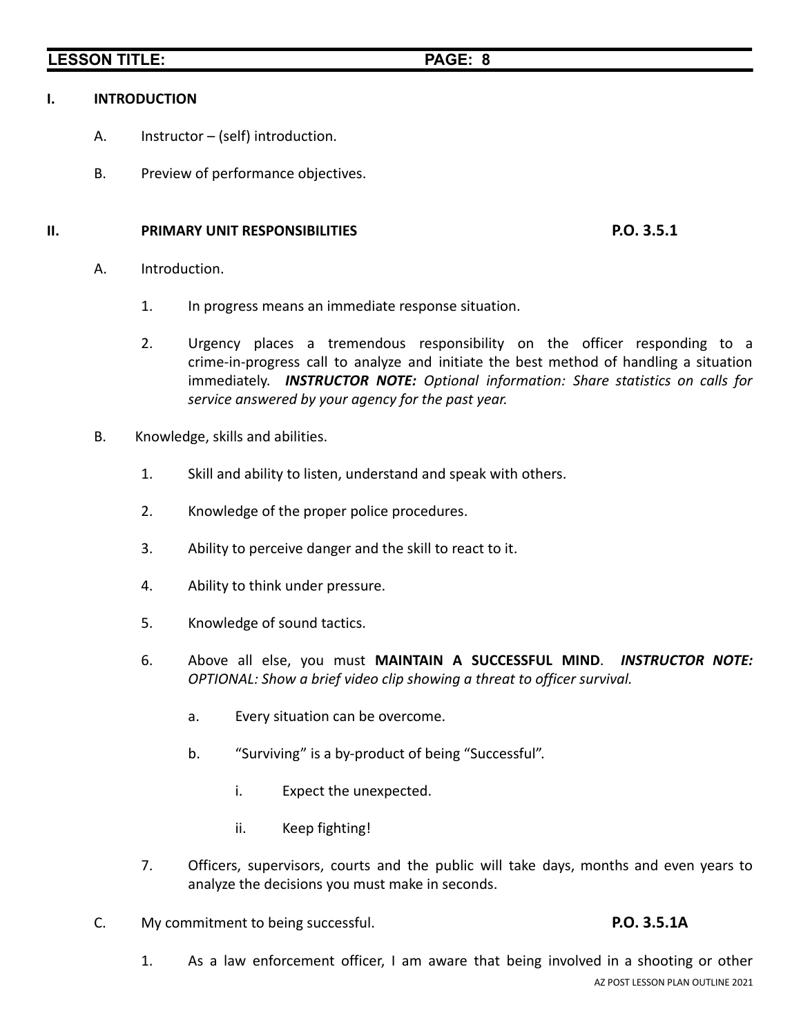## I. INTRODUCTION

A. Instructor – (self) introduction.

B. Preview of performance objectives.

## II. PRIMARY UNIT RESPONSIBILITIES **P.O. 3.5.1**

A. Introduction.

1. In progress means an immediate response situation.

2. Urgency places a tremendous responsibility on the officer responding to a crime-in-progress call to analyze and initiate the best method of handling a situation immediately. ***INSTRUCTOR NOTE:*** *Optional information: Share statistics on calls for service answered by your agency for the past year.*

B. Knowledge, skills and abilities.

1. Skill and ability to listen, understand and speak with others.

2. Knowledge of the proper police procedures.

3. Ability to perceive danger and the skill to react to it.

4. Ability to think under pressure.

5. Knowledge of sound tactics.

6. Above all else, you must **MAINTAIN A SUCCESSFUL MIND**. ***INSTRUCTOR NOTE:*** *OPTIONAL: Show a brief video clip showing a threat to officer survival.*

   a. Every situation can be overcome.

   b. "Surviving" is a by-product of being "Successful".

      i. Expect the unexpected.

      ii. Keep fighting!

7. Officers, supervisors, courts and the public will take days, months and even years to analyze the decisions you must make in seconds.

C. My commitment to being successful. **P.O. 3.5.1A**

1. As a law enforcement officer, I am aware that being involved in a shooting or other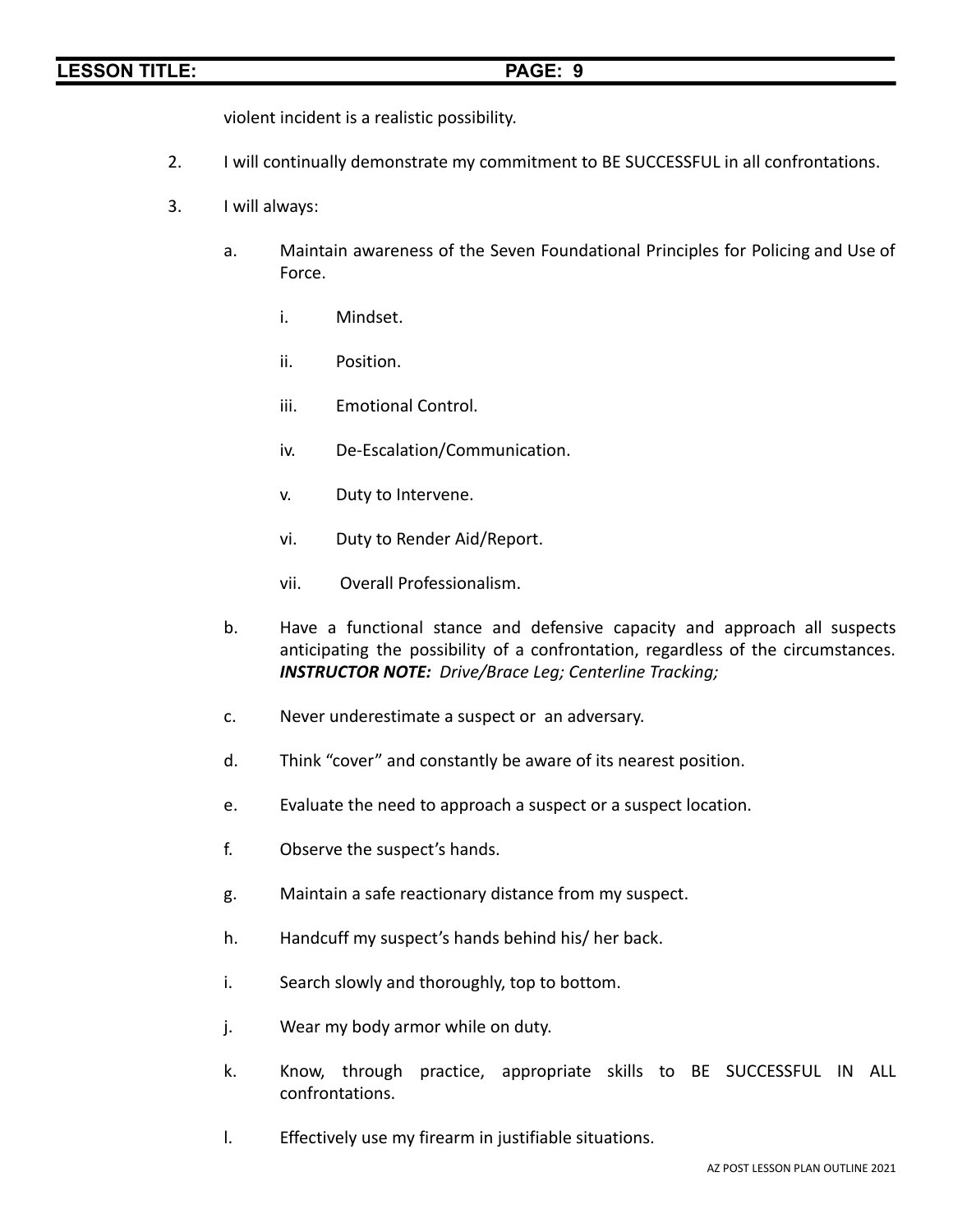violent incident is a realistic possibility.

2. I will continually demonstrate my commitment to BE SUCCESSFUL in all confrontations.

3. I will always:

   a. Maintain awareness of the Seven Foundational Principles for Policing and Use of Force.

      i. Mindset.

      ii. Position.

      iii. Emotional Control.

      iv. De-Escalation/Communication.

      v. Duty to Intervene.

      vi. Duty to Render Aid/Report.

      vii. Overall Professionalism.

   b. Have a functional stance and defensive capacity and approach all suspects anticipating the possibility of a confrontation, regardless of the circumstances. ***INSTRUCTOR NOTE:*** *Drive/Brace Leg; Centerline Tracking;*

   c. Never underestimate a suspect or an adversary.

   d. Think "cover" and constantly be aware of its nearest position.

   e. Evaluate the need to approach a suspect or a suspect location.

   f. Observe the suspect's hands.

   g. Maintain a safe reactionary distance from my suspect.

   h. Handcuff my suspect's hands behind his/ her back.

   i. Search slowly and thoroughly, top to bottom.

   j. Wear my body armor while on duty.

   k. Know, through practice, appropriate skills to BE SUCCESSFUL IN ALL confrontations.

   l. Effectively use my firearm in justifiable situations.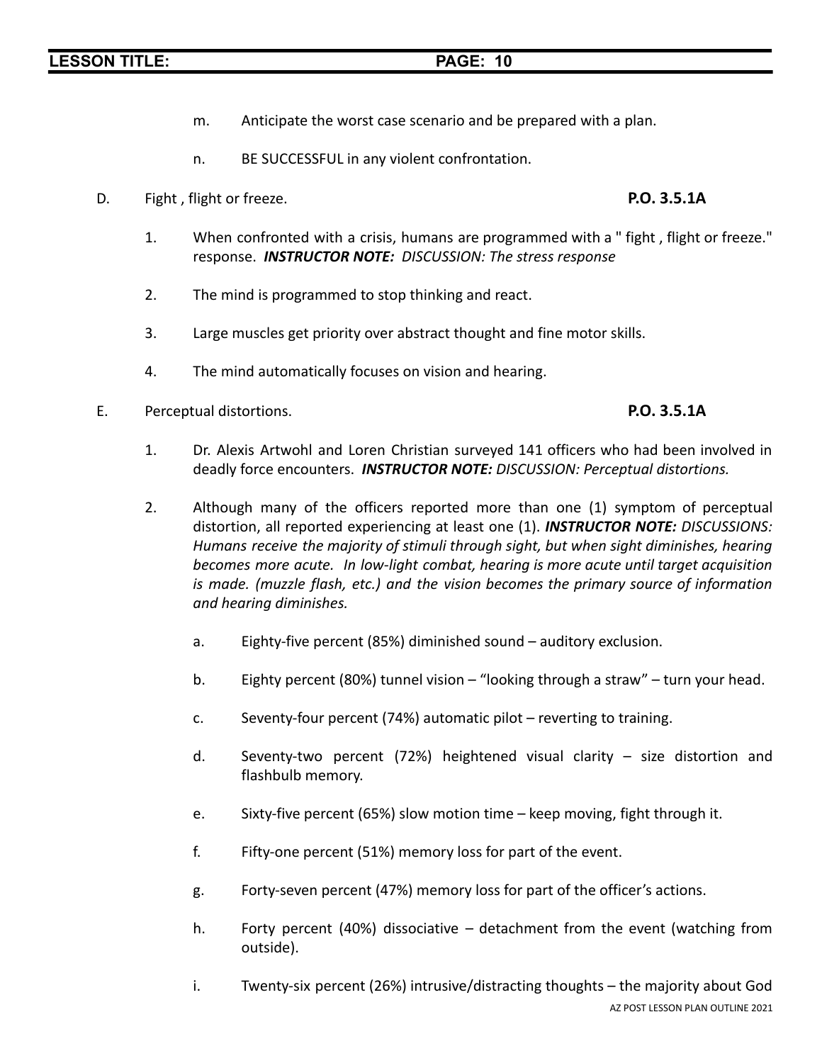m. Anticipate the worst case scenario and be prepared with a plan.

n. BE SUCCESSFUL in any violent confrontation.

D. Fight , flight or freeze. **P.O. 3.5.1A**

1. When confronted with a crisis, humans are programmed with a " fight , flight or freeze." response. ***INSTRUCTOR NOTE:*** *DISCUSSION: The stress response*

2. The mind is programmed to stop thinking and react.

3. Large muscles get priority over abstract thought and fine motor skills.

4. The mind automatically focuses on vision and hearing.

E. Perceptual distortions. **P.O. 3.5.1A**

1. Dr. Alexis Artwohl and Loren Christian surveyed 141 officers who had been involved in deadly force encounters. ***INSTRUCTOR NOTE:*** *DISCUSSION: Perceptual distortions.*

2. Although many of the officers reported more than one (1) symptom of perceptual distortion, all reported experiencing at least one (1). ***INSTRUCTOR NOTE:*** *DISCUSSIONS: Humans receive the majority of stimuli through sight, but when sight diminishes, hearing becomes more acute. In low-light combat, hearing is more acute until target acquisition is made. (muzzle flash, etc.) and the vision becomes the primary source of information and hearing diminishes.*

   a. Eighty-five percent (85%) diminished sound – auditory exclusion.

   b. Eighty percent (80%) tunnel vision – “looking through a straw” – turn your head.

   c. Seventy-four percent (74%) automatic pilot – reverting to training.

   d. Seventy-two percent (72%) heightened visual clarity – size distortion and flashbulb memory.

   e. Sixty-five percent (65%) slow motion time – keep moving, fight through it.

   f. Fifty-one percent (51%) memory loss for part of the event.

   g. Forty-seven percent (47%) memory loss for part of the officer’s actions.

   h. Forty percent (40%) dissociative – detachment from the event (watching from outside).

   i. Twenty-six percent (26%) intrusive/distracting thoughts – the majority about God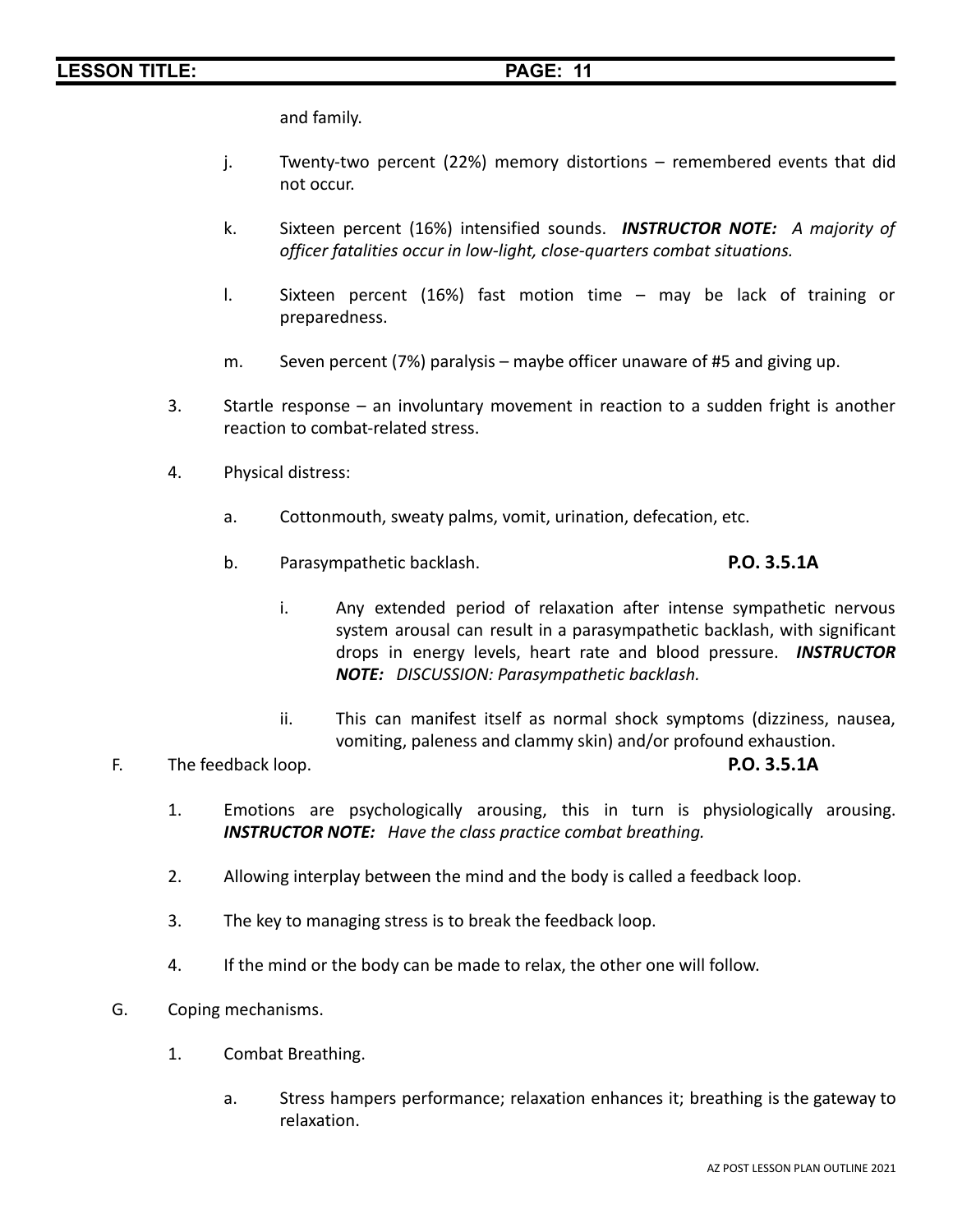and family.

j. Twenty-two percent (22%) memory distortions – remembered events that did not occur.

k. Sixteen percent (16%) intensified sounds. ***INSTRUCTOR NOTE:*** *A majority of officer fatalities occur in low-light, close-quarters combat situations.*

l. Sixteen percent (16%) fast motion time – may be lack of training or preparedness.

m. Seven percent (7%) paralysis – maybe officer unaware of #5 and giving up.

3. Startle response – an involuntary movement in reaction to a sudden fright is another reaction to combat-related stress.

4. Physical distress:

   a. Cottonmouth, sweaty palms, vomit, urination, defecation, etc.

   b. Parasympathetic backlash. **P.O. 3.5.1A**

      i. Any extended period of relaxation after intense sympathetic nervous system arousal can result in a parasympathetic backlash, with significant drops in energy levels, heart rate and blood pressure. ***INSTRUCTOR NOTE:*** *DISCUSSION: Parasympathetic backlash.*

      ii. This can manifest itself as normal shock symptoms (dizziness, nausea, vomiting, paleness and clammy skin) and/or profound exhaustion.

F. The feedback loop. **P.O. 3.5.1A**

1. Emotions are psychologically arousing, this in turn is physiologically arousing. ***INSTRUCTOR NOTE:*** *Have the class practice combat breathing.*

2. Allowing interplay between the mind and the body is called a feedback loop.

3. The key to managing stress is to break the feedback loop.

4. If the mind or the body can be made to relax, the other one will follow.

G. Coping mechanisms.

1. Combat Breathing.

   a. Stress hampers performance; relaxation enhances it; breathing is the gateway to relaxation.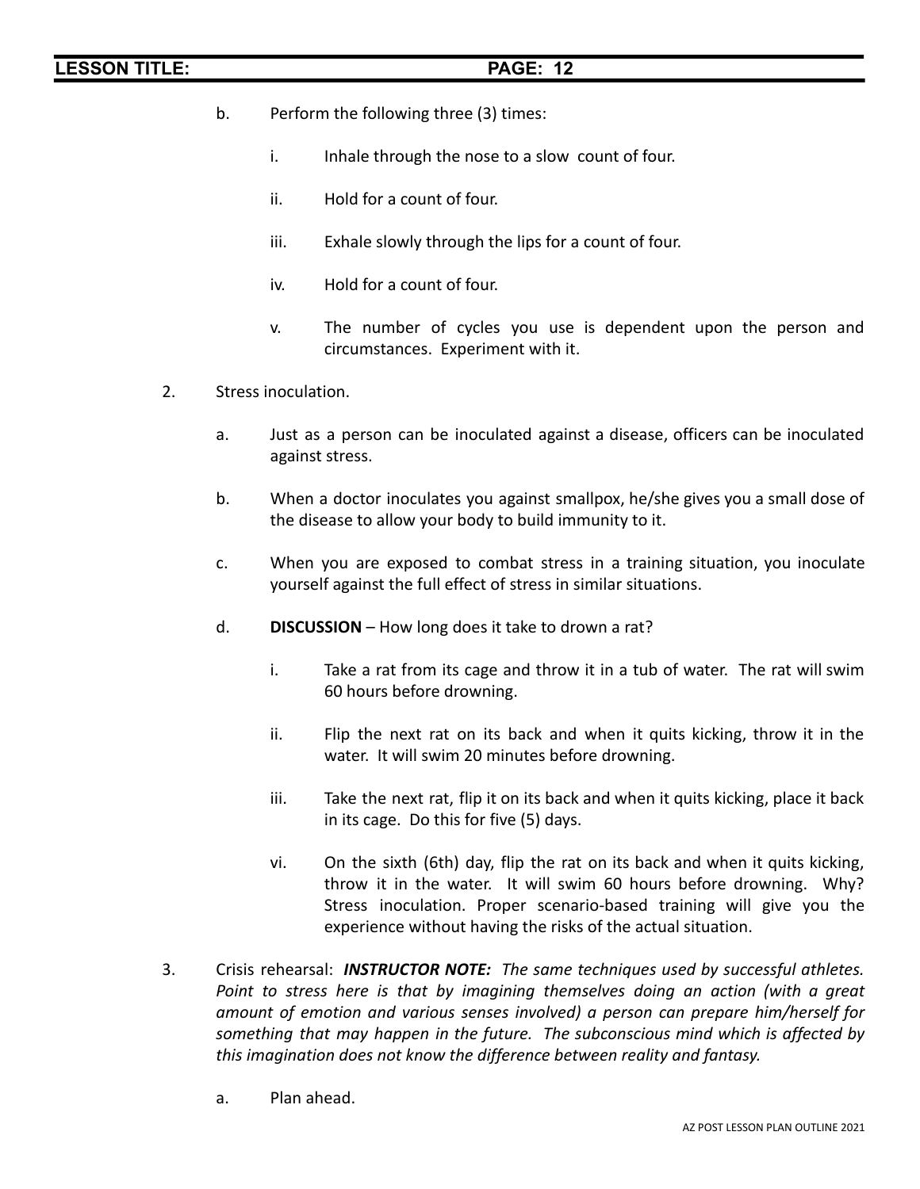b. Perform the following three (3) times:

    i. Inhale through the nose to a slow count of four.

    ii. Hold for a count of four.

    iii. Exhale slowly through the lips for a count of four.

    iv. Hold for a count of four.

    v. The number of cycles you use is dependent upon the person and circumstances. Experiment with it.

2. Stress inoculation.

    a. Just as a person can be inoculated against a disease, officers can be inoculated against stress.

    b. When a doctor inoculates you against smallpox, he/she gives you a small dose of the disease to allow your body to build immunity to it.

    c. When you are exposed to combat stress in a training situation, you inoculate yourself against the full effect of stress in similar situations.

    d. **DISCUSSION** – How long does it take to drown a rat?

        i. Take a rat from its cage and throw it in a tub of water. The rat will swim 60 hours before drowning.

        ii. Flip the next rat on its back and when it quits kicking, throw it in the water. It will swim 20 minutes before drowning.

        iii. Take the next rat, flip it on its back and when it quits kicking, place it back in its cage. Do this for five (5) days.

        vi. On the sixth (6th) day, flip the rat on its back and when it quits kicking, throw it in the water. It will swim 60 hours before drowning. Why? Stress inoculation. Proper scenario-based training will give you the experience without having the risks of the actual situation.

3. Crisis rehearsal: ***INSTRUCTOR NOTE:*** *The same techniques used by successful athletes. Point to stress here is that by imagining themselves doing an action (with a great amount of emotion and various senses involved) a person can prepare him/herself for something that may happen in the future. The subconscious mind which is affected by this imagination does not know the difference between reality and fantasy.*

    a. Plan ahead.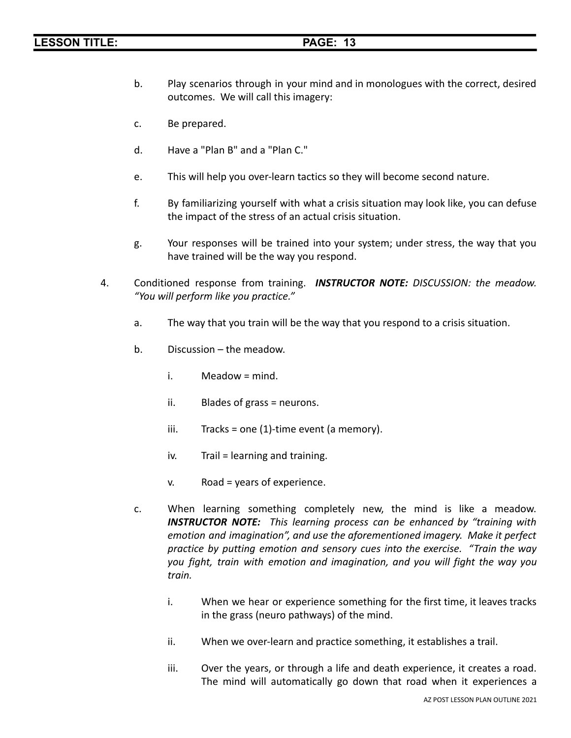b. Play scenarios through in your mind and in monologues with the correct, desired outcomes. We will call this imagery:

c. Be prepared.

d. Have a "Plan B" and a "Plan C."

e. This will help you over-learn tactics so they will become second nature.

f. By familiarizing yourself with what a crisis situation may look like, you can defuse the impact of the stress of an actual crisis situation.

g. Your responses will be trained into your system; under stress, the way that you have trained will be the way you respond.

4. Conditioned response from training. ***INSTRUCTOR NOTE:*** *DISCUSSION: the meadow. "You will perform like you practice."*

   a. The way that you train will be the way that you respond to a crisis situation.

   b. Discussion – the meadow.

      i. Meadow = mind.

      ii. Blades of grass = neurons.

      iii. Tracks = one (1)-time event (a memory).

      iv. Trail = learning and training.

      v. Road = years of experience.

   c. When learning something completely new, the mind is like a meadow. ***INSTRUCTOR NOTE:*** *This learning process can be enhanced by "training with emotion and imagination", and use the aforementioned imagery. Make it perfect practice by putting emotion and sensory cues into the exercise. "Train the way you fight, train with emotion and imagination, and you will fight the way you train.*

      i. When we hear or experience something for the first time, it leaves tracks in the grass (neuro pathways) of the mind.

      ii. When we over-learn and practice something, it establishes a trail.

      iii. Over the years, or through a life and death experience, it creates a road. The mind will automatically go down that road when it experiences a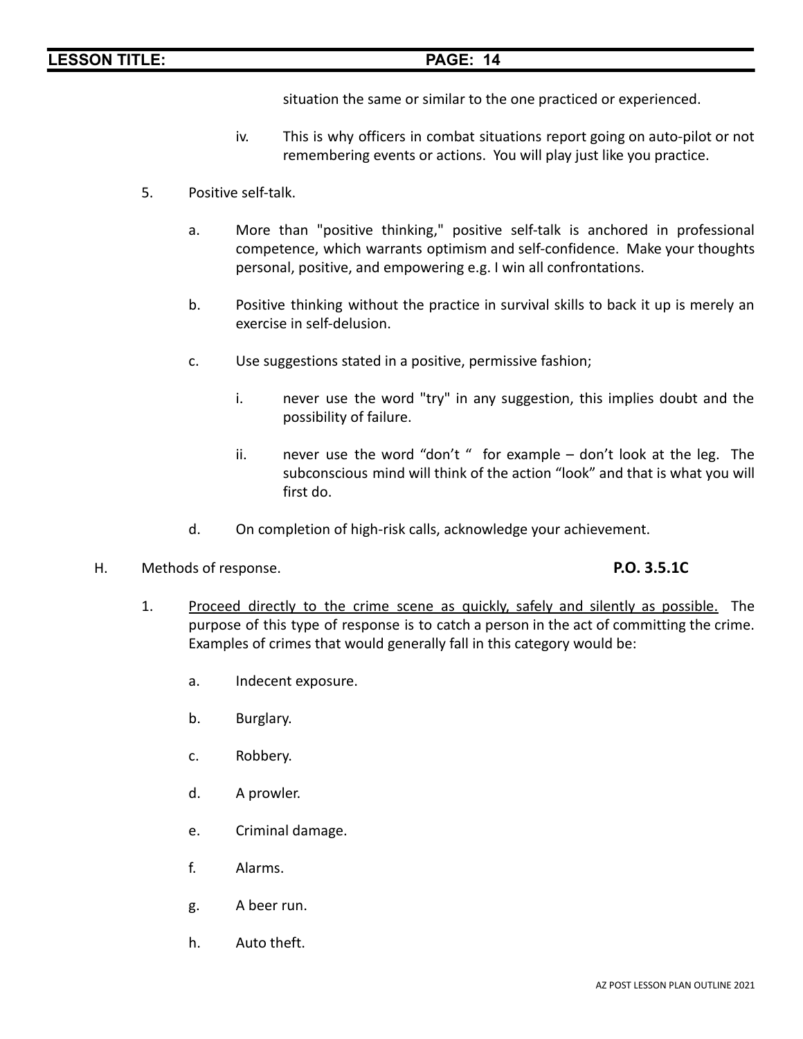situation the same or similar to the one practiced or experienced.

iv. This is why officers in combat situations report going on auto-pilot or not remembering events or actions. You will play just like you practice.

5. Positive self-talk.

   a. More than "positive thinking," positive self-talk is anchored in professional competence, which warrants optimism and self-confidence. Make your thoughts personal, positive, and empowering e.g. I win all confrontations.

   b. Positive thinking without the practice in survival skills to back it up is merely an exercise in self-delusion.

   c. Use suggestions stated in a positive, permissive fashion;

      i. never use the word "try" in any suggestion, this implies doubt and the possibility of failure.

      ii. never use the word “don’t “ for example – don’t look at the leg. The subconscious mind will think of the action “look” and that is what you will first do.

   d. On completion of high-risk calls, acknowledge your achievement.

H. Methods of response. **P.O. 3.5.1C**

1. <u>Proceed directly to the crime scene as quickly, safely and silently as possible.</u> The purpose of this type of response is to catch a person in the act of committing the crime. Examples of crimes that would generally fall in this category would be:

   a. Indecent exposure.

   b. Burglary.

   c. Robbery.

   d. A prowler.

   e. Criminal damage.

   f. Alarms.

   g. A beer run.

   h. Auto theft.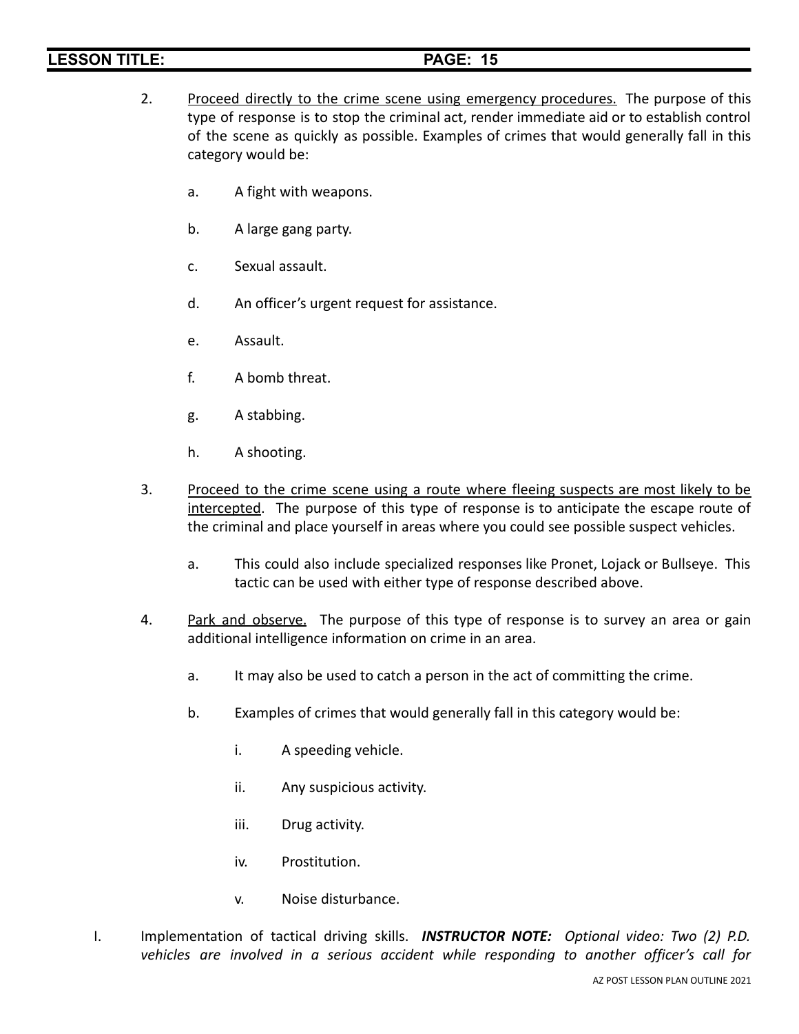2. Proceed directly to the crime scene using emergency procedures. The purpose of this type of response is to stop the criminal act, render immediate aid or to establish control of the scene as quickly as possible. Examples of crimes that would generally fall in this category would be:

    a. A fight with weapons.

    b. A large gang party.

    c. Sexual assault.

    d. An officer's urgent request for assistance.

    e. Assault.

    f. A bomb threat.

    g. A stabbing.

    h. A shooting.

3. Proceed to the crime scene using a route where fleeing suspects are most likely to be intercepted. The purpose of this type of response is to anticipate the escape route of the criminal and place yourself in areas where you could see possible suspect vehicles.

    a. This could also include specialized responses like Pronet, Lojack or Bullseye. This tactic can be used with either type of response described above.

4. Park and observe. The purpose of this type of response is to survey an area or gain additional intelligence information on crime in an area.

    a. It may also be used to catch a person in the act of committing the crime.

    b. Examples of crimes that would generally fall in this category would be:

        i. A speeding vehicle.

        ii. Any suspicious activity.

        iii. Drug activity.

        iv. Prostitution.

        v. Noise disturbance.

I. Implementation of tactical driving skills. ***INSTRUCTOR NOTE:*** *Optional video: Two (2) P.D. vehicles are involved in a serious accident while responding to another officer's call for*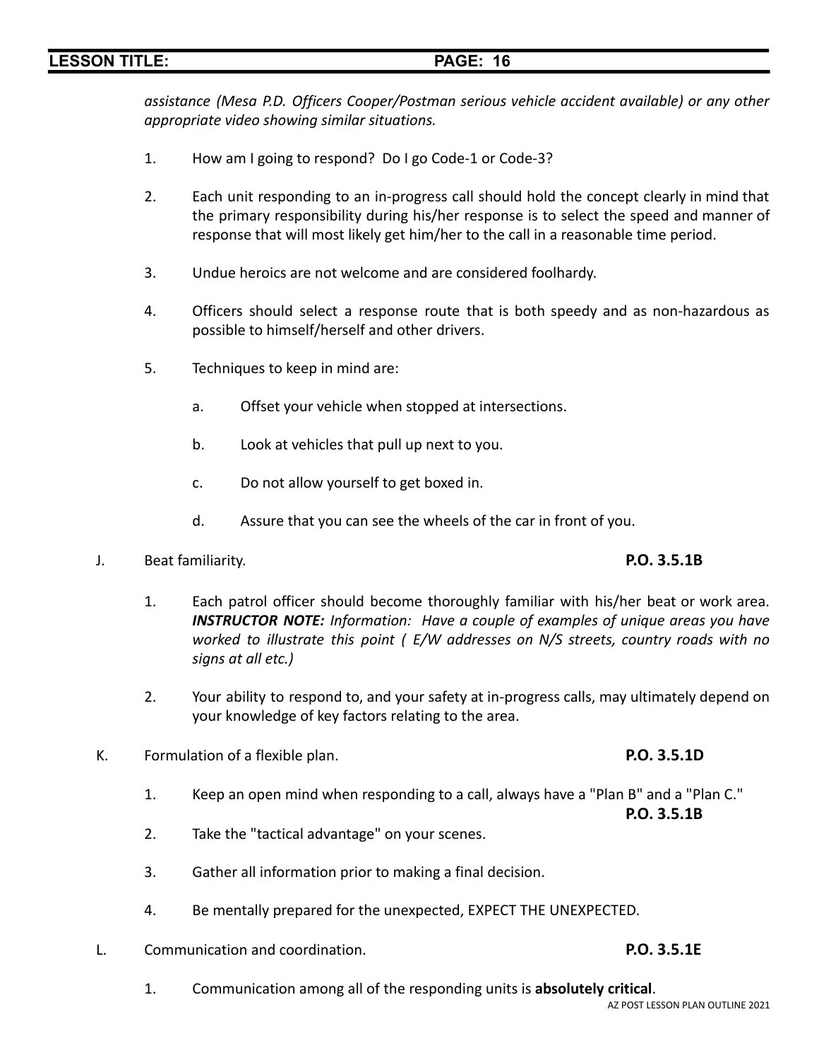*assistance (Mesa P.D. Officers Cooper/Postman serious vehicle accident available) or any other appropriate video showing similar situations.*

1. How am I going to respond? Do I go Code-1 or Code-3?

2. Each unit responding to an in-progress call should hold the concept clearly in mind that the primary responsibility during his/her response is to select the speed and manner of response that will most likely get him/her to the call in a reasonable time period.

3. Undue heroics are not welcome and are considered foolhardy.

4. Officers should select a response route that is both speedy and as non-hazardous as possible to himself/herself and other drivers.

5. Techniques to keep in mind are:

   a. Offset your vehicle when stopped at intersections.

   b. Look at vehicles that pull up next to you.

   c. Do not allow yourself to get boxed in.

   d. Assure that you can see the wheels of the car in front of you.

J. Beat familiarity. **P.O. 3.5.1B**

1. Each patrol officer should become thoroughly familiar with his/her beat or work area. ***INSTRUCTOR NOTE:*** *Information: Have a couple of examples of unique areas you have worked to illustrate this point ( E/W addresses on N/S streets, country roads with no signs at all etc.)*

2. Your ability to respond to, and your safety at in-progress calls, may ultimately depend on your knowledge of key factors relating to the area.

K. Formulation of a flexible plan. **P.O. 3.5.1D**

1. Keep an open mind when responding to a call, always have a "Plan B" and a "Plan C." **P.O. 3.5.1B**

2. Take the "tactical advantage" on your scenes.

3. Gather all information prior to making a final decision.

4. Be mentally prepared for the unexpected, EXPECT THE UNEXPECTED.

L. Communication and coordination. **P.O. 3.5.1E**

1. Communication among all of the responding units is **absolutely critical**.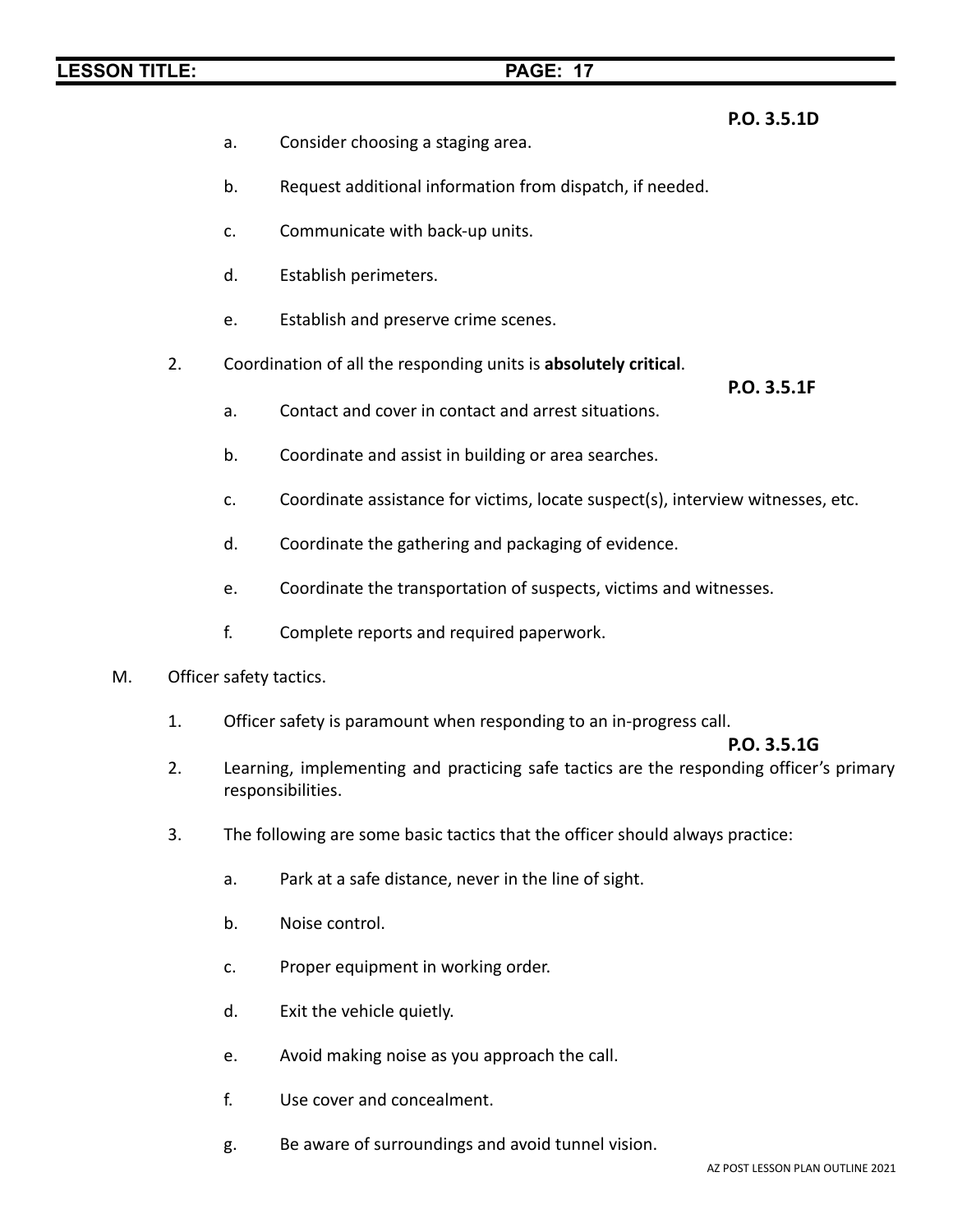**P.O. 3.5.1D**

a. Consider choosing a staging area.

b. Request additional information from dispatch, if needed.

c. Communicate with back-up units.

d. Establish perimeters.

e. Establish and preserve crime scenes.

2. Coordination of all the responding units is **absolutely critical**.

**P.O. 3.5.1F**

a. Contact and cover in contact and arrest situations.

b. Coordinate and assist in building or area searches.

c. Coordinate assistance for victims, locate suspect(s), interview witnesses, etc.

d. Coordinate the gathering and packaging of evidence.

e. Coordinate the transportation of suspects, victims and witnesses.

f. Complete reports and required paperwork.

M. Officer safety tactics.

1. Officer safety is paramount when responding to an in-progress call.

**P.O. 3.5.1G**

2. Learning, implementing and practicing safe tactics are the responding officer's primary responsibilities.

3. The following are some basic tactics that the officer should always practice:

a. Park at a safe distance, never in the line of sight.

b. Noise control.

c. Proper equipment in working order.

d. Exit the vehicle quietly.

e. Avoid making noise as you approach the call.

f. Use cover and concealment.

g. Be aware of surroundings and avoid tunnel vision.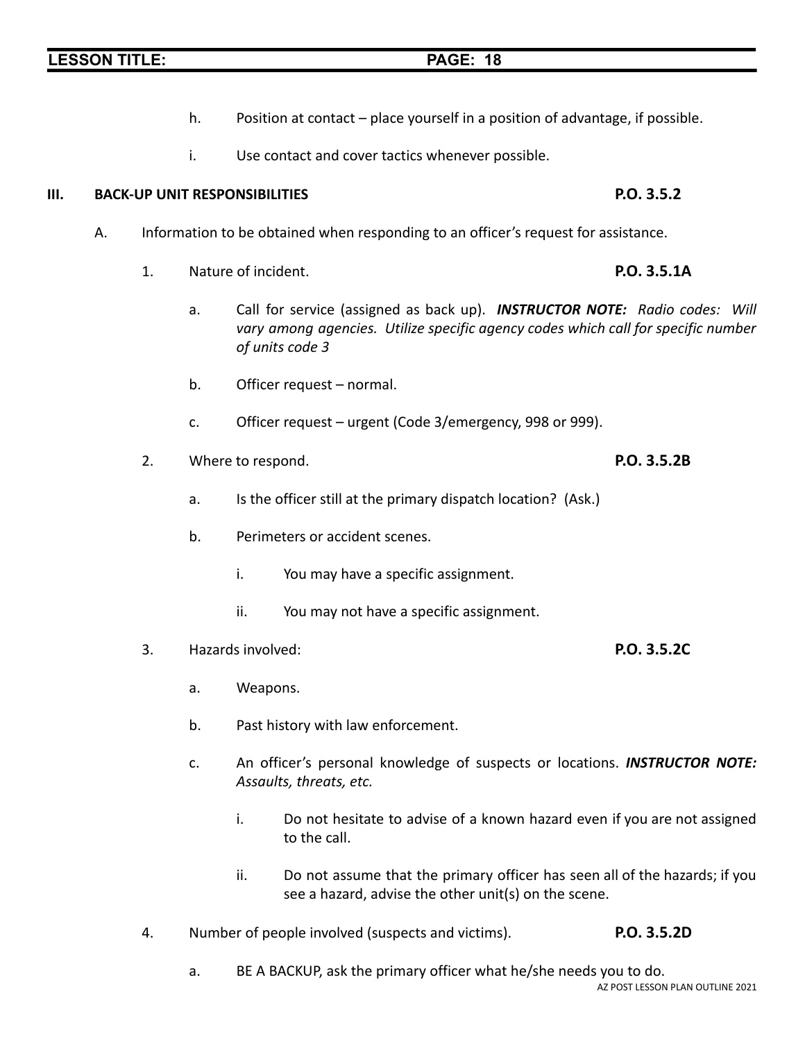h. Position at contact – place yourself in a position of advantage, if possible.

i. Use contact and cover tactics whenever possible.

## III. BACK-UP UNIT RESPONSIBILITIES **P.O. 3.5.2**

A. Information to be obtained when responding to an officer's request for assistance.

1. Nature of incident. **P.O. 3.5.1A**

   a. Call for service (assigned as back up). ***INSTRUCTOR NOTE:*** *Radio codes: Will vary among agencies. Utilize specific agency codes which call for specific number of units code 3*

   b. Officer request – normal.

   c. Officer request – urgent (Code 3/emergency, 998 or 999).

2. Where to respond. **P.O. 3.5.2B**

   a. Is the officer still at the primary dispatch location? (Ask.)

   b. Perimeters or accident scenes.

      i. You may have a specific assignment.

      ii. You may not have a specific assignment.

3. Hazards involved: **P.O. 3.5.2C**

   a. Weapons.

   b. Past history with law enforcement.

   c. An officer's personal knowledge of suspects or locations. ***INSTRUCTOR NOTE:*** *Assaults, threats, etc.*

      i. Do not hesitate to advise of a known hazard even if you are not assigned to the call.

      ii. Do not assume that the primary officer has seen all of the hazards; if you see a hazard, advise the other unit(s) on the scene.

4. Number of people involved (suspects and victims). **P.O. 3.5.2D**

   a. BE A BACKUP, ask the primary officer what he/she needs you to do.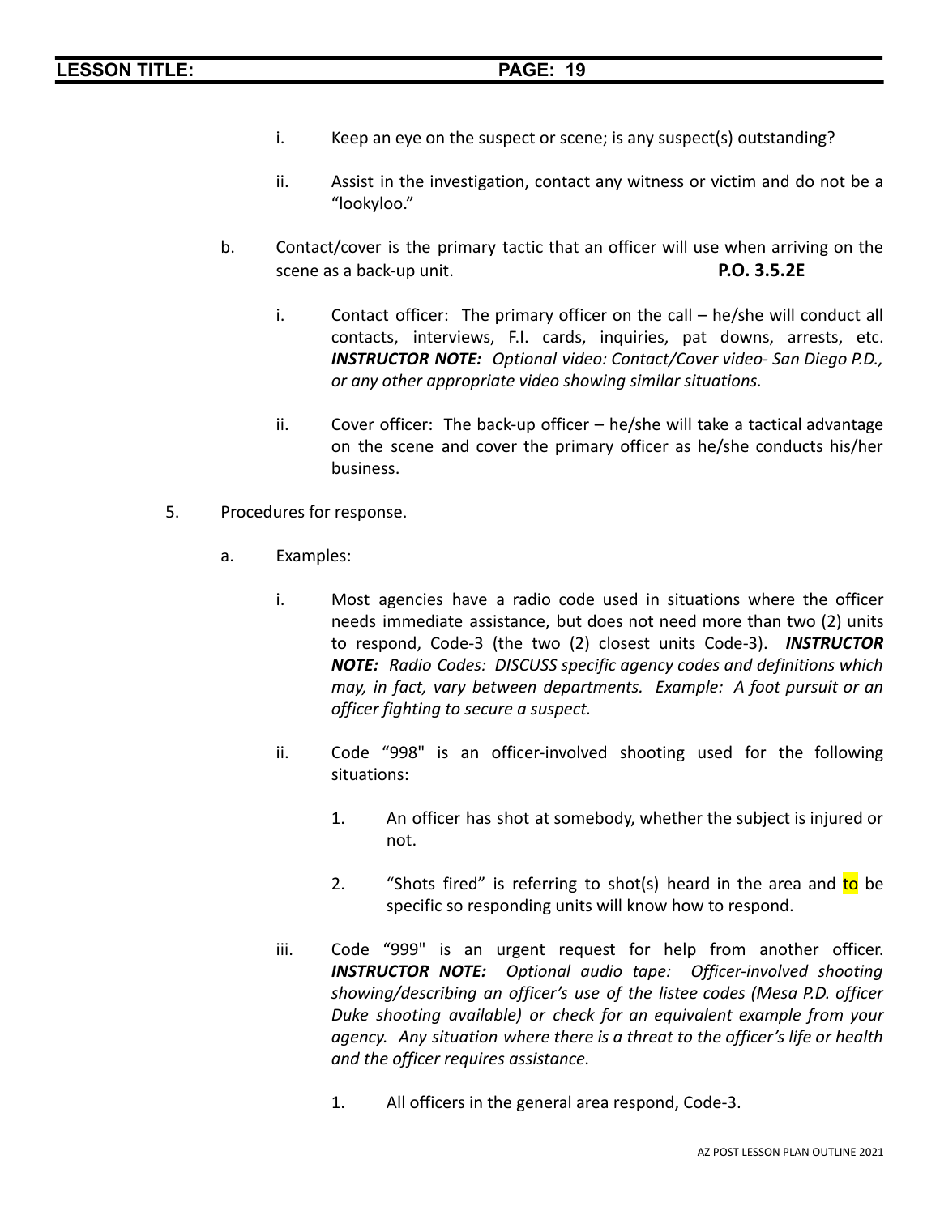i. Keep an eye on the suspect or scene; is any suspect(s) outstanding?

ii. Assist in the investigation, contact any witness or victim and do not be a "lookyloo."

b. Contact/cover is the primary tactic that an officer will use when arriving on the scene as a back-up unit. **P.O. 3.5.2E**

i. Contact officer: The primary officer on the call – he/she will conduct all contacts, interviews, F.I. cards, inquiries, pat downs, arrests, etc. ***INSTRUCTOR NOTE:*** *Optional video: Contact/Cover video- San Diego P.D., or any other appropriate video showing similar situations.*

ii. Cover officer: The back-up officer – he/she will take a tactical advantage on the scene and cover the primary officer as he/she conducts his/her business.

5. Procedures for response.

a. Examples:

i. Most agencies have a radio code used in situations where the officer needs immediate assistance, but does not need more than two (2) units to respond, Code-3 (the two (2) closest units Code-3). ***INSTRUCTOR NOTE:*** *Radio Codes: DISCUSS specific agency codes and definitions which may, in fact, vary between departments. Example: A foot pursuit or an officer fighting to secure a suspect.*

ii. Code "998" is an officer-involved shooting used for the following situations:

1. An officer has shot at somebody, whether the subject is injured or not.

2. "Shots fired" is referring to shot(s) heard in the area and to be specific so responding units will know how to respond.

iii. Code "999" is an urgent request for help from another officer. ***INSTRUCTOR NOTE:*** *Optional audio tape: Officer-involved shooting showing/describing an officer's use of the listee codes (Mesa P.D. officer Duke shooting available) or check for an equivalent example from your agency. Any situation where there is a threat to the officer's life or health and the officer requires assistance.*

1. All officers in the general area respond, Code-3.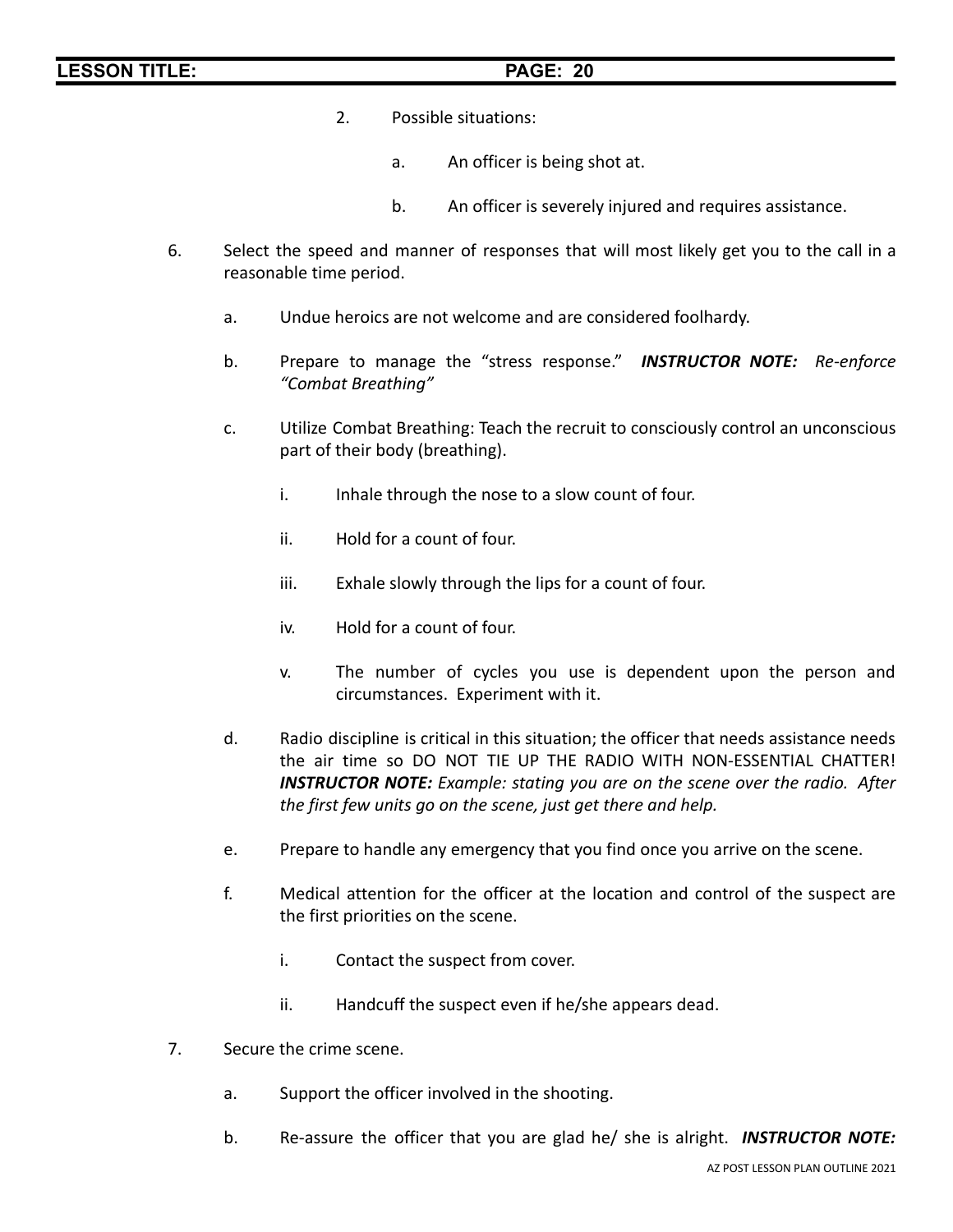2. Possible situations:

    a. An officer is being shot at.

    b. An officer is severely injured and requires assistance.

6. Select the speed and manner of responses that will most likely get you to the call in a reasonable time period.

    a. Undue heroics are not welcome and are considered foolhardy.

    b. Prepare to manage the "stress response." ***INSTRUCTOR NOTE:*** *Re-enforce "Combat Breathing"*

    c. Utilize Combat Breathing: Teach the recruit to consciously control an unconscious part of their body (breathing).

        i. Inhale through the nose to a slow count of four.

        ii. Hold for a count of four.

        iii. Exhale slowly through the lips for a count of four.

        iv. Hold for a count of four.

        v. The number of cycles you use is dependent upon the person and circumstances. Experiment with it.

    d. Radio discipline is critical in this situation; the officer that needs assistance needs the air time so DO NOT TIE UP THE RADIO WITH NON-ESSENTIAL CHATTER! ***INSTRUCTOR NOTE:*** *Example: stating you are on the scene over the radio. After the first few units go on the scene, just get there and help.*

    e. Prepare to handle any emergency that you find once you arrive on the scene.

    f. Medical attention for the officer at the location and control of the suspect are the first priorities on the scene.

        i. Contact the suspect from cover.

        ii. Handcuff the suspect even if he/she appears dead.

7. Secure the crime scene.

    a. Support the officer involved in the shooting.

    b. Re-assure the officer that you are glad he/ she is alright. ***INSTRUCTOR NOTE:***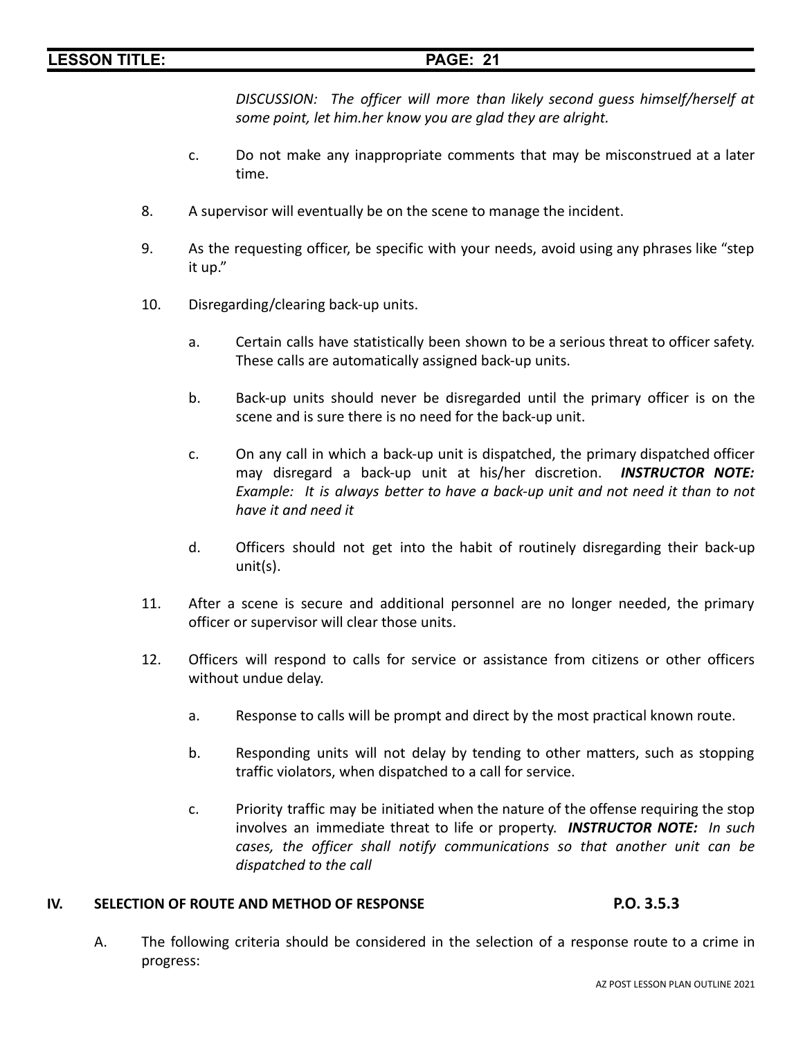*DISCUSSION: The officer will more than likely second guess himself/herself at some point, let him.her know you are glad they are alright.*

c. Do not make any inappropriate comments that may be misconstrued at a later time.

8. A supervisor will eventually be on the scene to manage the incident.

9. As the requesting officer, be specific with your needs, avoid using any phrases like "step it up."

10. Disregarding/clearing back-up units.

   a. Certain calls have statistically been shown to be a serious threat to officer safety. These calls are automatically assigned back-up units.

   b. Back-up units should never be disregarded until the primary officer is on the scene and is sure there is no need for the back-up unit.

   c. On any call in which a back-up unit is dispatched, the primary dispatched officer may disregard a back-up unit at his/her discretion. ***INSTRUCTOR NOTE:*** *Example: It is always better to have a back-up unit and not need it than to not have it and need it*

   d. Officers should not get into the habit of routinely disregarding their back-up unit(s).

11. After a scene is secure and additional personnel are no longer needed, the primary officer or supervisor will clear those units.

12. Officers will respond to calls for service or assistance from citizens or other officers without undue delay.

   a. Response to calls will be prompt and direct by the most practical known route.

   b. Responding units will not delay by tending to other matters, such as stopping traffic violators, when dispatched to a call for service.

   c. Priority traffic may be initiated when the nature of the offense requiring the stop involves an immediate threat to life or property. ***INSTRUCTOR NOTE:*** *In such cases, the officer shall notify communications so that another unit can be dispatched to the call*

## IV. SELECTION OF ROUTE AND METHOD OF RESPONSE P.O. 3.5.3

A. The following criteria should be considered in the selection of a response route to a crime in progress: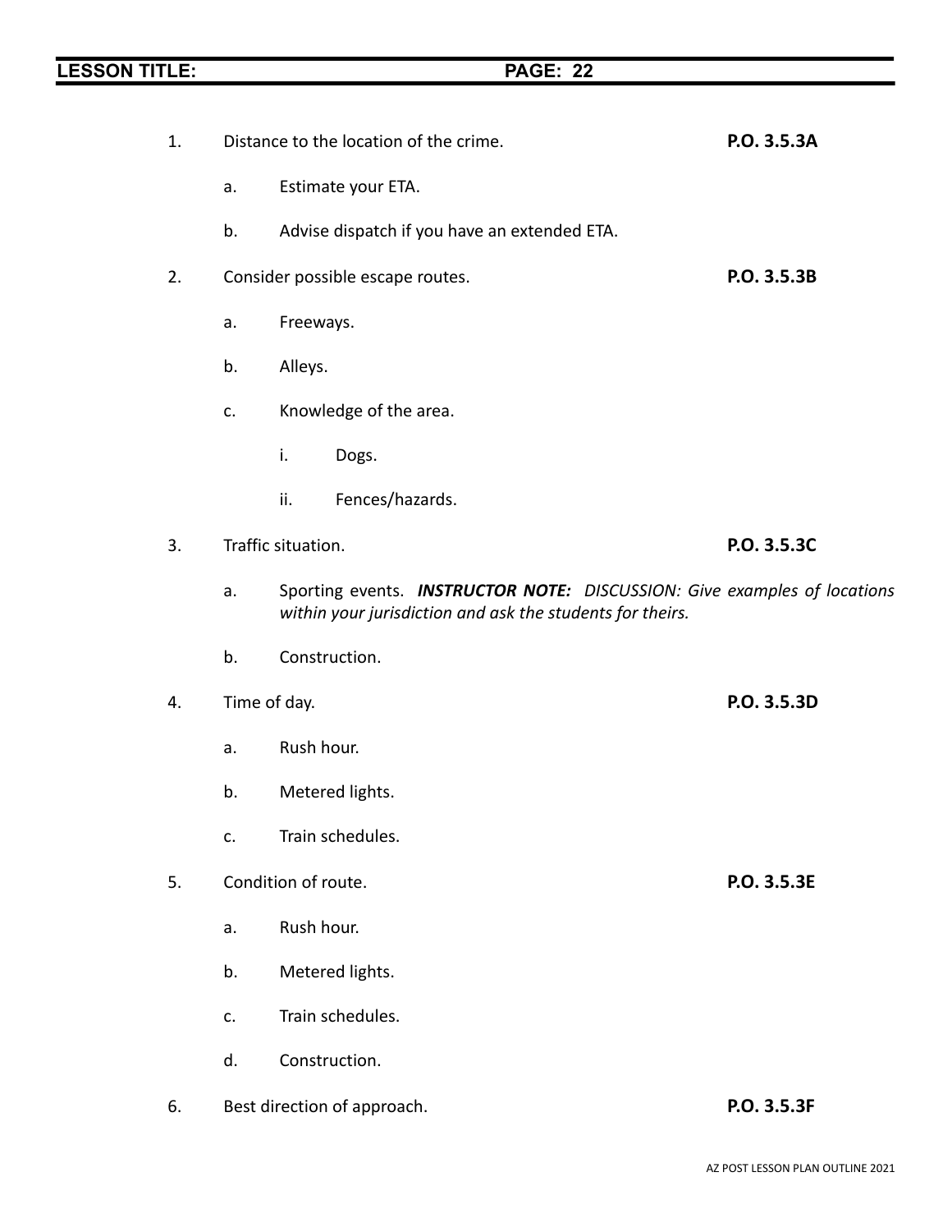1. Distance to the location of the crime. **P.O. 3.5.3A**

    a. Estimate your ETA.

    b. Advise dispatch if you have an extended ETA.

2. Consider possible escape routes. **P.O. 3.5.3B**

    a. Freeways.

    b. Alleys.

    c. Knowledge of the area.

        i. Dogs.

        ii. Fences/hazards.

3. Traffic situation. **P.O. 3.5.3C**

    a. Sporting events. ***INSTRUCTOR NOTE:*** *DISCUSSION: Give examples of locations within your jurisdiction and ask the students for theirs.*

    b. Construction.

4. Time of day. **P.O. 3.5.3D**

    a. Rush hour.

    b. Metered lights.

    c. Train schedules.

5. Condition of route. **P.O. 3.5.3E**

    a. Rush hour.

    b. Metered lights.

    c. Train schedules.

    d. Construction.

6. Best direction of approach. **P.O. 3.5.3F**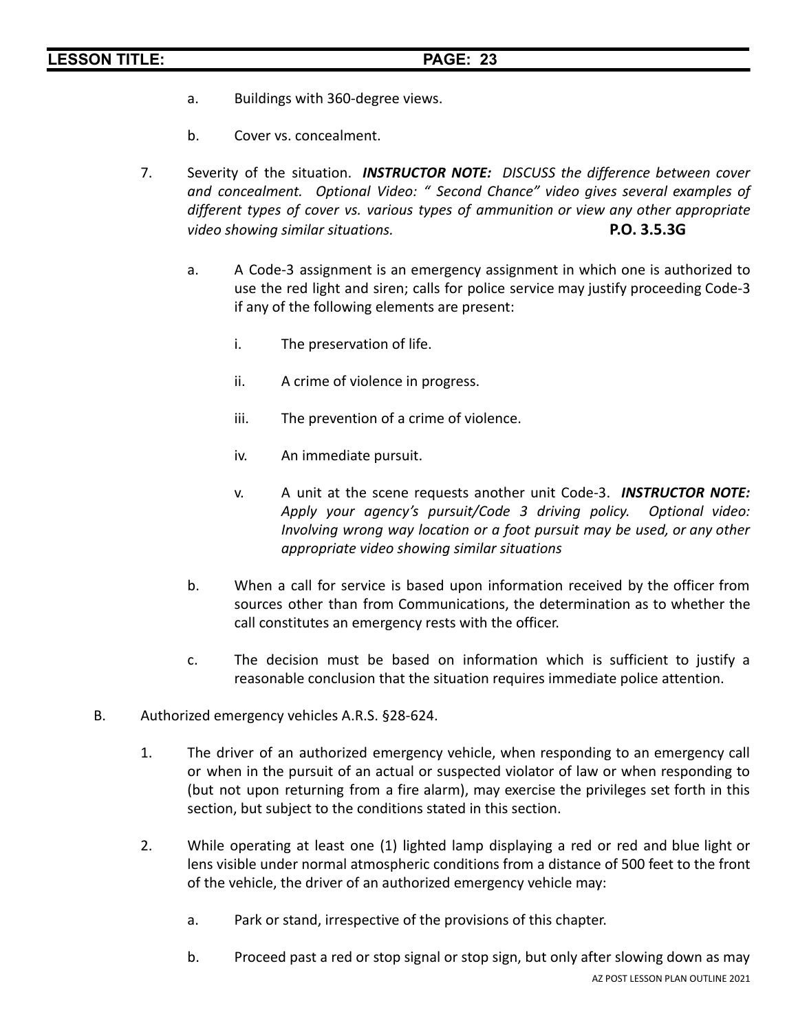a. Buildings with 360-degree views.

b. Cover vs. concealment.

7. Severity of the situation. ***INSTRUCTOR NOTE:*** *DISCUSS the difference between cover and concealment. Optional Video: " Second Chance" video gives several examples of different types of cover vs. various types of ammunition or view any other appropriate video showing similar situations.* **P.O. 3.5.3G**

   a. A Code-3 assignment is an emergency assignment in which one is authorized to use the red light and siren; calls for police service may justify proceeding Code-3 if any of the following elements are present:

      i. The preservation of life.

      ii. A crime of violence in progress.

      iii. The prevention of a crime of violence.

      iv. An immediate pursuit.

      v. A unit at the scene requests another unit Code-3. ***INSTRUCTOR NOTE:*** *Apply your agency's pursuit/Code 3 driving policy. Optional video: Involving wrong way location or a foot pursuit may be used, or any other appropriate video showing similar situations*

   b. When a call for service is based upon information received by the officer from sources other than from Communications, the determination as to whether the call constitutes an emergency rests with the officer.

   c. The decision must be based on information which is sufficient to justify a reasonable conclusion that the situation requires immediate police attention.

B. Authorized emergency vehicles A.R.S. §28-624.

1. The driver of an authorized emergency vehicle, when responding to an emergency call or when in the pursuit of an actual or suspected violator of law or when responding to (but not upon returning from a fire alarm), may exercise the privileges set forth in this section, but subject to the conditions stated in this section.

2. While operating at least one (1) lighted lamp displaying a red or red and blue light or lens visible under normal atmospheric conditions from a distance of 500 feet to the front of the vehicle, the driver of an authorized emergency vehicle may:

   a. Park or stand, irrespective of the provisions of this chapter.

   b. Proceed past a red or stop signal or stop sign, but only after slowing down as may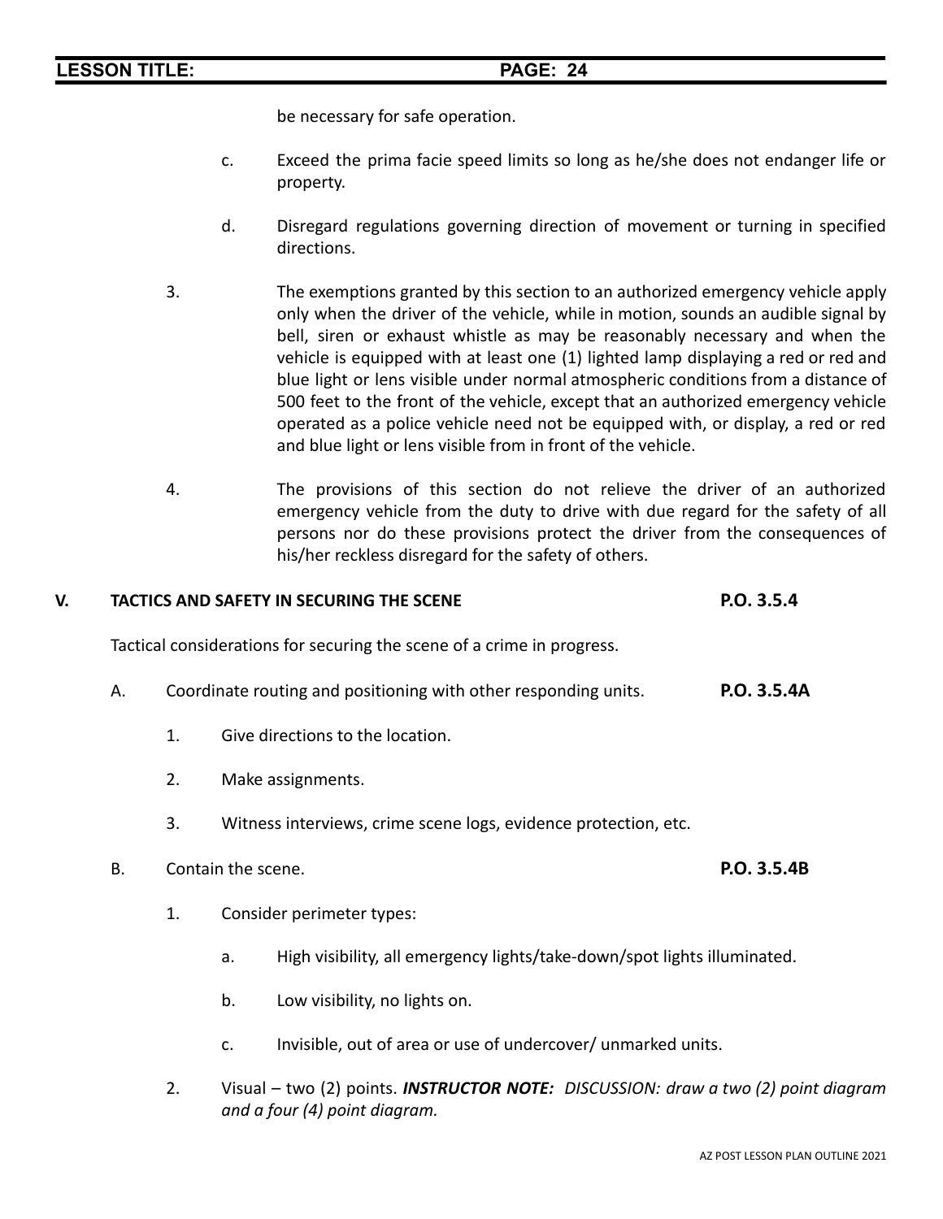be necessary for safe operation.

c. Exceed the prima facie speed limits so long as he/she does not endanger life or property.

d. Disregard regulations governing direction of movement or turning in specified directions.

3. The exemptions granted by this section to an authorized emergency vehicle apply only when the driver of the vehicle, while in motion, sounds an audible signal by bell, siren or exhaust whistle as may be reasonably necessary and when the vehicle is equipped with at least one (1) lighted lamp displaying a red or red and blue light or lens visible under normal atmospheric conditions from a distance of 500 feet to the front of the vehicle, except that an authorized emergency vehicle operated as a police vehicle need not be equipped with, or display, a red or red and blue light or lens visible from in front of the vehicle.

4. The provisions of this section do not relieve the driver of an authorized emergency vehicle from the duty to drive with due regard for the safety of all persons nor do these provisions protect the driver from the consequences of his/her reckless disregard for the safety of others.

## V. TACTICS AND SAFETY IN SECURING THE SCENE — P.O. 3.5.4

Tactical considerations for securing the scene of a crime in progress.

A. Coordinate routing and positioning with other responding units. **P.O. 3.5.4A**

1. Give directions to the location.

2. Make assignments.

3. Witness interviews, crime scene logs, evidence protection, etc.

B. Contain the scene. **P.O. 3.5.4B**

1. Consider perimeter types:

a. High visibility, all emergency lights/take-down/spot lights illuminated.

b. Low visibility, no lights on.

c. Invisible, out of area or use of undercover/ unmarked units.

2. Visual – two (2) points. ***INSTRUCTOR NOTE:*** *DISCUSSION: draw a two (2) point diagram and a four (4) point diagram.*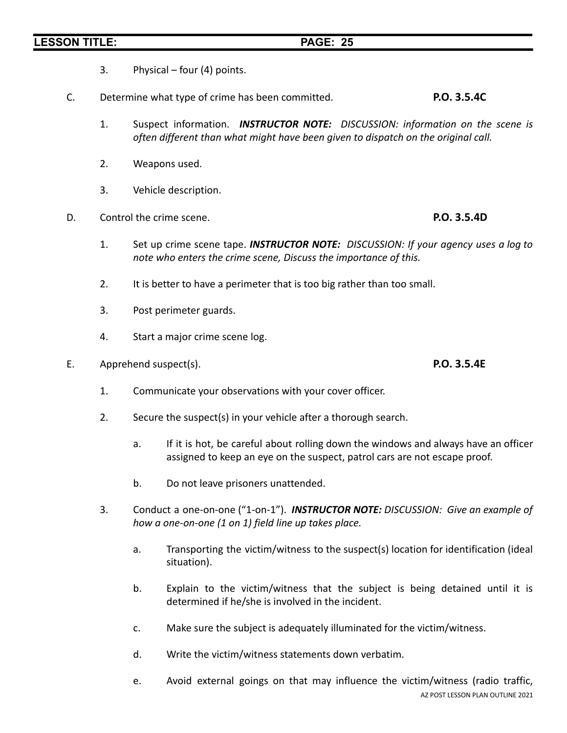3. Physical – four (4) points.

C. Determine what type of crime has been committed. **P.O. 3.5.4C**

1. Suspect information. ***INSTRUCTOR NOTE:*** *DISCUSSION: information on the scene is often different than what might have been given to dispatch on the original call.*

2. Weapons used.

3. Vehicle description.

D. Control the crime scene. **P.O. 3.5.4D**

1. Set up crime scene tape. ***INSTRUCTOR NOTE:*** *DISCUSSION: If your agency uses a log to note who enters the crime scene, Discuss the importance of this.*

2. It is better to have a perimeter that is too big rather than too small.

3. Post perimeter guards.

4. Start a major crime scene log.

E. Apprehend suspect(s). **P.O. 3.5.4E**

1. Communicate your observations with your cover officer.

2. Secure the suspect(s) in your vehicle after a thorough search.

   a. If it is hot, be careful about rolling down the windows and always have an officer assigned to keep an eye on the suspect, patrol cars are not escape proof.

   b. Do not leave prisoners unattended.

3. Conduct a one-on-one ("1-on-1"). ***INSTRUCTOR NOTE:*** *DISCUSSION: Give an example of how a one-on-one (1 on 1) field line up takes place.*

   a. Transporting the victim/witness to the suspect(s) location for identification (ideal situation).

   b. Explain to the victim/witness that the subject is being detained until it is determined if he/she is involved in the incident.

   c. Make sure the subject is adequately illuminated for the victim/witness.

   d. Write the victim/witness statements down verbatim.

   e. Avoid external goings on that may influence the victim/witness (radio traffic,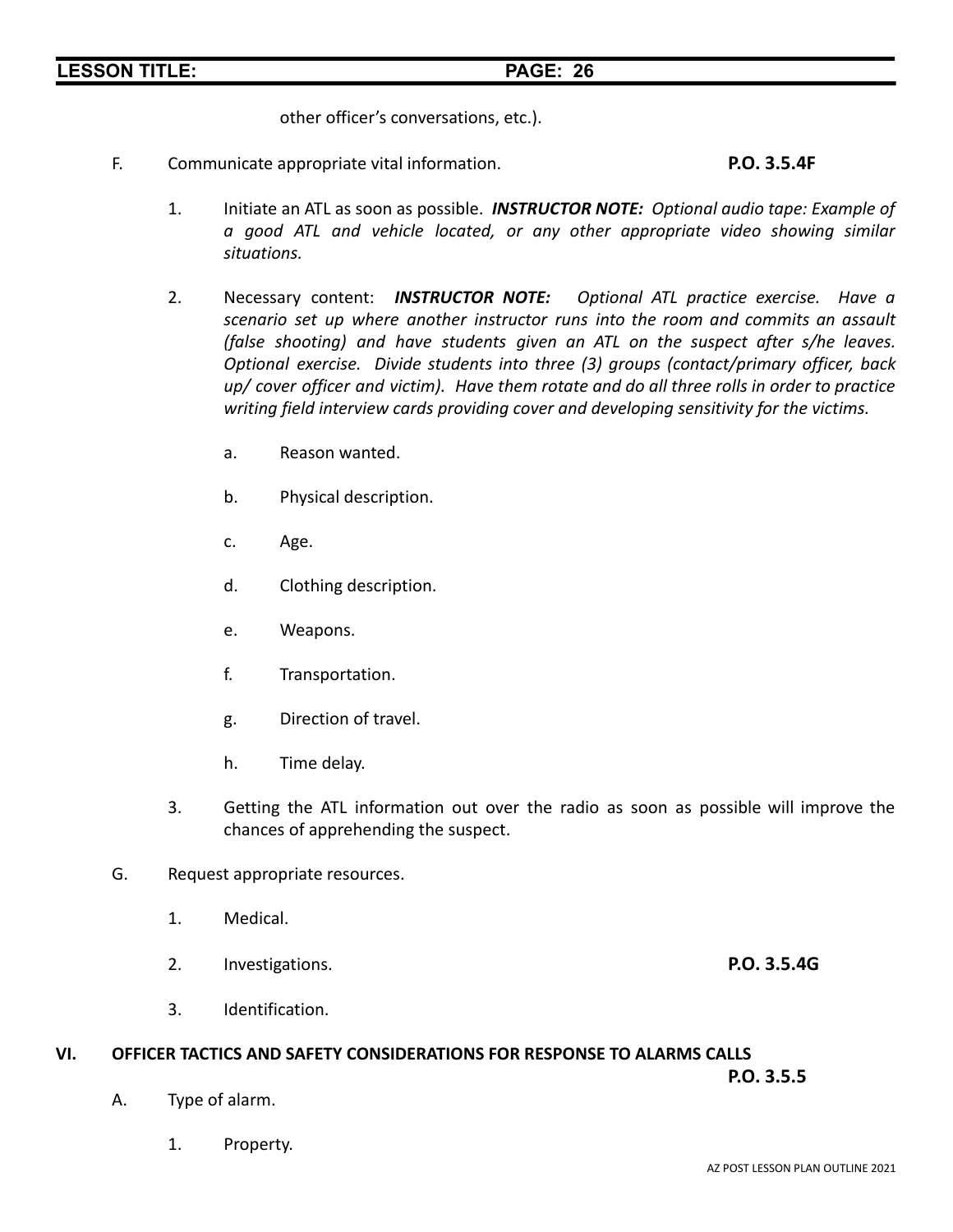other officer's conversations, etc.).

F. Communicate appropriate vital information. **P.O. 3.5.4F**

1. Initiate an ATL as soon as possible. ***INSTRUCTOR NOTE:*** *Optional audio tape: Example of a good ATL and vehicle located, or any other appropriate video showing similar situations.*

2. Necessary content: ***INSTRUCTOR NOTE:*** *Optional ATL practice exercise. Have a scenario set up where another instructor runs into the room and commits an assault (false shooting) and have students given an ATL on the suspect after s/he leaves. Optional exercise. Divide students into three (3) groups (contact/primary officer, back up/ cover officer and victim). Have them rotate and do all three rolls in order to practice writing field interview cards providing cover and developing sensitivity for the victims.*

   a. Reason wanted.

   b. Physical description.

   c. Age.

   d. Clothing description.

   e. Weapons.

   f. Transportation.

   g. Direction of travel.

   h. Time delay.

3. Getting the ATL information out over the radio as soon as possible will improve the chances of apprehending the suspect.

G. Request appropriate resources.

1. Medical.

2. Investigations. **P.O. 3.5.4G**

3. Identification.

## VI. OFFICER TACTICS AND SAFETY CONSIDERATIONS FOR RESPONSE TO ALARMS CALLS

**P.O. 3.5.5**

A. Type of alarm.

1. Property.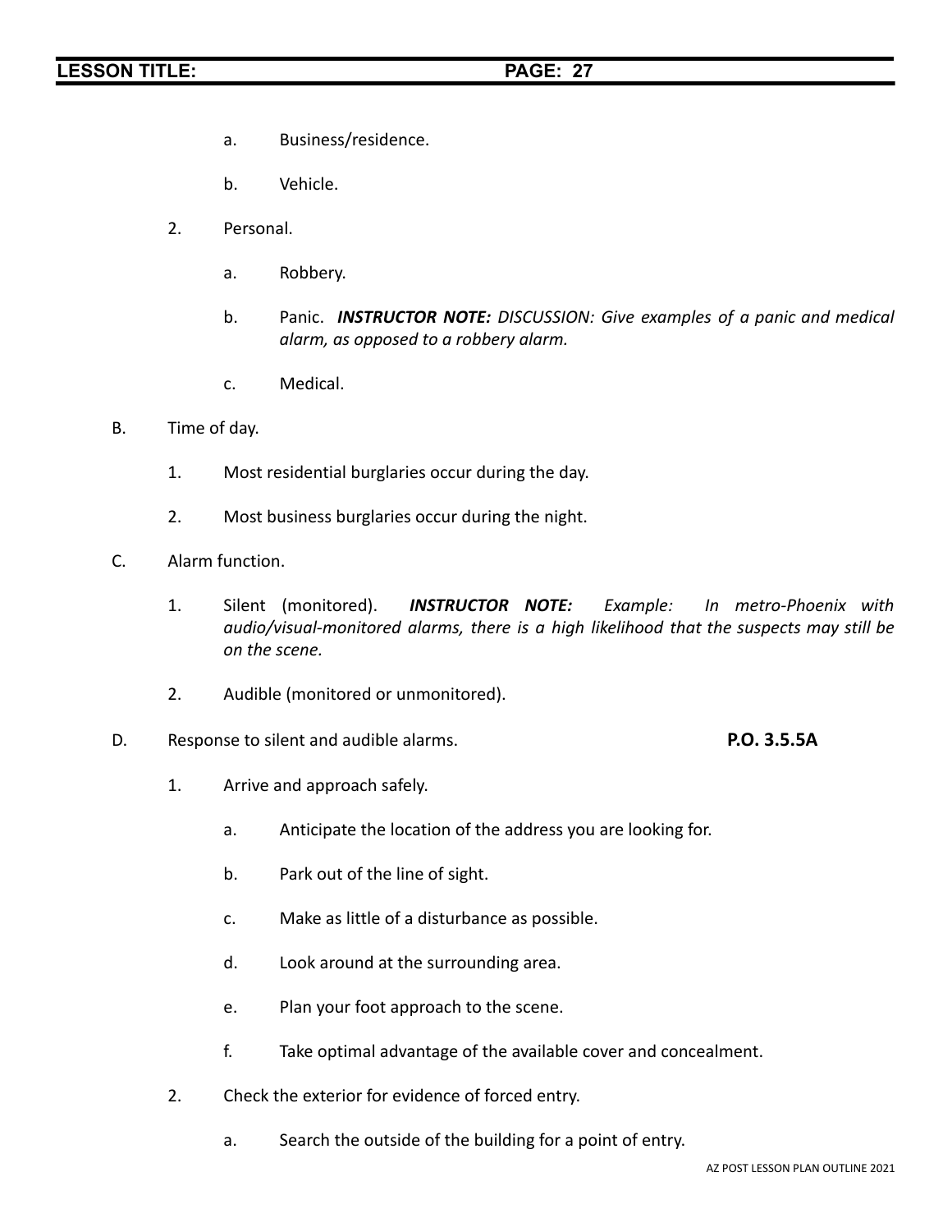a. Business/residence.

b. Vehicle.

2. Personal.

a. Robbery.

b. Panic. ***INSTRUCTOR NOTE:*** *DISCUSSION: Give examples of a panic and medical alarm, as opposed to a robbery alarm.*

c. Medical.

B. Time of day.

1. Most residential burglaries occur during the day.

2. Most business burglaries occur during the night.

C. Alarm function.

1. Silent (monitored). ***INSTRUCTOR NOTE:*** *Example: In metro-Phoenix with audio/visual-monitored alarms, there is a high likelihood that the suspects may still be on the scene.*

2. Audible (monitored or unmonitored).

D. Response to silent and audible alarms. **P.O. 3.5.5A**

1. Arrive and approach safely.

a. Anticipate the location of the address you are looking for.

b. Park out of the line of sight.

c. Make as little of a disturbance as possible.

d. Look around at the surrounding area.

e. Plan your foot approach to the scene.

f. Take optimal advantage of the available cover and concealment.

2. Check the exterior for evidence of forced entry.

a. Search the outside of the building for a point of entry.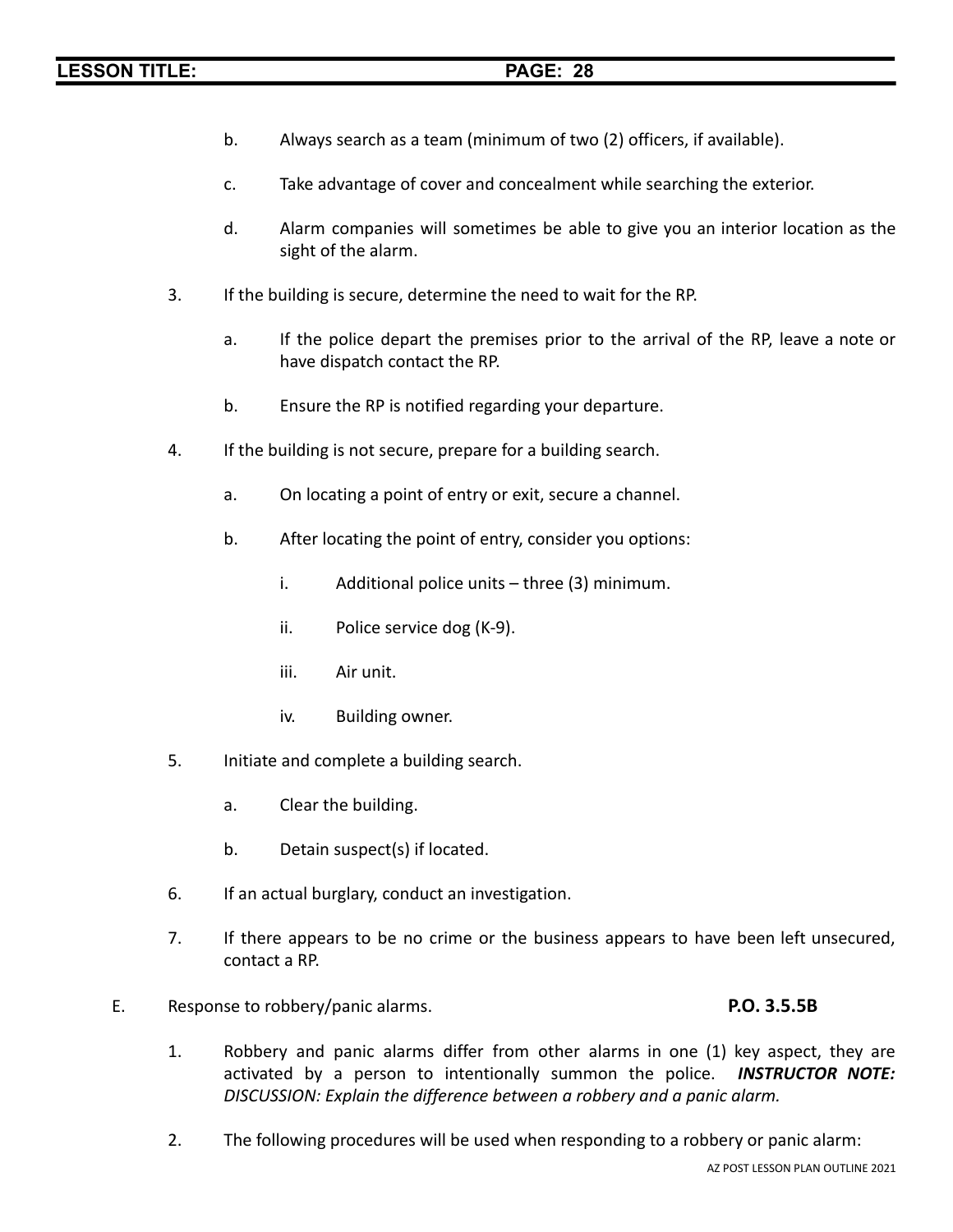b. Always search as a team (minimum of two (2) officers, if available).

c. Take advantage of cover and concealment while searching the exterior.

d. Alarm companies will sometimes be able to give you an interior location as the sight of the alarm.

3. If the building is secure, determine the need to wait for the RP.

   a. If the police depart the premises prior to the arrival of the RP, leave a note or have dispatch contact the RP.

   b. Ensure the RP is notified regarding your departure.

4. If the building is not secure, prepare for a building search.

   a. On locating a point of entry or exit, secure a channel.

   b. After locating the point of entry, consider you options:

      i. Additional police units – three (3) minimum.

      ii. Police service dog (K-9).

      iii. Air unit.

      iv. Building owner.

5. Initiate and complete a building search.

   a. Clear the building.

   b. Detain suspect(s) if located.

6. If an actual burglary, conduct an investigation.

7. If there appears to be no crime or the business appears to have been left unsecured, contact a RP.

E. Response to robbery/panic alarms. **P.O. 3.5.5B**

1. Robbery and panic alarms differ from other alarms in one (1) key aspect, they are activated by a person to intentionally summon the police. ***INSTRUCTOR NOTE:*** *DISCUSSION: Explain the difference between a robbery and a panic alarm.*

2. The following procedures will be used when responding to a robbery or panic alarm: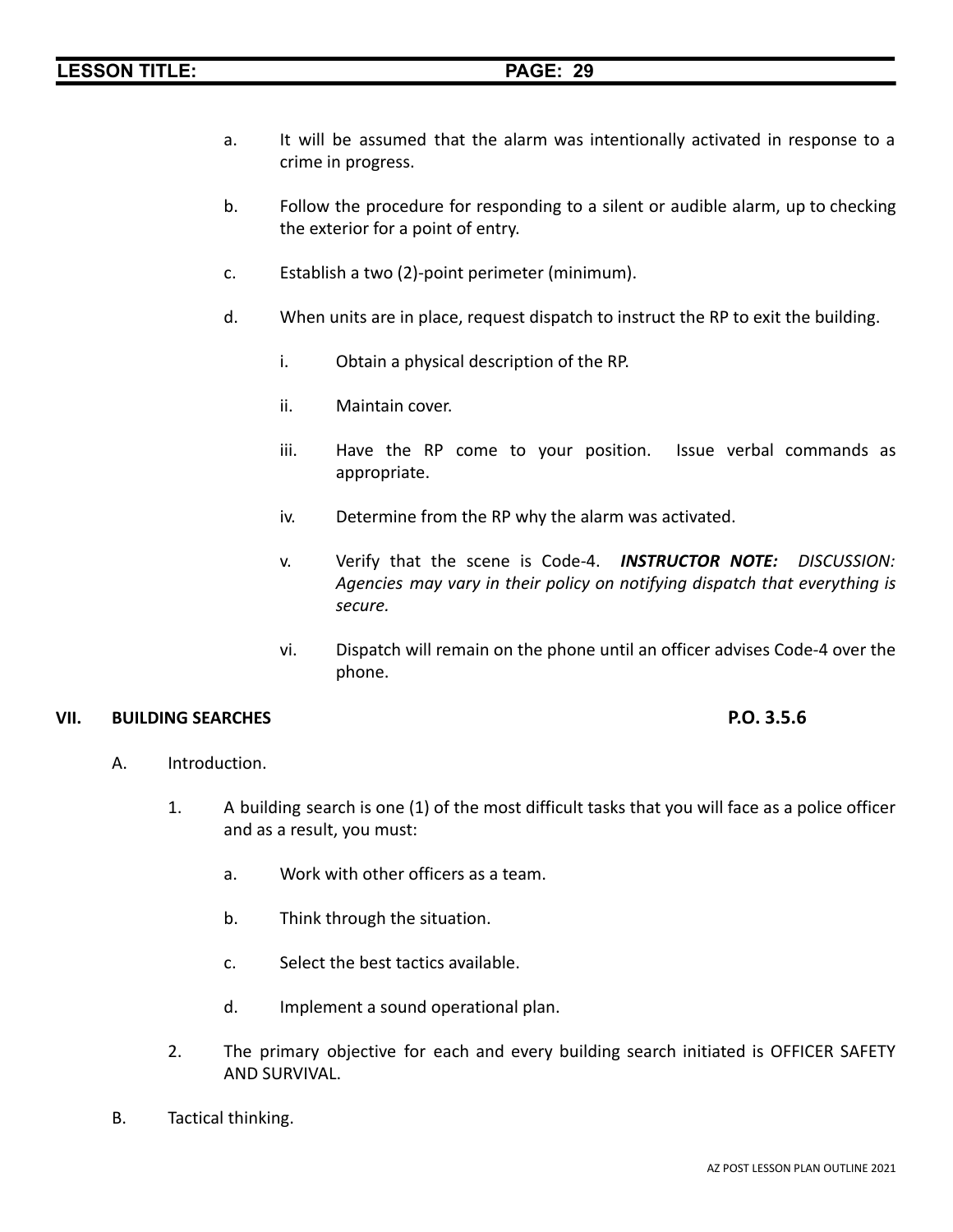a. It will be assumed that the alarm was intentionally activated in response to a crime in progress.

b. Follow the procedure for responding to a silent or audible alarm, up to checking the exterior for a point of entry.

c. Establish a two (2)-point perimeter (minimum).

d. When units are in place, request dispatch to instruct the RP to exit the building.

   i. Obtain a physical description of the RP.

   ii. Maintain cover.

   iii. Have the RP come to your position. Issue verbal commands as appropriate.

   iv. Determine from the RP why the alarm was activated.

   v. Verify that the scene is Code-4. ***INSTRUCTOR NOTE:*** *DISCUSSION: Agencies may vary in their policy on notifying dispatch that everything is secure.*

   vi. Dispatch will remain on the phone until an officer advises Code-4 over the phone.

## VII. BUILDING SEARCHES **P.O. 3.5.6**

A. Introduction.

1. A building search is one (1) of the most difficult tasks that you will face as a police officer and as a result, you must:

   a. Work with other officers as a team.

   b. Think through the situation.

   c. Select the best tactics available.

   d. Implement a sound operational plan.

2. The primary objective for each and every building search initiated is OFFICER SAFETY AND SURVIVAL.

B. Tactical thinking.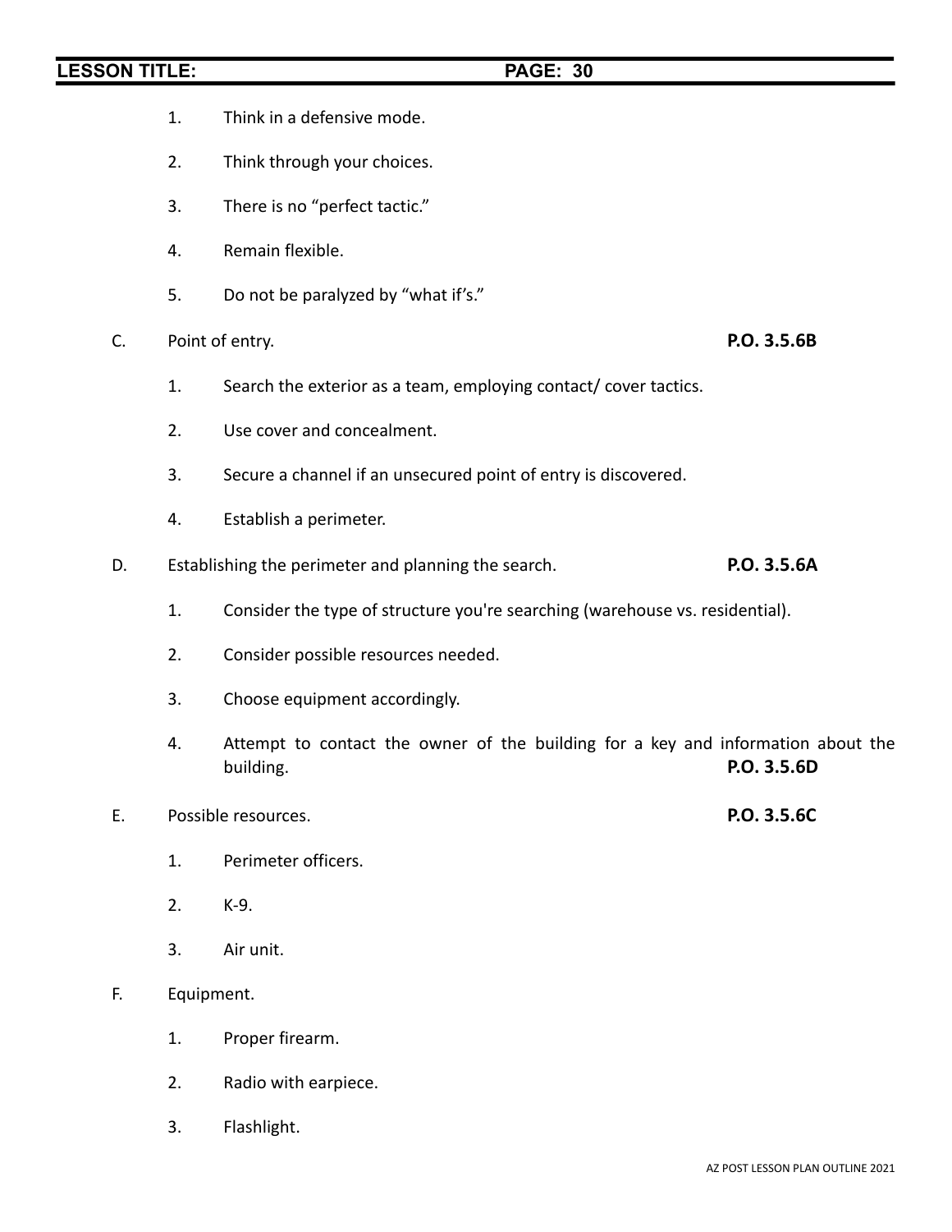1. Think in a defensive mode.

2. Think through your choices.

3. There is no “perfect tactic.”

4. Remain flexible.

5. Do not be paralyzed by “what if’s.”

C. Point of entry. **P.O. 3.5.6B**

1. Search the exterior as a team, employing contact/ cover tactics.

2. Use cover and concealment.

3. Secure a channel if an unsecured point of entry is discovered.

4. Establish a perimeter.

D. Establishing the perimeter and planning the search. **P.O. 3.5.6A**

1. Consider the type of structure you're searching (warehouse vs. residential).

2. Consider possible resources needed.

3. Choose equipment accordingly.

4. Attempt to contact the owner of the building for a key and information about the building. **P.O. 3.5.6D**

E. Possible resources. **P.O. 3.5.6C**

1. Perimeter officers.

2. K-9.

3. Air unit.

F. Equipment.

1. Proper firearm.

2. Radio with earpiece.

3. Flashlight.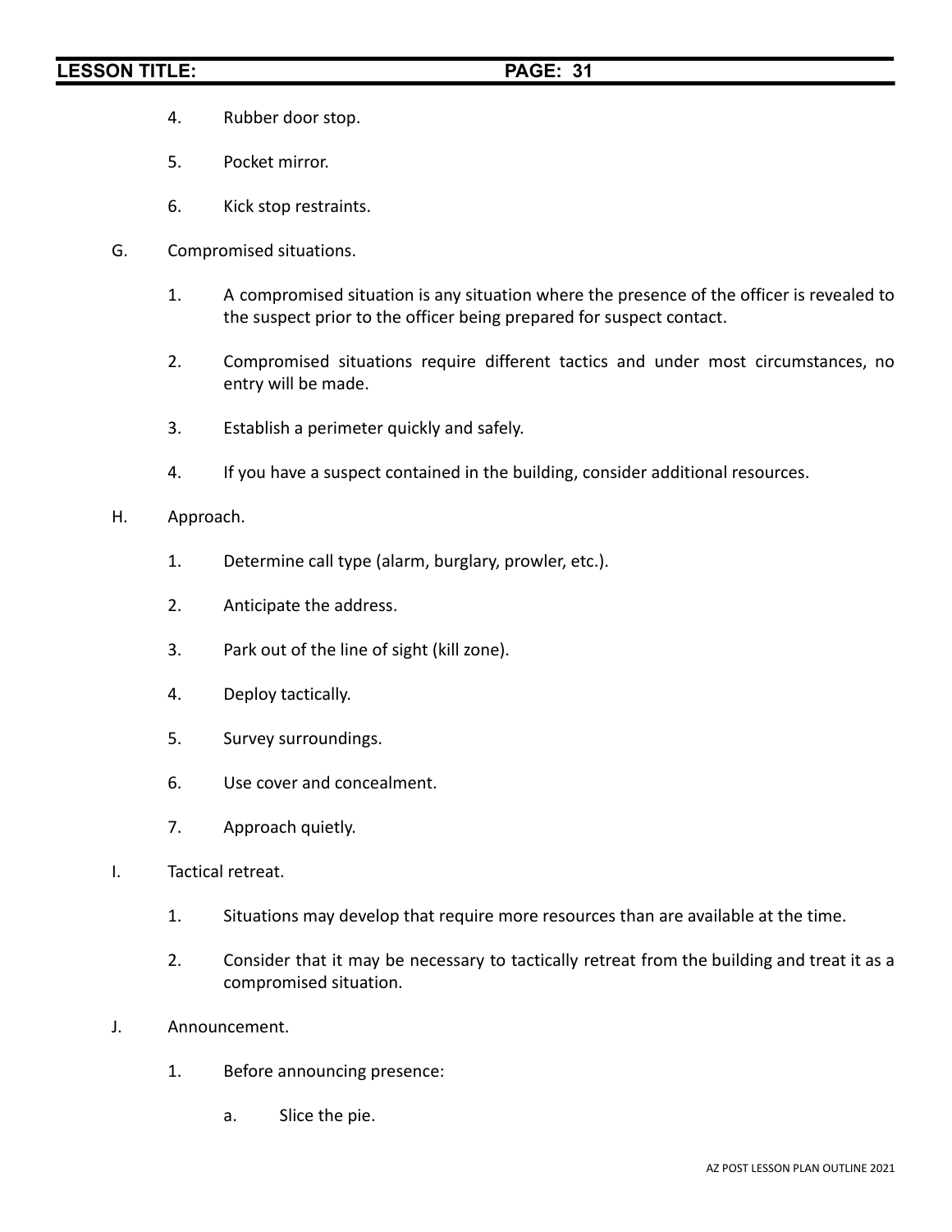4. Rubber door stop.

5. Pocket mirror.

6. Kick stop restraints.

G. Compromised situations.

1. A compromised situation is any situation where the presence of the officer is revealed to the suspect prior to the officer being prepared for suspect contact.

2. Compromised situations require different tactics and under most circumstances, no entry will be made.

3. Establish a perimeter quickly and safely.

4. If you have a suspect contained in the building, consider additional resources.

H. Approach.

1. Determine call type (alarm, burglary, prowler, etc.).

2. Anticipate the address.

3. Park out of the line of sight (kill zone).

4. Deploy tactically.

5. Survey surroundings.

6. Use cover and concealment.

7. Approach quietly.

I. Tactical retreat.

1. Situations may develop that require more resources than are available at the time.

2. Consider that it may be necessary to tactically retreat from the building and treat it as a compromised situation.

J. Announcement.

1. Before announcing presence:

a. Slice the pie.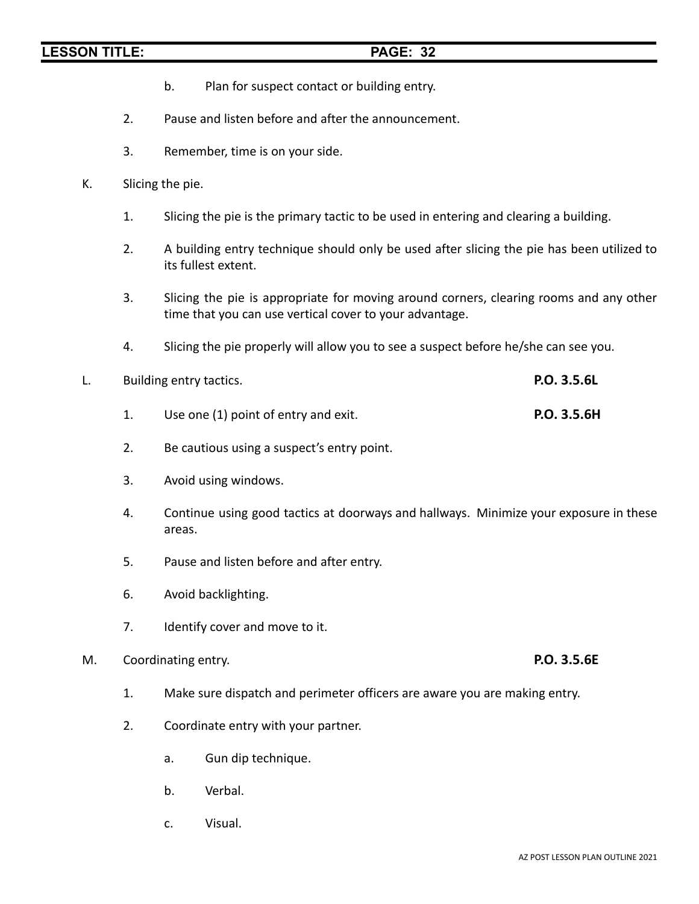b. Plan for suspect contact or building entry.

2. Pause and listen before and after the announcement.

3. Remember, time is on your side.

K. Slicing the pie.

1. Slicing the pie is the primary tactic to be used in entering and clearing a building.

2. A building entry technique should only be used after slicing the pie has been utilized to its fullest extent.

3. Slicing the pie is appropriate for moving around corners, clearing rooms and any other time that you can use vertical cover to your advantage.

4. Slicing the pie properly will allow you to see a suspect before he/she can see you.

L. Building entry tactics. **P.O. 3.5.6L**

1. Use one (1) point of entry and exit. **P.O. 3.5.6H**

2. Be cautious using a suspect's entry point.

3. Avoid using windows.

4. Continue using good tactics at doorways and hallways. Minimize your exposure in these areas.

5. Pause and listen before and after entry.

6. Avoid backlighting.

7. Identify cover and move to it.

M. Coordinating entry. **P.O. 3.5.6E**

1. Make sure dispatch and perimeter officers are aware you are making entry.

2. Coordinate entry with your partner.

a. Gun dip technique.

b. Verbal.

c. Visual.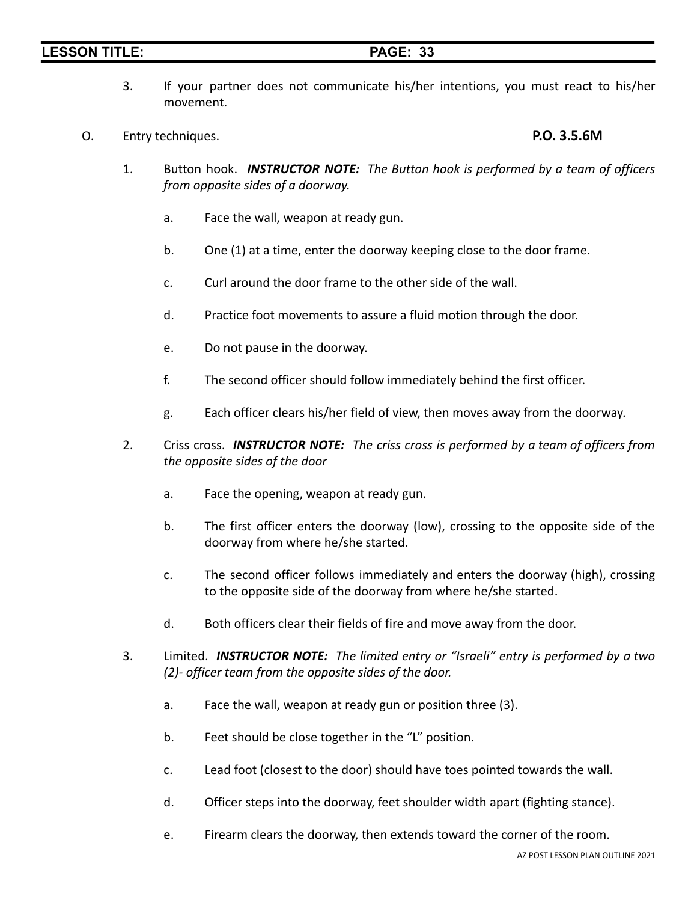3. If your partner does not communicate his/her intentions, you must react to his/her movement.

O. Entry techniques. **P.O. 3.5.6M**

1. Button hook. ***INSTRUCTOR NOTE:*** *The Button hook is performed by a team of officers from opposite sides of a doorway.*

   a. Face the wall, weapon at ready gun.

   b. One (1) at a time, enter the doorway keeping close to the door frame.

   c. Curl around the door frame to the other side of the wall.

   d. Practice foot movements to assure a fluid motion through the door.

   e. Do not pause in the doorway.

   f. The second officer should follow immediately behind the first officer.

   g. Each officer clears his/her field of view, then moves away from the doorway.

2. Criss cross. ***INSTRUCTOR NOTE:*** *The criss cross is performed by a team of officers from the opposite sides of the door*

   a. Face the opening, weapon at ready gun.

   b. The first officer enters the doorway (low), crossing to the opposite side of the doorway from where he/she started.

   c. The second officer follows immediately and enters the doorway (high), crossing to the opposite side of the doorway from where he/she started.

   d. Both officers clear their fields of fire and move away from the door.

3. Limited. ***INSTRUCTOR NOTE:*** *The limited entry or "Israeli" entry is performed by a two (2)- officer team from the opposite sides of the door.*

   a. Face the wall, weapon at ready gun or position three (3).

   b. Feet should be close together in the "L" position.

   c. Lead foot (closest to the door) should have toes pointed towards the wall.

   d. Officer steps into the doorway, feet shoulder width apart (fighting stance).

   e. Firearm clears the doorway, then extends toward the corner of the room.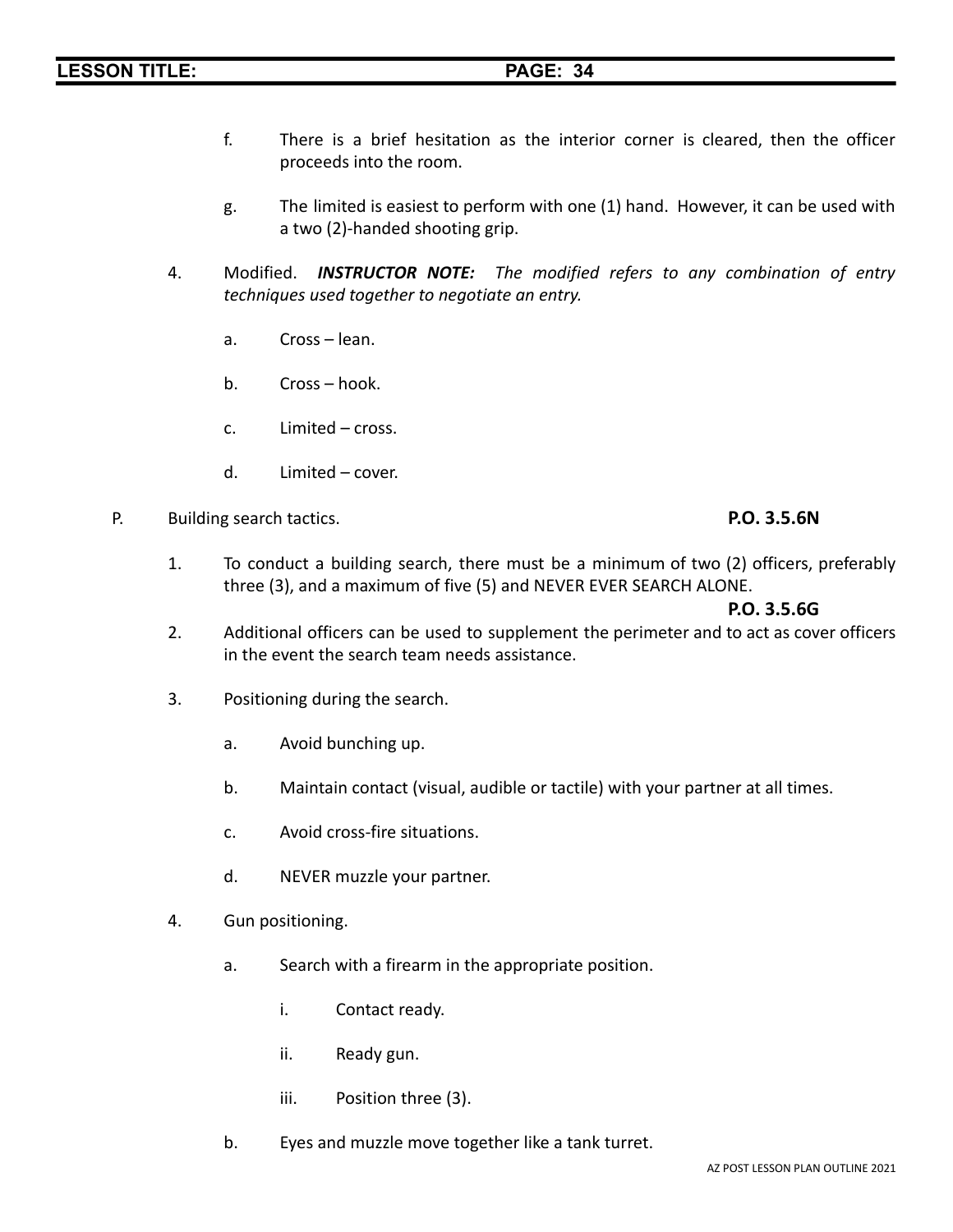f. There is a brief hesitation as the interior corner is cleared, then the officer proceeds into the room.

g. The limited is easiest to perform with one (1) hand. However, it can be used with a two (2)-handed shooting grip.

4. Modified. ***INSTRUCTOR NOTE:*** *The modified refers to any combination of entry techniques used together to negotiate an entry.*

   a. Cross – lean.

   b. Cross – hook.

   c. Limited – cross.

   d. Limited – cover.

P. Building search tactics. **P.O. 3.5.6N**

1. To conduct a building search, there must be a minimum of two (2) officers, preferably three (3), and a maximum of five (5) and NEVER EVER SEARCH ALONE. **P.O. 3.5.6G**

2. Additional officers can be used to supplement the perimeter and to act as cover officers in the event the search team needs assistance.

3. Positioning during the search.

   a. Avoid bunching up.

   b. Maintain contact (visual, audible or tactile) with your partner at all times.

   c. Avoid cross-fire situations.

   d. NEVER muzzle your partner.

4. Gun positioning.

   a. Search with a firearm in the appropriate position.

      i. Contact ready.

      ii. Ready gun.

      iii. Position three (3).

   b. Eyes and muzzle move together like a tank turret.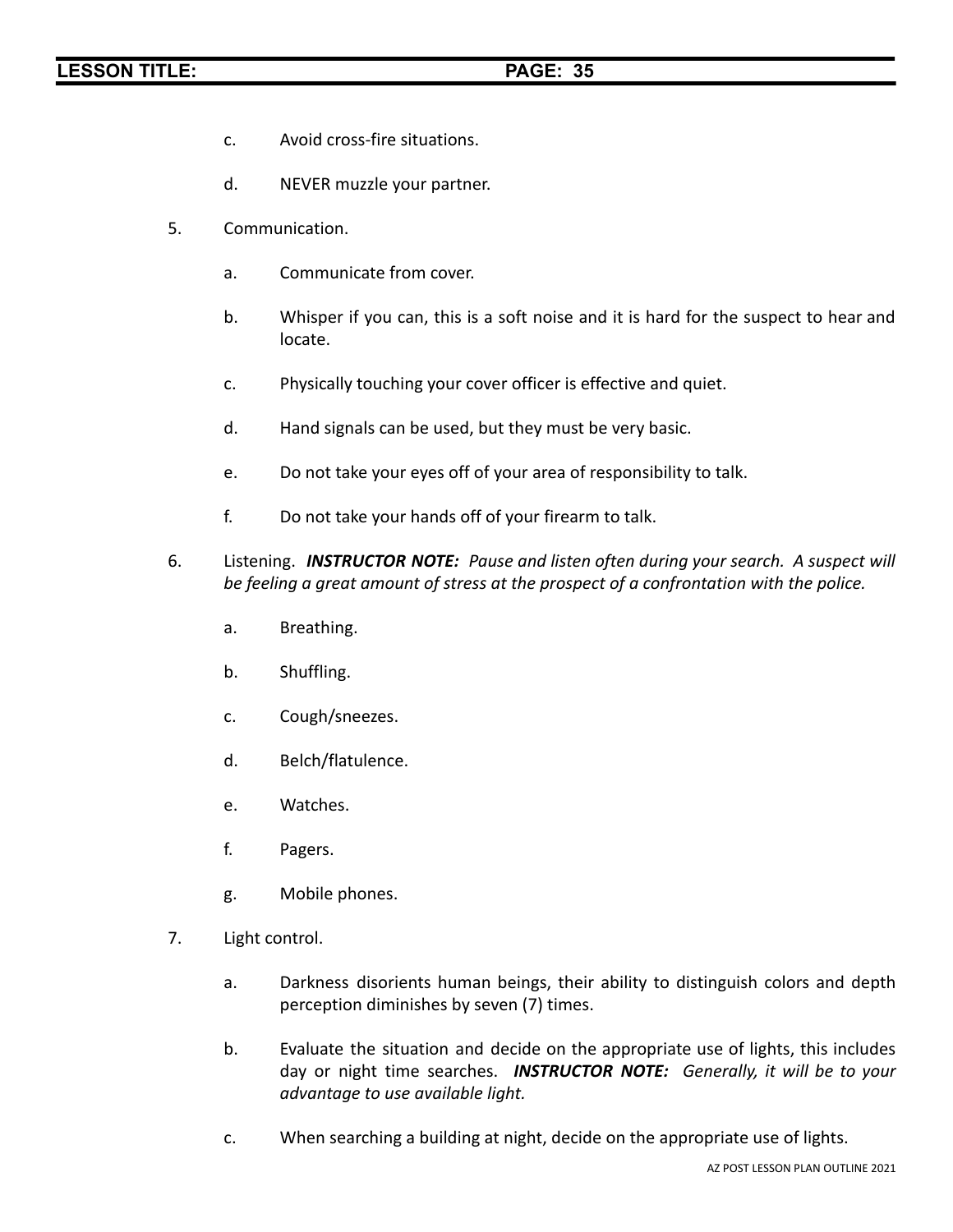c. Avoid cross-fire situations.

d. NEVER muzzle your partner.

5. Communication.

   a. Communicate from cover.

   b. Whisper if you can, this is a soft noise and it is hard for the suspect to hear and locate.

   c. Physically touching your cover officer is effective and quiet.

   d. Hand signals can be used, but they must be very basic.

   e. Do not take your eyes off of your area of responsibility to talk.

   f. Do not take your hands off of your firearm to talk.

6. Listening. ***INSTRUCTOR NOTE:*** *Pause and listen often during your search. A suspect will be feeling a great amount of stress at the prospect of a confrontation with the police.*

   a. Breathing.

   b. Shuffling.

   c. Cough/sneezes.

   d. Belch/flatulence.

   e. Watches.

   f. Pagers.

   g. Mobile phones.

7. Light control.

   a. Darkness disorients human beings, their ability to distinguish colors and depth perception diminishes by seven (7) times.

   b. Evaluate the situation and decide on the appropriate use of lights, this includes day or night time searches. ***INSTRUCTOR NOTE:*** *Generally, it will be to your advantage to use available light.*

   c. When searching a building at night, decide on the appropriate use of lights.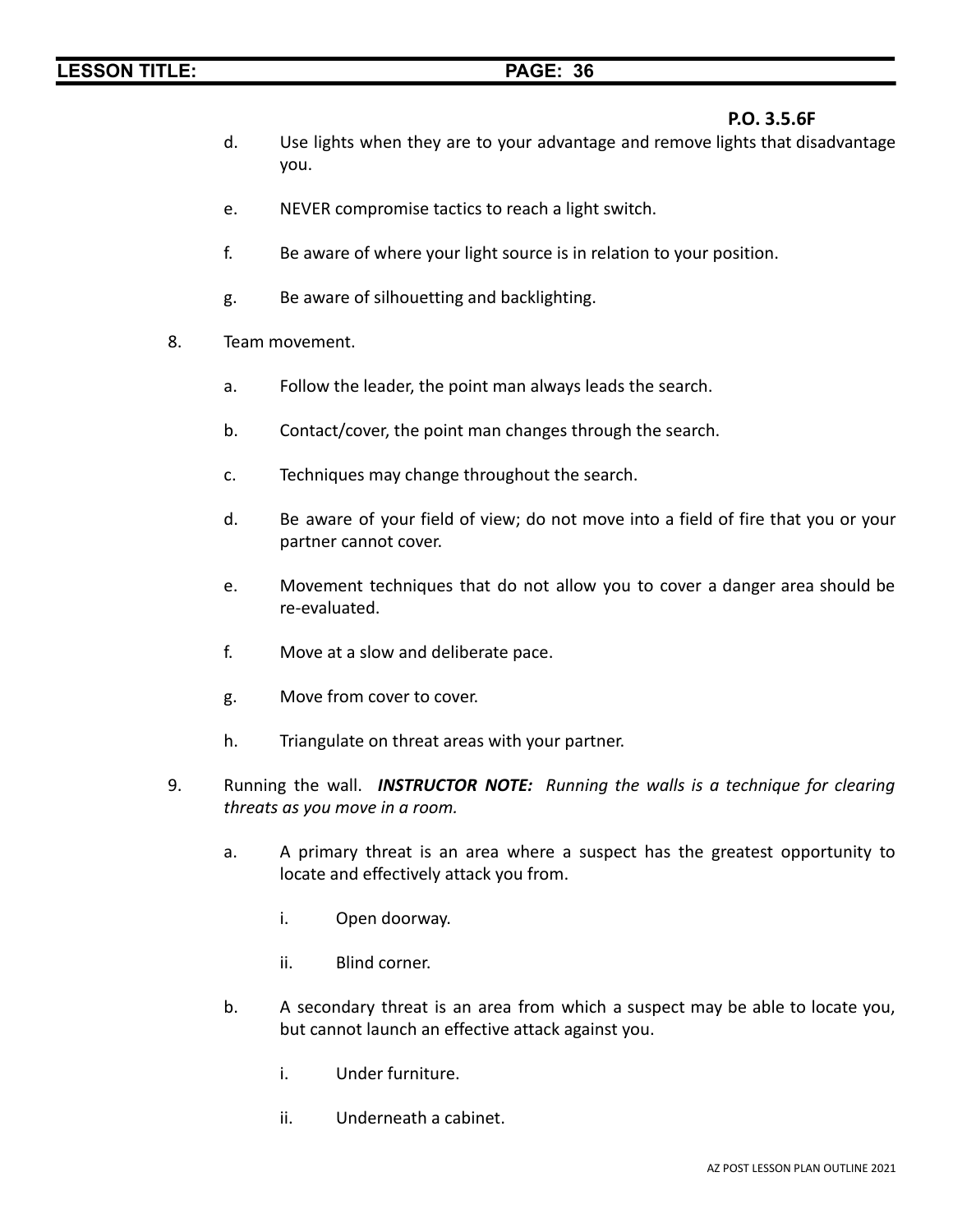**P.O. 3.5.6F**

d. Use lights when they are to your advantage and remove lights that disadvantage you.

e. NEVER compromise tactics to reach a light switch.

f. Be aware of where your light source is in relation to your position.

g. Be aware of silhouetting and backlighting.

8. Team movement.

   a. Follow the leader, the point man always leads the search.

   b. Contact/cover, the point man changes through the search.

   c. Techniques may change throughout the search.

   d. Be aware of your field of view; do not move into a field of fire that you or your partner cannot cover.

   e. Movement techniques that do not allow you to cover a danger area should be re-evaluated.

   f. Move at a slow and deliberate pace.

   g. Move from cover to cover.

   h. Triangulate on threat areas with your partner.

9. Running the wall. ***INSTRUCTOR NOTE:*** *Running the walls is a technique for clearing threats as you move in a room.*

   a. A primary threat is an area where a suspect has the greatest opportunity to locate and effectively attack you from.

      i. Open doorway.

      ii. Blind corner.

   b. A secondary threat is an area from which a suspect may be able to locate you, but cannot launch an effective attack against you.

      i. Under furniture.

      ii. Underneath a cabinet.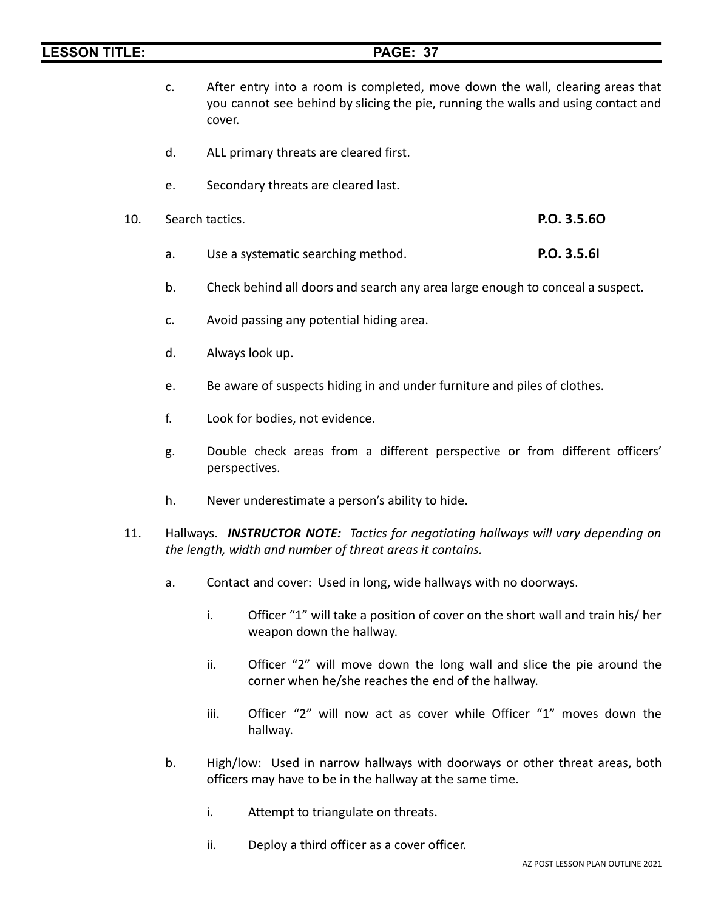c. After entry into a room is completed, move down the wall, clearing areas that you cannot see behind by slicing the pie, running the walls and using contact and cover.

d. ALL primary threats are cleared first.

e. Secondary threats are cleared last.

10. Search tactics. **P.O. 3.5.6O**

a. Use a systematic searching method. **P.O. 3.5.6I**

b. Check behind all doors and search any area large enough to conceal a suspect.

c. Avoid passing any potential hiding area.

d. Always look up.

e. Be aware of suspects hiding in and under furniture and piles of clothes.

f. Look for bodies, not evidence.

g. Double check areas from a different perspective or from different officers' perspectives.

h. Never underestimate a person's ability to hide.

11. Hallways. ***INSTRUCTOR NOTE:*** *Tactics for negotiating hallways will vary depending on the length, width and number of threat areas it contains.*

a. Contact and cover: Used in long, wide hallways with no doorways.

i. Officer "1" will take a position of cover on the short wall and train his/ her weapon down the hallway.

ii. Officer "2" will move down the long wall and slice the pie around the corner when he/she reaches the end of the hallway.

iii. Officer "2" will now act as cover while Officer "1" moves down the hallway.

b. High/low: Used in narrow hallways with doorways or other threat areas, both officers may have to be in the hallway at the same time.

i. Attempt to triangulate on threats.

ii. Deploy a third officer as a cover officer.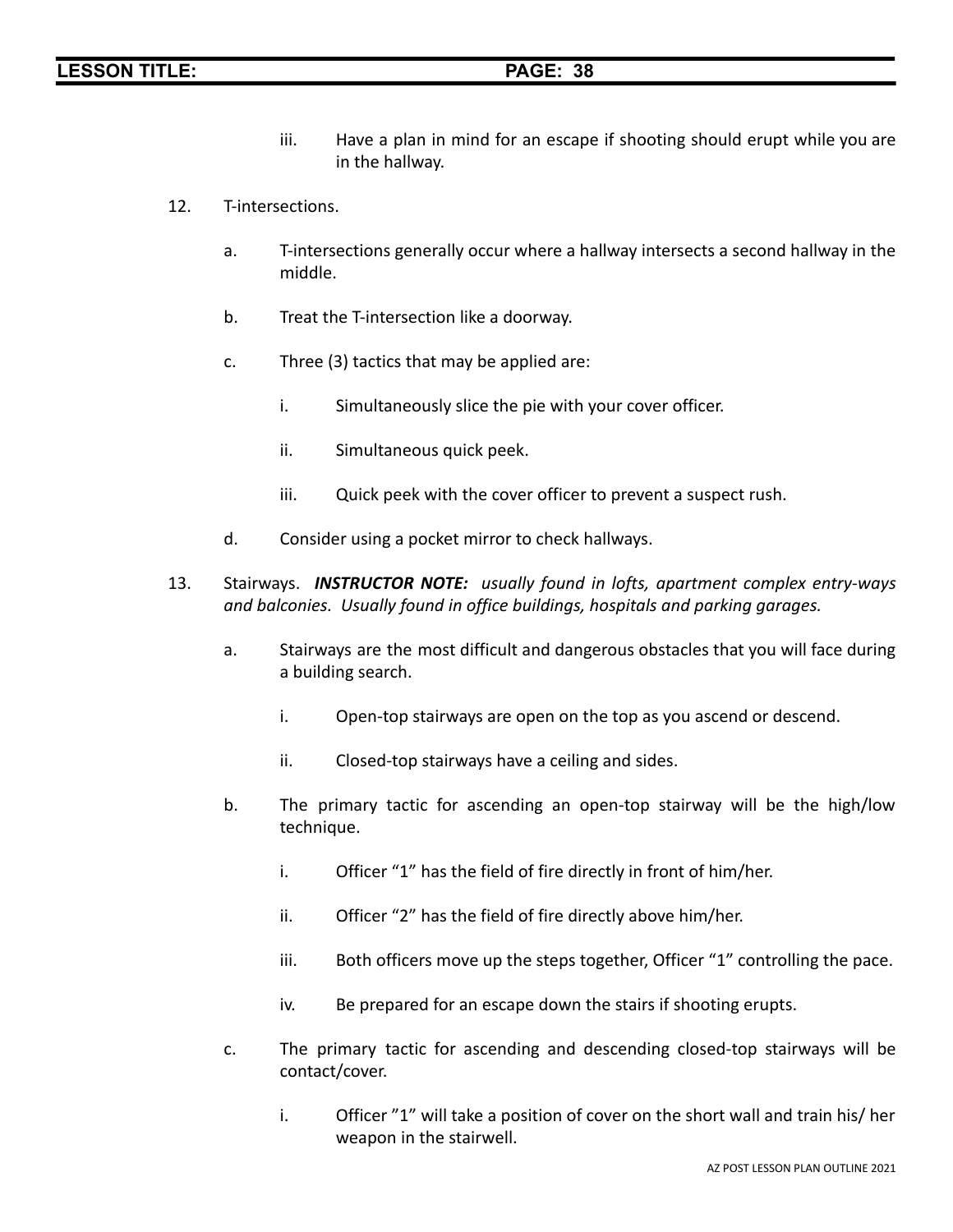iii. Have a plan in mind for an escape if shooting should erupt while you are in the hallway.

12. T-intersections.

    a. T-intersections generally occur where a hallway intersects a second hallway in the middle.

    b. Treat the T-intersection like a doorway.

    c. Three (3) tactics that may be applied are:

        i. Simultaneously slice the pie with your cover officer.

        ii. Simultaneous quick peek.

        iii. Quick peek with the cover officer to prevent a suspect rush.

    d. Consider using a pocket mirror to check hallways.

13. Stairways. ***INSTRUCTOR NOTE:*** *usually found in lofts, apartment complex entry-ways and balconies. Usually found in office buildings, hospitals and parking garages.*

    a. Stairways are the most difficult and dangerous obstacles that you will face during a building search.

        i. Open-top stairways are open on the top as you ascend or descend.

        ii. Closed-top stairways have a ceiling and sides.

    b. The primary tactic for ascending an open-top stairway will be the high/low technique.

        i. Officer "1" has the field of fire directly in front of him/her.

        ii. Officer "2" has the field of fire directly above him/her.

        iii. Both officers move up the steps together, Officer "1" controlling the pace.

        iv. Be prepared for an escape down the stairs if shooting erupts.

    c. The primary tactic for ascending and descending closed-top stairways will be contact/cover.

        i. Officer "1" will take a position of cover on the short wall and train his/ her weapon in the stairwell.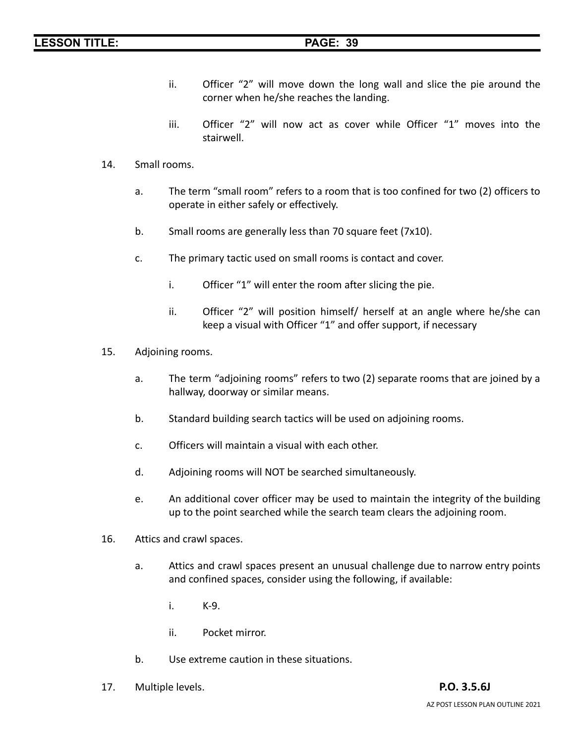ii. Officer “2” will move down the long wall and slice the pie around the corner when he/she reaches the landing.

iii. Officer “2” will now act as cover while Officer “1” moves into the stairwell.

14. Small rooms.

   a. The term “small room” refers to a room that is too confined for two (2) officers to operate in either safely or effectively.

   b. Small rooms are generally less than 70 square feet (7x10).

   c. The primary tactic used on small rooms is contact and cover.

      i. Officer “1” will enter the room after slicing the pie.

      ii. Officer “2” will position himself/ herself at an angle where he/she can keep a visual with Officer “1” and offer support, if necessary

15. Adjoining rooms.

   a. The term “adjoining rooms” refers to two (2) separate rooms that are joined by a hallway, doorway or similar means.

   b. Standard building search tactics will be used on adjoining rooms.

   c. Officers will maintain a visual with each other.

   d. Adjoining rooms will NOT be searched simultaneously.

   e. An additional cover officer may be used to maintain the integrity of the building up to the point searched while the search team clears the adjoining room.

16. Attics and crawl spaces.

   a. Attics and crawl spaces present an unusual challenge due to narrow entry points and confined spaces, consider using the following, if available:

      i. K-9.

      ii. Pocket mirror.

   b. Use extreme caution in these situations.

17. Multiple levels. **P.O. 3.5.6J**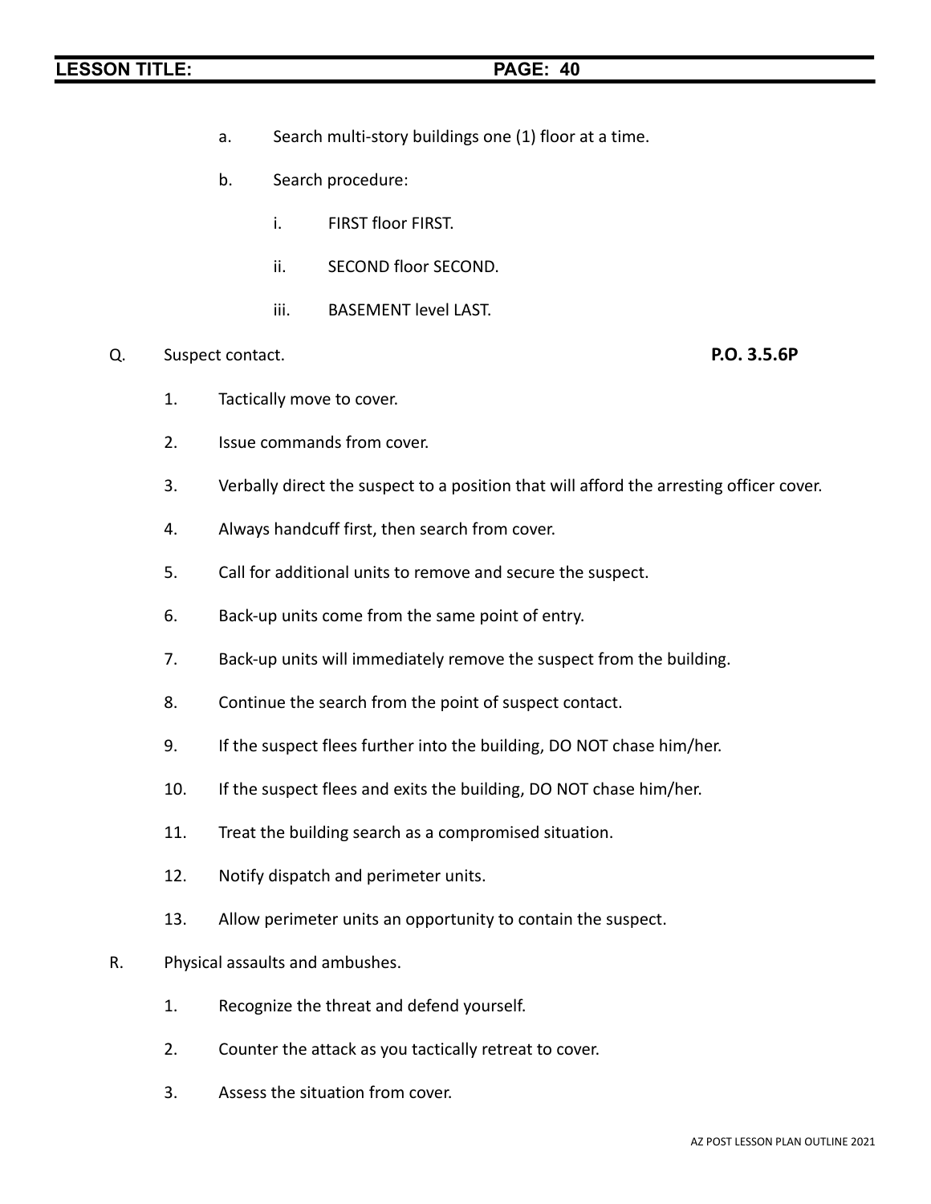a. Search multi-story buildings one (1) floor at a time.

b. Search procedure:

   i. FIRST floor FIRST.

   ii. SECOND floor SECOND.

   iii. BASEMENT level LAST.

Q. Suspect contact. **P.O. 3.5.6P**

1. Tactically move to cover.
2. Issue commands from cover.
3. Verbally direct the suspect to a position that will afford the arresting officer cover.
4. Always handcuff first, then search from cover.
5. Call for additional units to remove and secure the suspect.
6. Back-up units come from the same point of entry.
7. Back-up units will immediately remove the suspect from the building.
8. Continue the search from the point of suspect contact.
9. If the suspect flees further into the building, DO NOT chase him/her.
10. If the suspect flees and exits the building, DO NOT chase him/her.
11. Treat the building search as a compromised situation.
12. Notify dispatch and perimeter units.
13. Allow perimeter units an opportunity to contain the suspect.

R. Physical assaults and ambushes.

1. Recognize the threat and defend yourself.
2. Counter the attack as you tactically retreat to cover.
3. Assess the situation from cover.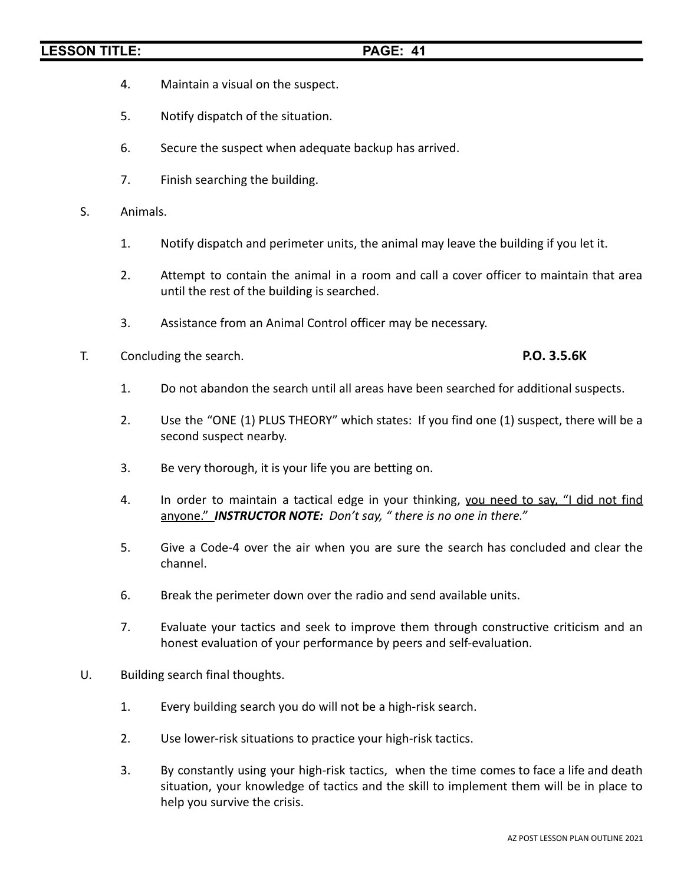4. Maintain a visual on the suspect.

5. Notify dispatch of the situation.

6. Secure the suspect when adequate backup has arrived.

7. Finish searching the building.

S. Animals.

1. Notify dispatch and perimeter units, the animal may leave the building if you let it.

2. Attempt to contain the animal in a room and call a cover officer to maintain that area until the rest of the building is searched.

3. Assistance from an Animal Control officer may be necessary.

T. Concluding the search. **P.O. 3.5.6K**

1. Do not abandon the search until all areas have been searched for additional suspects.

2. Use the "ONE (1) PLUS THEORY" which states: If you find one (1) suspect, there will be a second suspect nearby.

3. Be very thorough, it is your life you are betting on.

4. In order to maintain a tactical edge in your thinking, <u>you need to say, "I did not find anyone."</u> ***INSTRUCTOR NOTE:*** *Don't say, " there is no one in there."*

5. Give a Code-4 over the air when you are sure the search has concluded and clear the channel.

6. Break the perimeter down over the radio and send available units.

7. Evaluate your tactics and seek to improve them through constructive criticism and an honest evaluation of your performance by peers and self-evaluation.

U. Building search final thoughts.

1. Every building search you do will not be a high-risk search.

2. Use lower-risk situations to practice your high-risk tactics.

3. By constantly using your high-risk tactics, when the time comes to face a life and death situation, your knowledge of tactics and the skill to implement them will be in place to help you survive the crisis.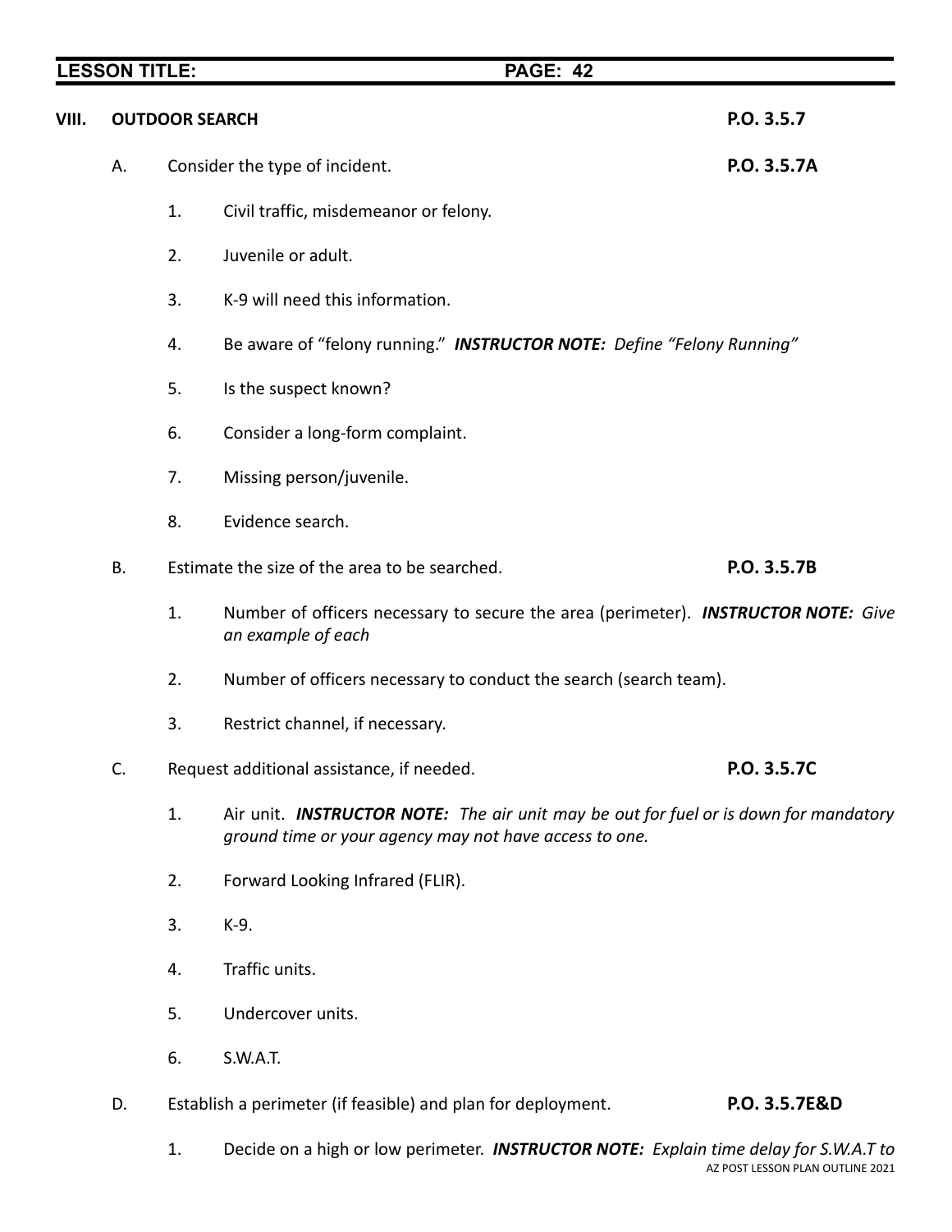## VIII. OUTDOOR SEARCH — P.O. 3.5.7

A. Consider the type of incident. **P.O. 3.5.7A**

1. Civil traffic, misdemeanor or felony.
2. Juvenile or adult.
3. K-9 will need this information.
4. Be aware of "felony running." ***INSTRUCTOR NOTE:*** *Define "Felony Running"*
5. Is the suspect known?
6. Consider a long-form complaint.
7. Missing person/juvenile.
8. Evidence search.

B. Estimate the size of the area to be searched. **P.O. 3.5.7B**

1. Number of officers necessary to secure the area (perimeter). ***INSTRUCTOR NOTE:*** *Give an example of each*
2. Number of officers necessary to conduct the search (search team).
3. Restrict channel, if necessary.

C. Request additional assistance, if needed. **P.O. 3.5.7C**

1. Air unit. ***INSTRUCTOR NOTE:*** *The air unit may be out for fuel or is down for mandatory ground time or your agency may not have access to one.*
2. Forward Looking Infrared (FLIR).
3. K-9.
4. Traffic units.
5. Undercover units.
6. S.W.A.T.

D. Establish a perimeter (if feasible) and plan for deployment. **P.O. 3.5.7E&D**

1. Decide on a high or low perimeter. ***INSTRUCTOR NOTE:*** *Explain time delay for S.W.A.T to*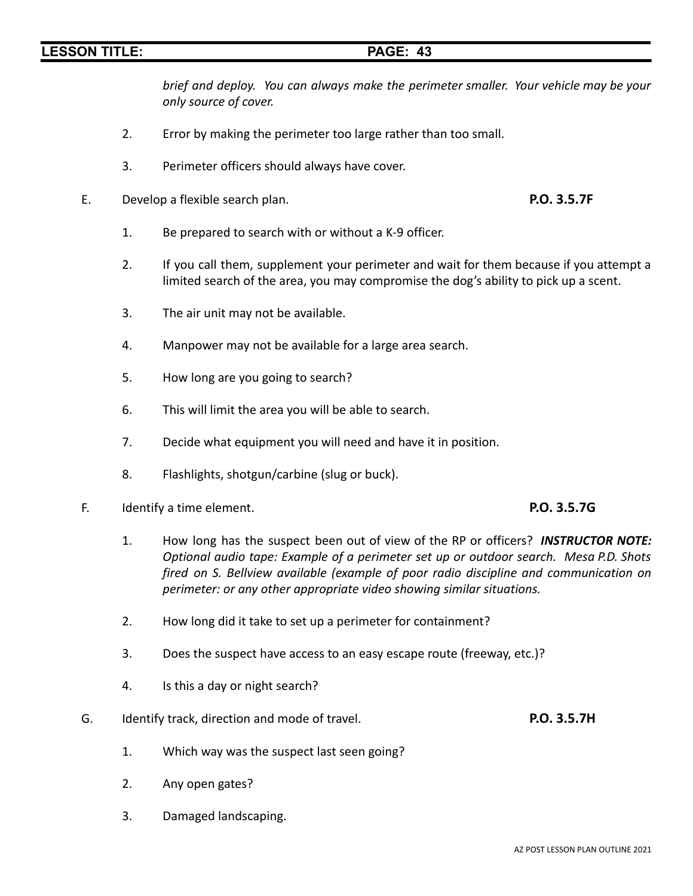*brief and deploy. You can always make the perimeter smaller. Your vehicle may be your only source of cover.*

2. Error by making the perimeter too large rather than too small.

3. Perimeter officers should always have cover.

E. Develop a flexible search plan. **P.O. 3.5.7F**

1. Be prepared to search with or without a K-9 officer.

2. If you call them, supplement your perimeter and wait for them because if you attempt a limited search of the area, you may compromise the dog's ability to pick up a scent.

3. The air unit may not be available.

4. Manpower may not be available for a large area search.

5. How long are you going to search?

6. This will limit the area you will be able to search.

7. Decide what equipment you will need and have it in position.

8. Flashlights, shotgun/carbine (slug or buck).

F. Identify a time element. **P.O. 3.5.7G**

1. How long has the suspect been out of view of the RP or officers? ***INSTRUCTOR NOTE:*** *Optional audio tape: Example of a perimeter set up or outdoor search. Mesa P.D. Shots fired on S. Bellview available (example of poor radio discipline and communication on perimeter: or any other appropriate video showing similar situations.*

2. How long did it take to set up a perimeter for containment?

3. Does the suspect have access to an easy escape route (freeway, etc.)?

4. Is this a day or night search?

G. Identify track, direction and mode of travel. **P.O. 3.5.7H**

1. Which way was the suspect last seen going?

2. Any open gates?

3. Damaged landscaping.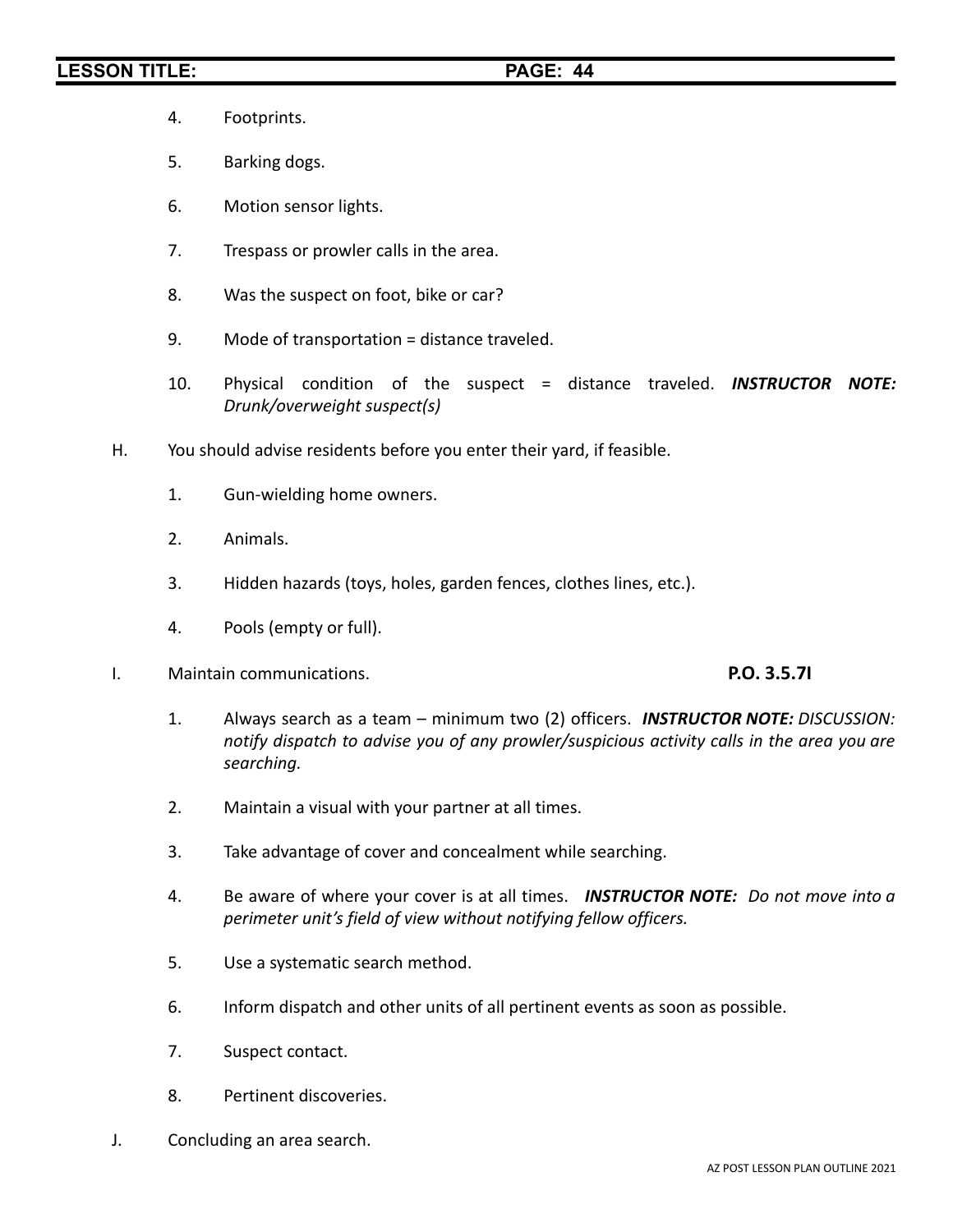4. Footprints.

5. Barking dogs.

6. Motion sensor lights.

7. Trespass or prowler calls in the area.

8. Was the suspect on foot, bike or car?

9. Mode of transportation = distance traveled.

10. Physical condition of the suspect = distance traveled. ***INSTRUCTOR NOTE:*** *Drunk/overweight suspect(s)*

H. You should advise residents before you enter their yard, if feasible.

1. Gun-wielding home owners.

2. Animals.

3. Hidden hazards (toys, holes, garden fences, clothes lines, etc.).

4. Pools (empty or full).

I. Maintain communications. **P.O. 3.5.7I**

1. Always search as a team – minimum two (2) officers. ***INSTRUCTOR NOTE:*** *DISCUSSION: notify dispatch to advise you of any prowler/suspicious activity calls in the area you are searching.*

2. Maintain a visual with your partner at all times.

3. Take advantage of cover and concealment while searching.

4. Be aware of where your cover is at all times. ***INSTRUCTOR NOTE:*** *Do not move into a perimeter unit's field of view without notifying fellow officers.*

5. Use a systematic search method.

6. Inform dispatch and other units of all pertinent events as soon as possible.

7. Suspect contact.

8. Pertinent discoveries.

J. Concluding an area search.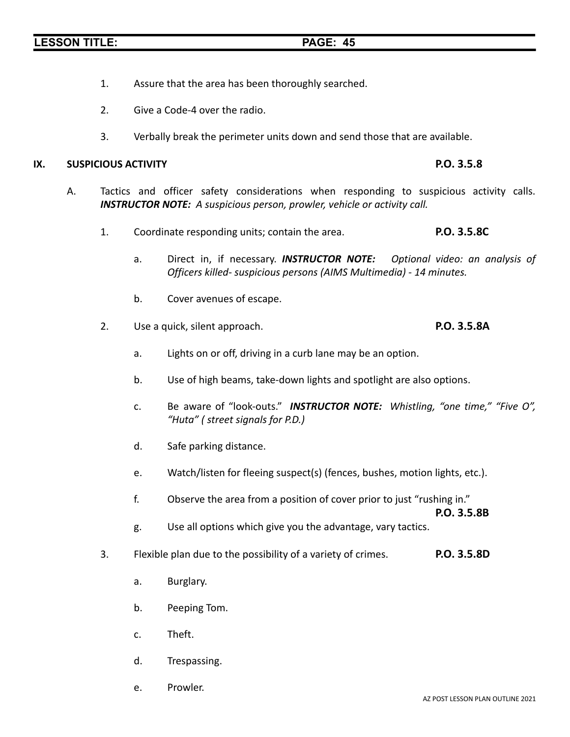1. Assure that the area has been thoroughly searched.

2. Give a Code-4 over the radio.

3. Verbally break the perimeter units down and send those that are available.

## IX. SUSPICIOUS ACTIVITY **P.O. 3.5.8**

A. Tactics and officer safety considerations when responding to suspicious activity calls. ***INSTRUCTOR NOTE:*** *A suspicious person, prowler, vehicle or activity call.*

   1. Coordinate responding units; contain the area. **P.O. 3.5.8C**

      a. Direct in, if necessary. ***INSTRUCTOR NOTE:*** *Optional video: an analysis of Officers killed- suspicious persons (AIMS Multimedia) - 14 minutes.*

      b. Cover avenues of escape.

   2. Use a quick, silent approach. **P.O. 3.5.8A**

      a. Lights on or off, driving in a curb lane may be an option.

      b. Use of high beams, take-down lights and spotlight are also options.

      c. Be aware of "look-outs." ***INSTRUCTOR NOTE:*** *Whistling, "one time," "Five O", "Huta" ( street signals for P.D.)*

      d. Safe parking distance.

      e. Watch/listen for fleeing suspect(s) (fences, bushes, motion lights, etc.).

      f. Observe the area from a position of cover prior to just "rushing in." **P.O. 3.5.8B**

      g. Use all options which give you the advantage, vary tactics.

   3. Flexible plan due to the possibility of a variety of crimes. **P.O. 3.5.8D**

      a. Burglary.

      b. Peeping Tom.

      c. Theft.

      d. Trespassing.

      e. Prowler.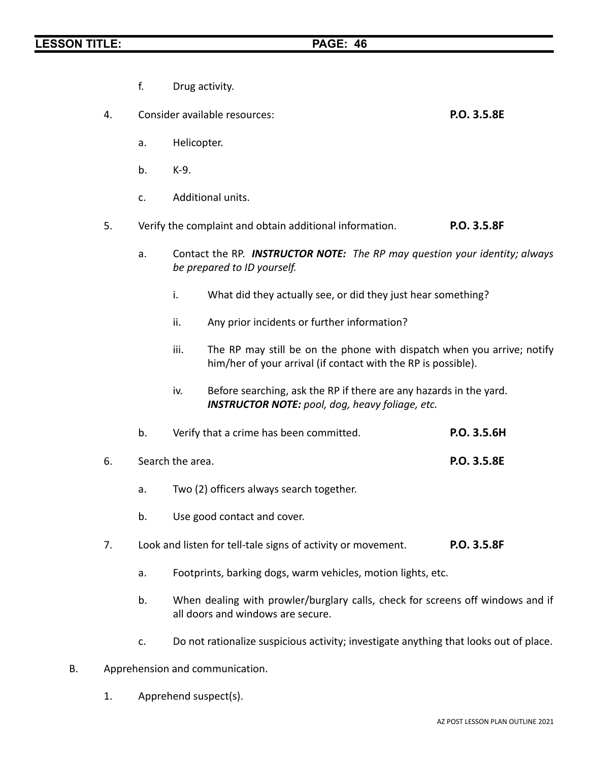f. Drug activity.

4. Consider available resources: **P.O. 3.5.8E**

   a. Helicopter.

   b. K-9.

   c. Additional units.

5. Verify the complaint and obtain additional information. **P.O. 3.5.8F**

   a. Contact the RP. ***INSTRUCTOR NOTE:*** *The RP may question your identity; always be prepared to ID yourself.*

      i. What did they actually see, or did they just hear something?

      ii. Any prior incidents or further information?

      iii. The RP may still be on the phone with dispatch when you arrive; notify him/her of your arrival (if contact with the RP is possible).

      iv. Before searching, ask the RP if there are any hazards in the yard. ***INSTRUCTOR NOTE:*** *pool, dog, heavy foliage, etc.*

   b. Verify that a crime has been committed. **P.O. 3.5.6H**

6. Search the area. **P.O. 3.5.8E**

   a. Two (2) officers always search together.

   b. Use good contact and cover.

7. Look and listen for tell-tale signs of activity or movement. **P.O. 3.5.8F**

   a. Footprints, barking dogs, warm vehicles, motion lights, etc.

   b. When dealing with prowler/burglary calls, check for screens off windows and if all doors and windows are secure.

   c. Do not rationalize suspicious activity; investigate anything that looks out of place.

B. Apprehension and communication.

1. Apprehend suspect(s).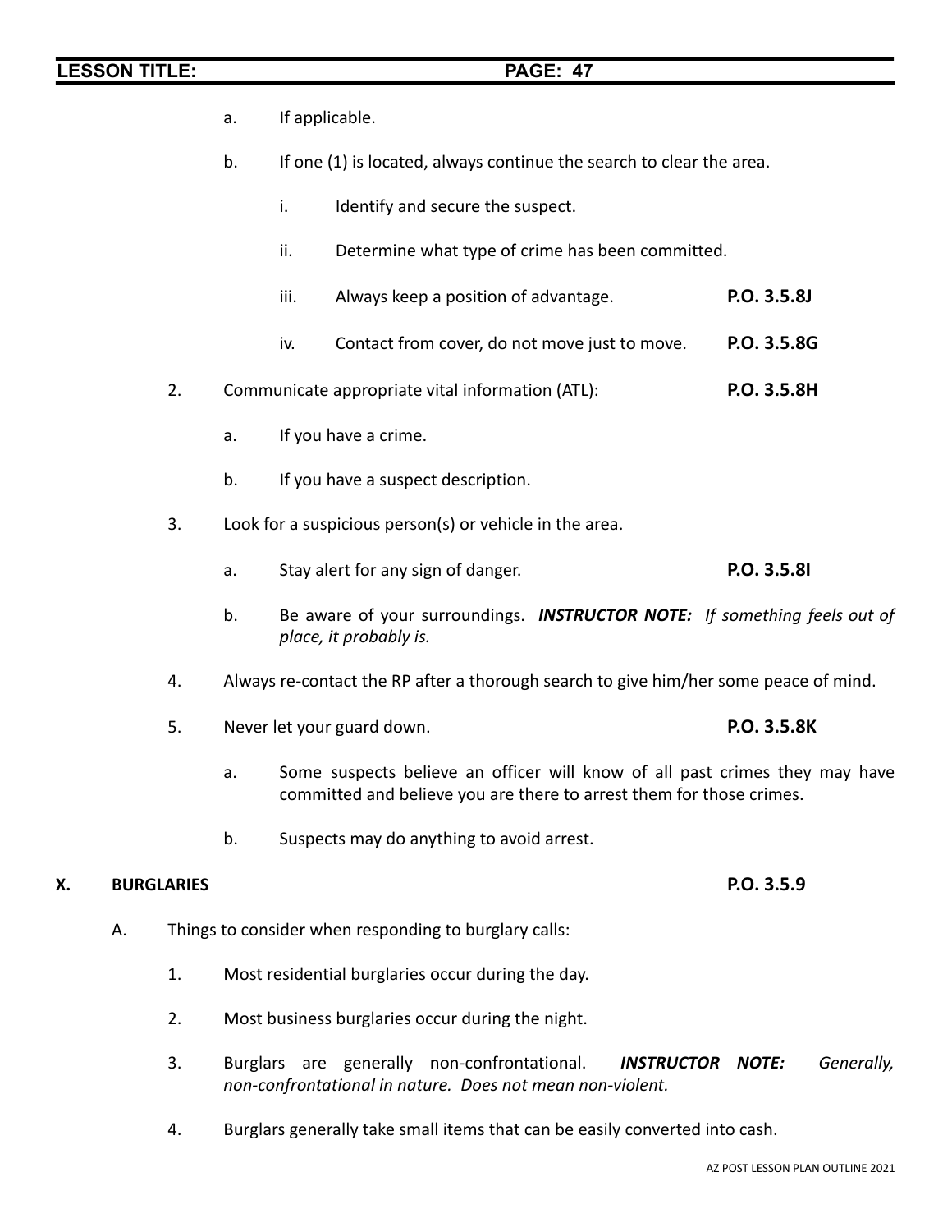a. If applicable.

b. If one (1) is located, always continue the search to clear the area.

i. Identify and secure the suspect.

ii. Determine what type of crime has been committed.

iii. Always keep a position of advantage. **P.O. 3.5.8J**

iv. Contact from cover, do not move just to move. **P.O. 3.5.8G**

2. Communicate appropriate vital information (ATL): **P.O. 3.5.8H**

a. If you have a crime.

b. If you have a suspect description.

3. Look for a suspicious person(s) or vehicle in the area.

a. Stay alert for any sign of danger. **P.O. 3.5.8I**

b. Be aware of your surroundings. ***INSTRUCTOR NOTE:*** *If something feels out of place, it probably is.*

4. Always re-contact the RP after a thorough search to give him/her some peace of mind.

5. Never let your guard down. **P.O. 3.5.8K**

a. Some suspects believe an officer will know of all past crimes they may have committed and believe you are there to arrest them for those crimes.

b. Suspects may do anything to avoid arrest.

## X. BURGLARIES **P.O. 3.5.9**

A. Things to consider when responding to burglary calls:

1. Most residential burglaries occur during the day.

2. Most business burglaries occur during the night.

3. Burglars are generally non-confrontational. ***INSTRUCTOR NOTE:*** *Generally, non-confrontational in nature. Does not mean non-violent.*

4. Burglars generally take small items that can be easily converted into cash.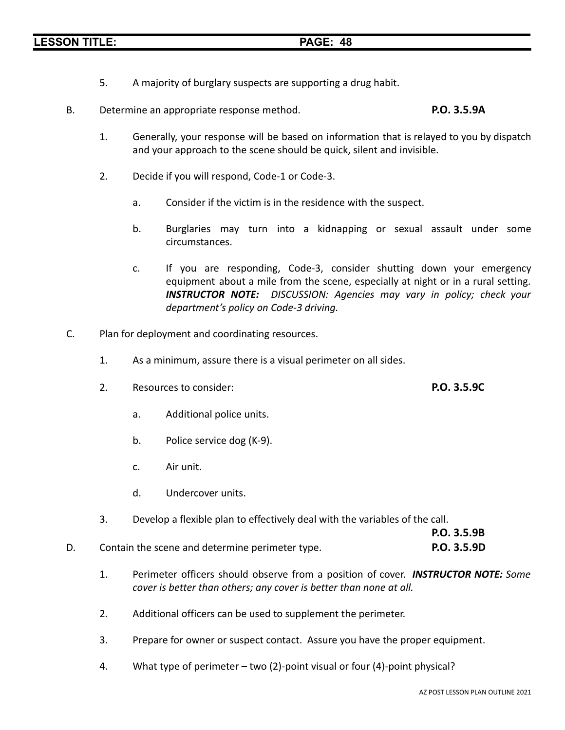5. A majority of burglary suspects are supporting a drug habit.

B. Determine an appropriate response method. **P.O. 3.5.9A**

1. Generally, your response will be based on information that is relayed to you by dispatch and your approach to the scene should be quick, silent and invisible.

2. Decide if you will respond, Code-1 or Code-3.

   a. Consider if the victim is in the residence with the suspect.

   b. Burglaries may turn into a kidnapping or sexual assault under some circumstances.

   c. If you are responding, Code-3, consider shutting down your emergency equipment about a mile from the scene, especially at night or in a rural setting. ***INSTRUCTOR NOTE:*** *DISCUSSION: Agencies may vary in policy; check your department's policy on Code-3 driving.*

C. Plan for deployment and coordinating resources.

1. As a minimum, assure there is a visual perimeter on all sides.

2. Resources to consider: **P.O. 3.5.9C**

   a. Additional police units.

   b. Police service dog (K-9).

   c. Air unit.

   d. Undercover units.

3. Develop a flexible plan to effectively deal with the variables of the call. **P.O. 3.5.9B**

D. Contain the scene and determine perimeter type. **P.O. 3.5.9D**

1. Perimeter officers should observe from a position of cover. ***INSTRUCTOR NOTE:*** *Some cover is better than others; any cover is better than none at all.*

2. Additional officers can be used to supplement the perimeter.

3. Prepare for owner or suspect contact. Assure you have the proper equipment.

4. What type of perimeter – two (2)-point visual or four (4)-point physical?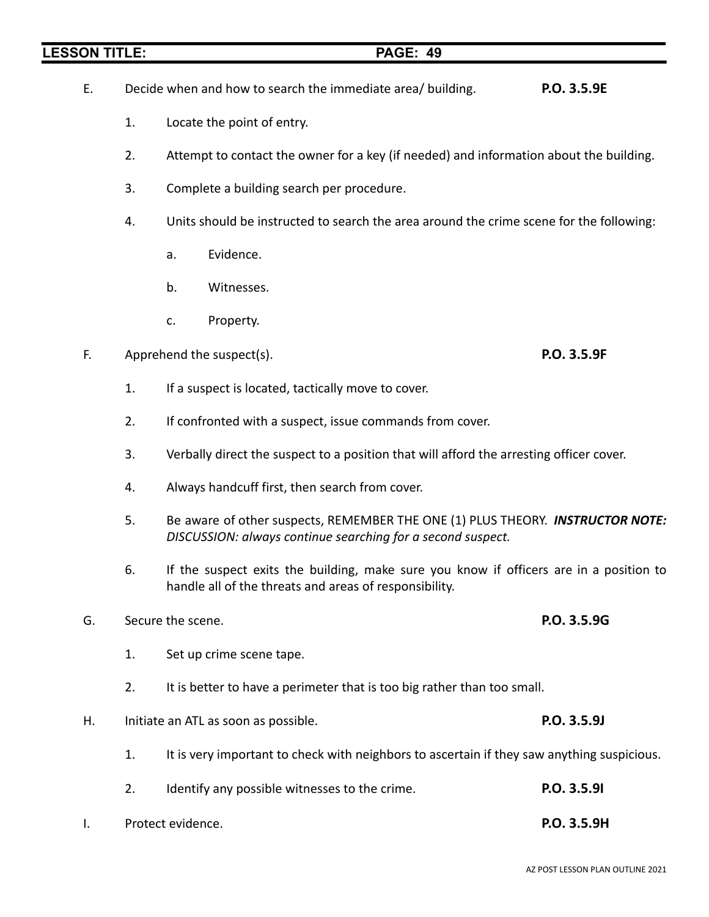E. Decide when and how to search the immediate area/ building. **P.O. 3.5.9E**

1. Locate the point of entry.

2. Attempt to contact the owner for a key (if needed) and information about the building.

3. Complete a building search per procedure.

4. Units should be instructed to search the area around the crime scene for the following:

   a. Evidence.

   b. Witnesses.

   c. Property.

F. Apprehend the suspect(s). **P.O. 3.5.9F**

1. If a suspect is located, tactically move to cover.

2. If confronted with a suspect, issue commands from cover.

3. Verbally direct the suspect to a position that will afford the arresting officer cover.

4. Always handcuff first, then search from cover.

5. Be aware of other suspects, REMEMBER THE ONE (1) PLUS THEORY. ***INSTRUCTOR NOTE:*** *DISCUSSION: always continue searching for a second suspect.*

6. If the suspect exits the building, make sure you know if officers are in a position to handle all of the threats and areas of responsibility.

G. Secure the scene. **P.O. 3.5.9G**

1. Set up crime scene tape.

2. It is better to have a perimeter that is too big rather than too small.

H. Initiate an ATL as soon as possible. **P.O. 3.5.9J**

1. It is very important to check with neighbors to ascertain if they saw anything suspicious.

2. Identify any possible witnesses to the crime. **P.O. 3.5.9I**

I. Protect evidence. **P.O. 3.5.9H**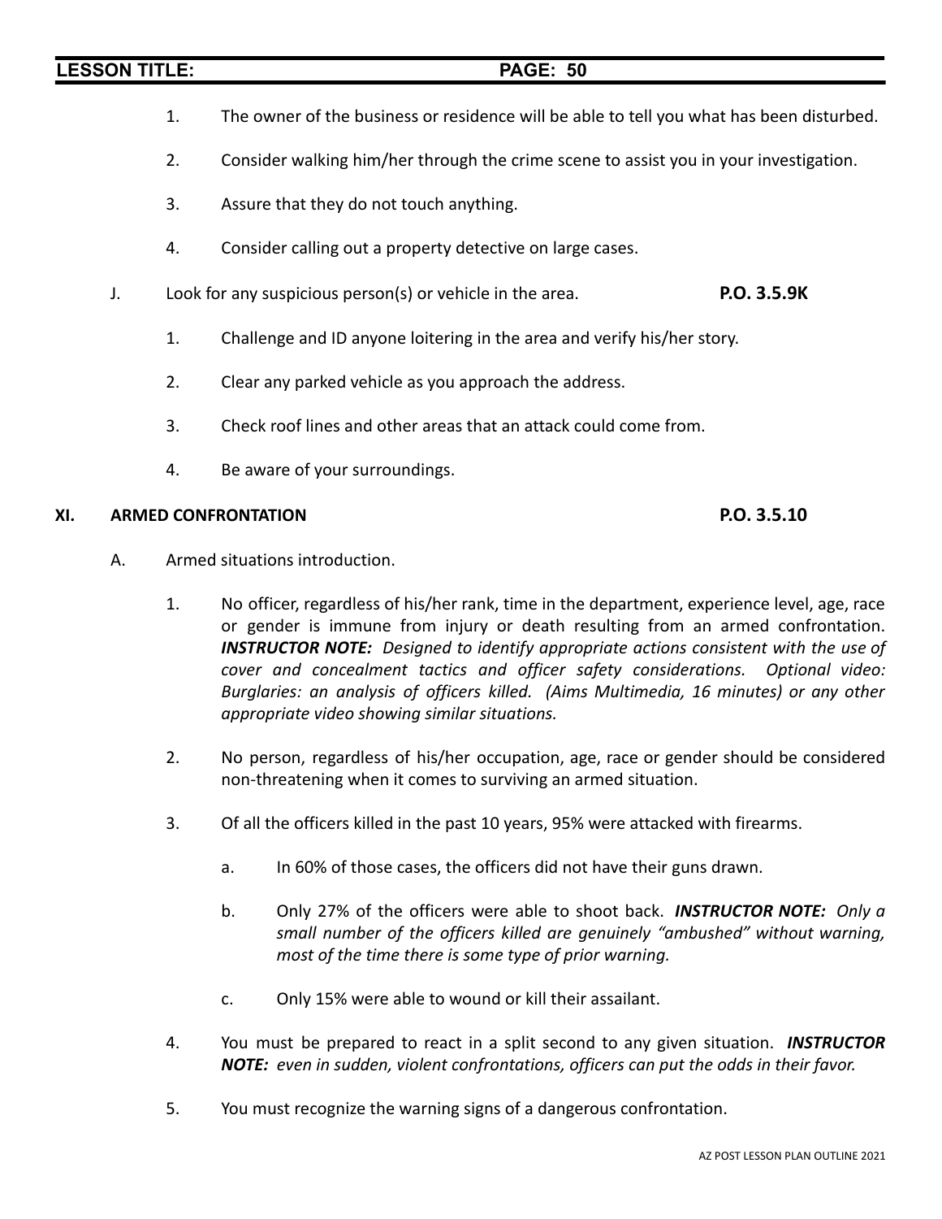1. The owner of the business or residence will be able to tell you what has been disturbed.

2. Consider walking him/her through the crime scene to assist you in your investigation.

3. Assure that they do not touch anything.

4. Consider calling out a property detective on large cases.

J. Look for any suspicious person(s) or vehicle in the area. **P.O. 3.5.9K**

1. Challenge and ID anyone loitering in the area and verify his/her story.

2. Clear any parked vehicle as you approach the address.

3. Check roof lines and other areas that an attack could come from.

4. Be aware of your surroundings.

## XI. ARMED CONFRONTATION **P.O. 3.5.10**

A. Armed situations introduction.

1. No officer, regardless of his/her rank, time in the department, experience level, age, race or gender is immune from injury or death resulting from an armed confrontation. ***INSTRUCTOR NOTE:*** *Designed to identify appropriate actions consistent with the use of cover and concealment tactics and officer safety considerations. Optional video: Burglaries: an analysis of officers killed. (Aims Multimedia, 16 minutes) or any other appropriate video showing similar situations.*

2. No person, regardless of his/her occupation, age, race or gender should be considered non-threatening when it comes to surviving an armed situation.

3. Of all the officers killed in the past 10 years, 95% were attacked with firearms.

   a. In 60% of those cases, the officers did not have their guns drawn.

   b. Only 27% of the officers were able to shoot back. ***INSTRUCTOR NOTE:*** *Only a small number of the officers killed are genuinely "ambushed" without warning, most of the time there is some type of prior warning.*

   c. Only 15% were able to wound or kill their assailant.

4. You must be prepared to react in a split second to any given situation. ***INSTRUCTOR NOTE:*** *even in sudden, violent confrontations, officers can put the odds in their favor.*

5. You must recognize the warning signs of a dangerous confrontation.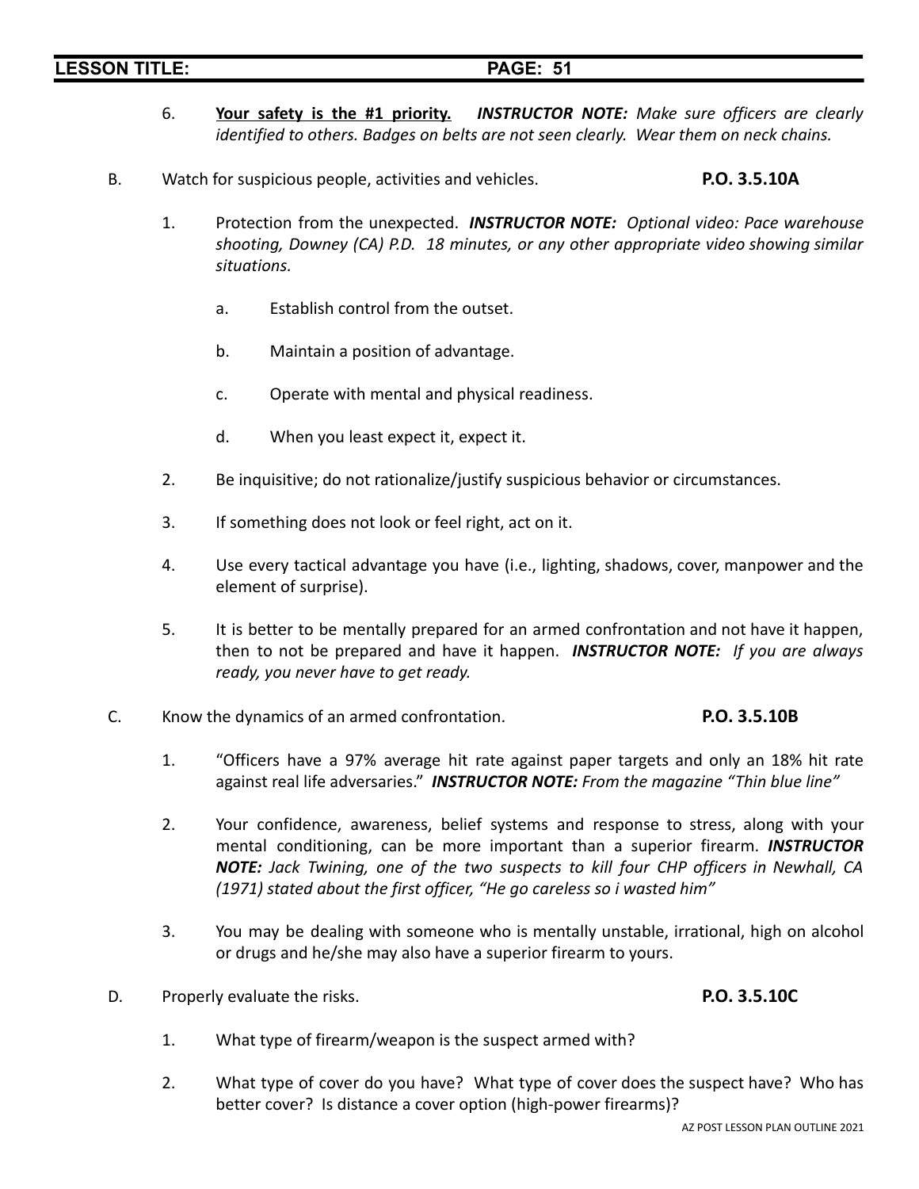6. **Your safety is the #1 priority.** ***INSTRUCTOR NOTE:*** *Make sure officers are clearly identified to others. Badges on belts are not seen clearly. Wear them on neck chains.*

B. Watch for suspicious people, activities and vehicles. **P.O. 3.5.10A**

1. Protection from the unexpected. ***INSTRUCTOR NOTE:*** *Optional video: Pace warehouse shooting, Downey (CA) P.D. 18 minutes, or any other appropriate video showing similar situations.*

   a. Establish control from the outset.

   b. Maintain a position of advantage.

   c. Operate with mental and physical readiness.

   d. When you least expect it, expect it.

2. Be inquisitive; do not rationalize/justify suspicious behavior or circumstances.

3. If something does not look or feel right, act on it.

4. Use every tactical advantage you have (i.e., lighting, shadows, cover, manpower and the element of surprise).

5. It is better to be mentally prepared for an armed confrontation and not have it happen, then to not be prepared and have it happen. ***INSTRUCTOR NOTE:*** *If you are always ready, you never have to get ready.*

C. Know the dynamics of an armed confrontation. **P.O. 3.5.10B**

1. "Officers have a 97% average hit rate against paper targets and only an 18% hit rate against real life adversaries." ***INSTRUCTOR NOTE:*** *From the magazine "Thin blue line"*

2. Your confidence, awareness, belief systems and response to stress, along with your mental conditioning, can be more important than a superior firearm. ***INSTRUCTOR NOTE:*** *Jack Twining, one of the two suspects to kill four CHP officers in Newhall, CA (1971) stated about the first officer, "He go careless so i wasted him"*

3. You may be dealing with someone who is mentally unstable, irrational, high on alcohol or drugs and he/she may also have a superior firearm to yours.

D. Properly evaluate the risks. **P.O. 3.5.10C**

1. What type of firearm/weapon is the suspect armed with?

2. What type of cover do you have? What type of cover does the suspect have? Who has better cover? Is distance a cover option (high-power firearms)?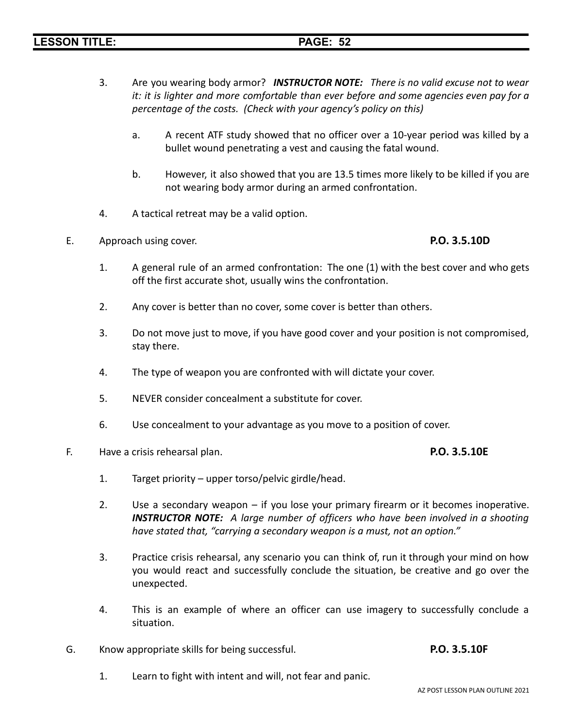3. Are you wearing body armor? ***INSTRUCTOR NOTE:*** *There is no valid excuse not to wear it: it is lighter and more comfortable than ever before and some agencies even pay for a percentage of the costs. (Check with your agency's policy on this)*

    a. A recent ATF study showed that no officer over a 10-year period was killed by a bullet wound penetrating a vest and causing the fatal wound.

    b. However, it also showed that you are 13.5 times more likely to be killed if you are not wearing body armor during an armed confrontation.

4. A tactical retreat may be a valid option.

E. Approach using cover. **P.O. 3.5.10D**

1. A general rule of an armed confrontation: The one (1) with the best cover and who gets off the first accurate shot, usually wins the confrontation.

2. Any cover is better than no cover, some cover is better than others.

3. Do not move just to move, if you have good cover and your position is not compromised, stay there.

4. The type of weapon you are confronted with will dictate your cover.

5. NEVER consider concealment a substitute for cover.

6. Use concealment to your advantage as you move to a position of cover.

F. Have a crisis rehearsal plan. **P.O. 3.5.10E**

1. Target priority – upper torso/pelvic girdle/head.

2. Use a secondary weapon – if you lose your primary firearm or it becomes inoperative. ***INSTRUCTOR NOTE:*** *A large number of officers who have been involved in a shooting have stated that, "carrying a secondary weapon is a must, not an option."*

3. Practice crisis rehearsal, any scenario you can think of, run it through your mind on how you would react and successfully conclude the situation, be creative and go over the unexpected.

4. This is an example of where an officer can use imagery to successfully conclude a situation.

G. Know appropriate skills for being successful. **P.O. 3.5.10F**

1. Learn to fight with intent and will, not fear and panic.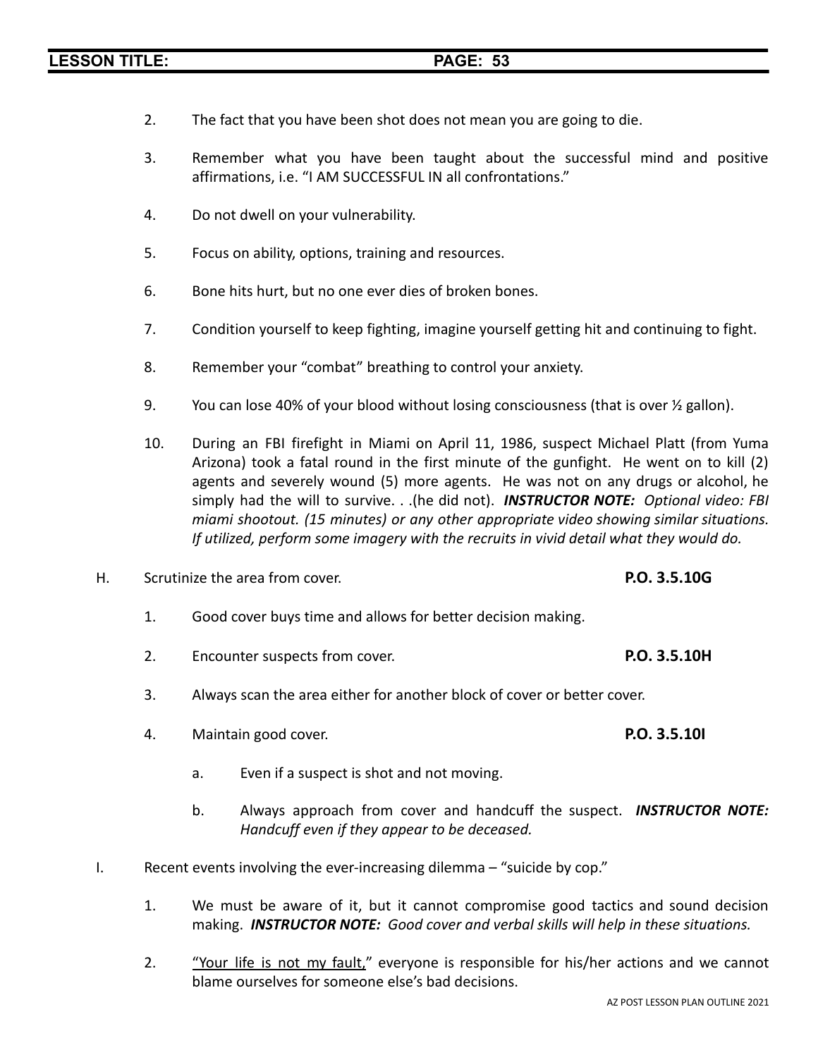2. The fact that you have been shot does not mean you are going to die.

3. Remember what you have been taught about the successful mind and positive affirmations, i.e. "I AM SUCCESSFUL IN all confrontations."

4. Do not dwell on your vulnerability.

5. Focus on ability, options, training and resources.

6. Bone hits hurt, but no one ever dies of broken bones.

7. Condition yourself to keep fighting, imagine yourself getting hit and continuing to fight.

8. Remember your "combat" breathing to control your anxiety.

9. You can lose 40% of your blood without losing consciousness (that is over ½ gallon).

10. During an FBI firefight in Miami on April 11, 1986, suspect Michael Platt (from Yuma Arizona) took a fatal round in the first minute of the gunfight. He went on to kill (2) agents and severely wound (5) more agents. He was not on any drugs or alcohol, he simply had the will to survive. . .(he did not). ***INSTRUCTOR NOTE:*** *Optional video: FBI miami shootout. (15 minutes) or any other appropriate video showing similar situations. If utilized, perform some imagery with the recruits in vivid detail what they would do.*

H. Scrutinize the area from cover. **P.O. 3.5.10G**

1. Good cover buys time and allows for better decision making.

2. Encounter suspects from cover. **P.O. 3.5.10H**

3. Always scan the area either for another block of cover or better cover.

4. Maintain good cover. **P.O. 3.5.10I**

   a. Even if a suspect is shot and not moving.

   b. Always approach from cover and handcuff the suspect. ***INSTRUCTOR NOTE:*** *Handcuff even if they appear to be deceased.*

I. Recent events involving the ever-increasing dilemma – "suicide by cop."

1. We must be aware of it, but it cannot compromise good tactics and sound decision making. ***INSTRUCTOR NOTE:*** *Good cover and verbal skills will help in these situations.*

2. "Your life is not my fault," everyone is responsible for his/her actions and we cannot blame ourselves for someone else's bad decisions.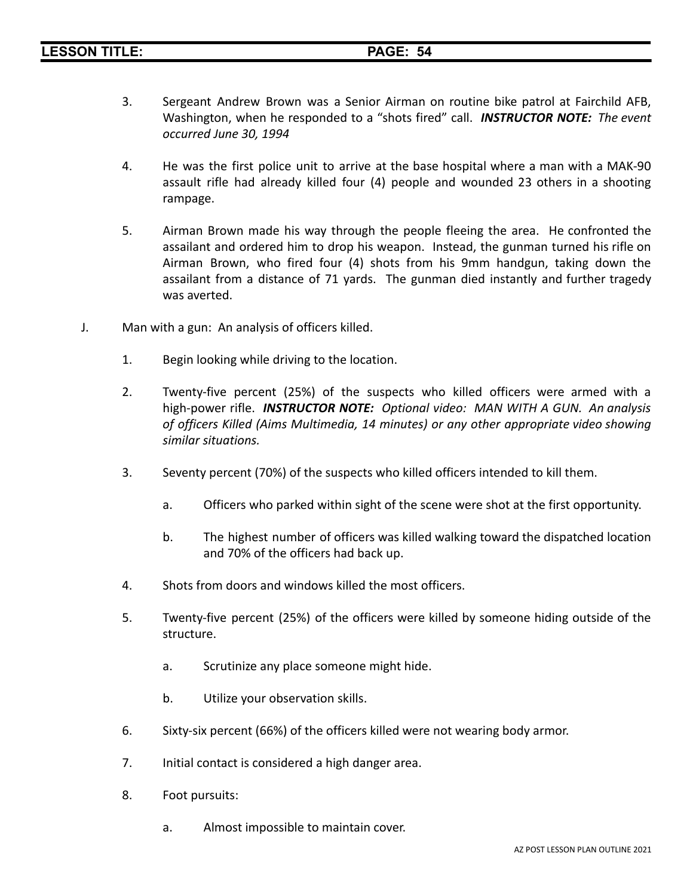3. Sergeant Andrew Brown was a Senior Airman on routine bike patrol at Fairchild AFB, Washington, when he responded to a "shots fired" call. ***INSTRUCTOR NOTE:*** *The event occurred June 30, 1994*

4. He was the first police unit to arrive at the base hospital where a man with a MAK-90 assault rifle had already killed four (4) people and wounded 23 others in a shooting rampage.

5. Airman Brown made his way through the people fleeing the area. He confronted the assailant and ordered him to drop his weapon. Instead, the gunman turned his rifle on Airman Brown, who fired four (4) shots from his 9mm handgun, taking down the assailant from a distance of 71 yards. The gunman died instantly and further tragedy was averted.

J. Man with a gun: An analysis of officers killed.

1. Begin looking while driving to the location.

2. Twenty-five percent (25%) of the suspects who killed officers were armed with a high-power rifle. ***INSTRUCTOR NOTE:*** *Optional video: MAN WITH A GUN. An analysis of officers Killed (Aims Multimedia, 14 minutes) or any other appropriate video showing similar situations.*

3. Seventy percent (70%) of the suspects who killed officers intended to kill them.

   a. Officers who parked within sight of the scene were shot at the first opportunity.

   b. The highest number of officers was killed walking toward the dispatched location and 70% of the officers had back up.

4. Shots from doors and windows killed the most officers.

5. Twenty-five percent (25%) of the officers were killed by someone hiding outside of the structure.

   a. Scrutinize any place someone might hide.

   b. Utilize your observation skills.

6. Sixty-six percent (66%) of the officers killed were not wearing body armor.

7. Initial contact is considered a high danger area.

8. Foot pursuits:

   a. Almost impossible to maintain cover.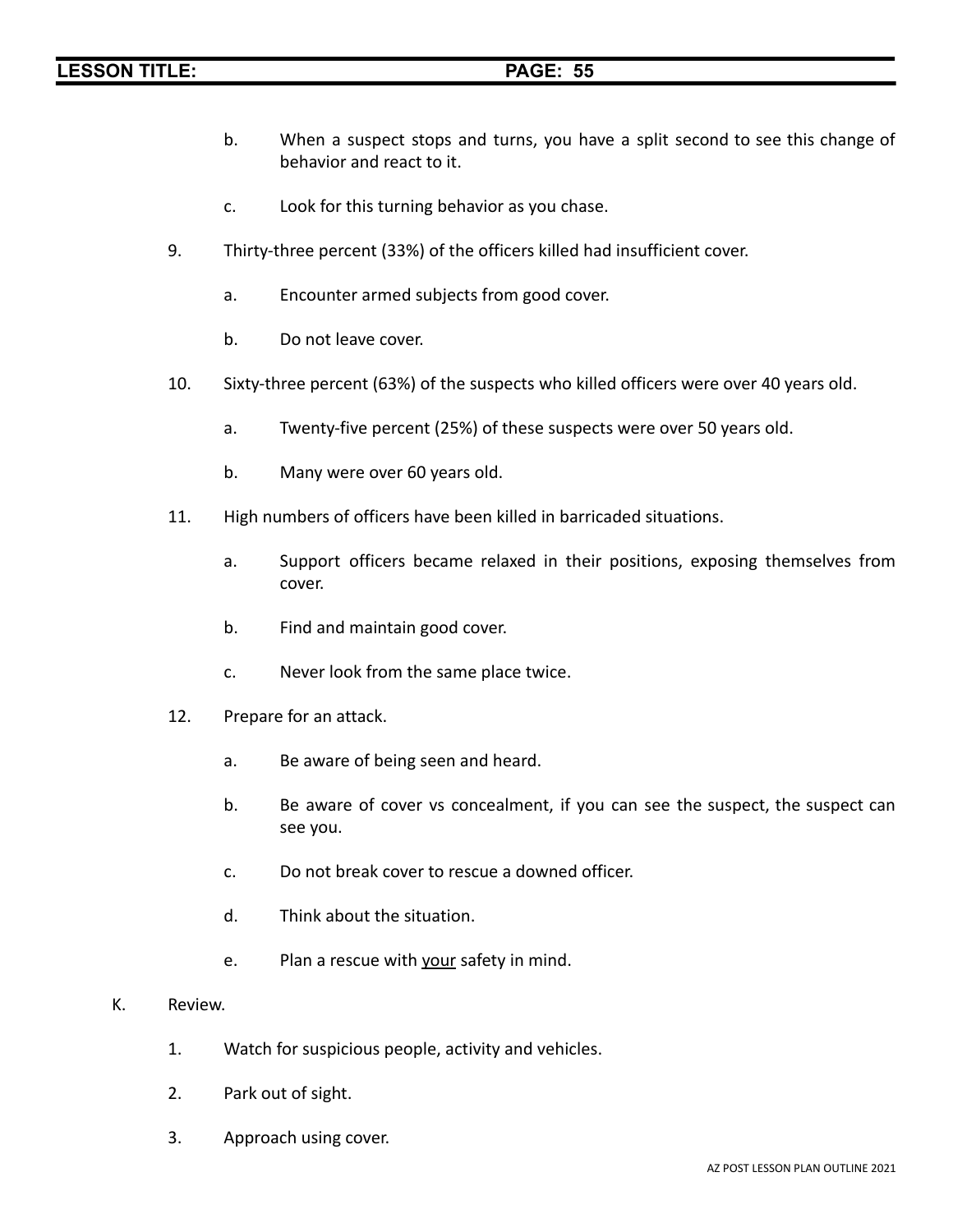b. When a suspect stops and turns, you have a split second to see this change of behavior and react to it.

c. Look for this turning behavior as you chase.

9. Thirty-three percent (33%) of the officers killed had insufficient cover.

   a. Encounter armed subjects from good cover.

   b. Do not leave cover.

10. Sixty-three percent (63%) of the suspects who killed officers were over 40 years old.

   a. Twenty-five percent (25%) of these suspects were over 50 years old.

   b. Many were over 60 years old.

11. High numbers of officers have been killed in barricaded situations.

   a. Support officers became relaxed in their positions, exposing themselves from cover.

   b. Find and maintain good cover.

   c. Never look from the same place twice.

12. Prepare for an attack.

   a. Be aware of being seen and heard.

   b. Be aware of cover vs concealment, if you can see the suspect, the suspect can see you.

   c. Do not break cover to rescue a downed officer.

   d. Think about the situation.

   e. Plan a rescue with <u>your</u> safety in mind.

K. Review.

1. Watch for suspicious people, activity and vehicles.

2. Park out of sight.

3. Approach using cover.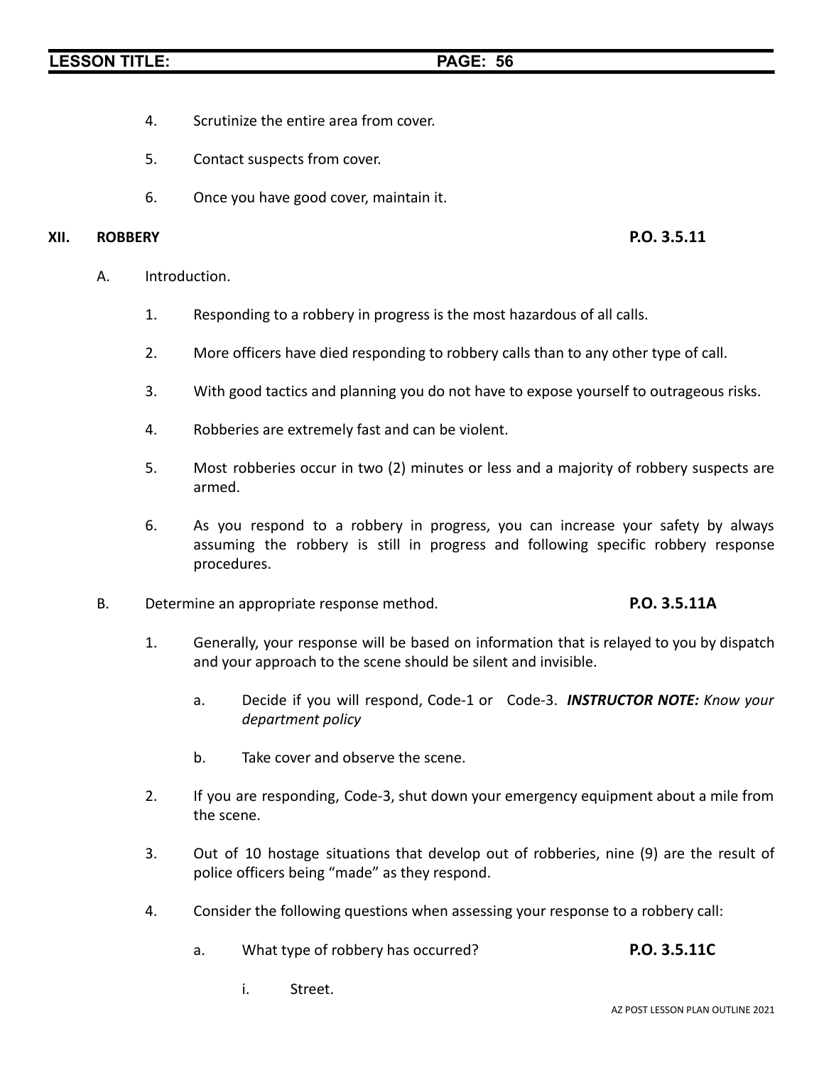4. Scrutinize the entire area from cover.

5. Contact suspects from cover.

6. Once you have good cover, maintain it.

## XII. ROBBERY **P.O. 3.5.11**

A. Introduction.

1. Responding to a robbery in progress is the most hazardous of all calls.

2. More officers have died responding to robbery calls than to any other type of call.

3. With good tactics and planning you do not have to expose yourself to outrageous risks.

4. Robberies are extremely fast and can be violent.

5. Most robberies occur in two (2) minutes or less and a majority of robbery suspects are armed.

6. As you respond to a robbery in progress, you can increase your safety by always assuming the robbery is still in progress and following specific robbery response procedures.

B. Determine an appropriate response method. **P.O. 3.5.11A**

1. Generally, your response will be based on information that is relayed to you by dispatch and your approach to the scene should be silent and invisible.

   a. Decide if you will respond, Code-1 or Code-3. ***INSTRUCTOR NOTE:*** *Know your department policy*

   b. Take cover and observe the scene.

2. If you are responding, Code-3, shut down your emergency equipment about a mile from the scene.

3. Out of 10 hostage situations that develop out of robberies, nine (9) are the result of police officers being "made" as they respond.

4. Consider the following questions when assessing your response to a robbery call:

   a. What type of robbery has occurred? **P.O. 3.5.11C**

      i. Street.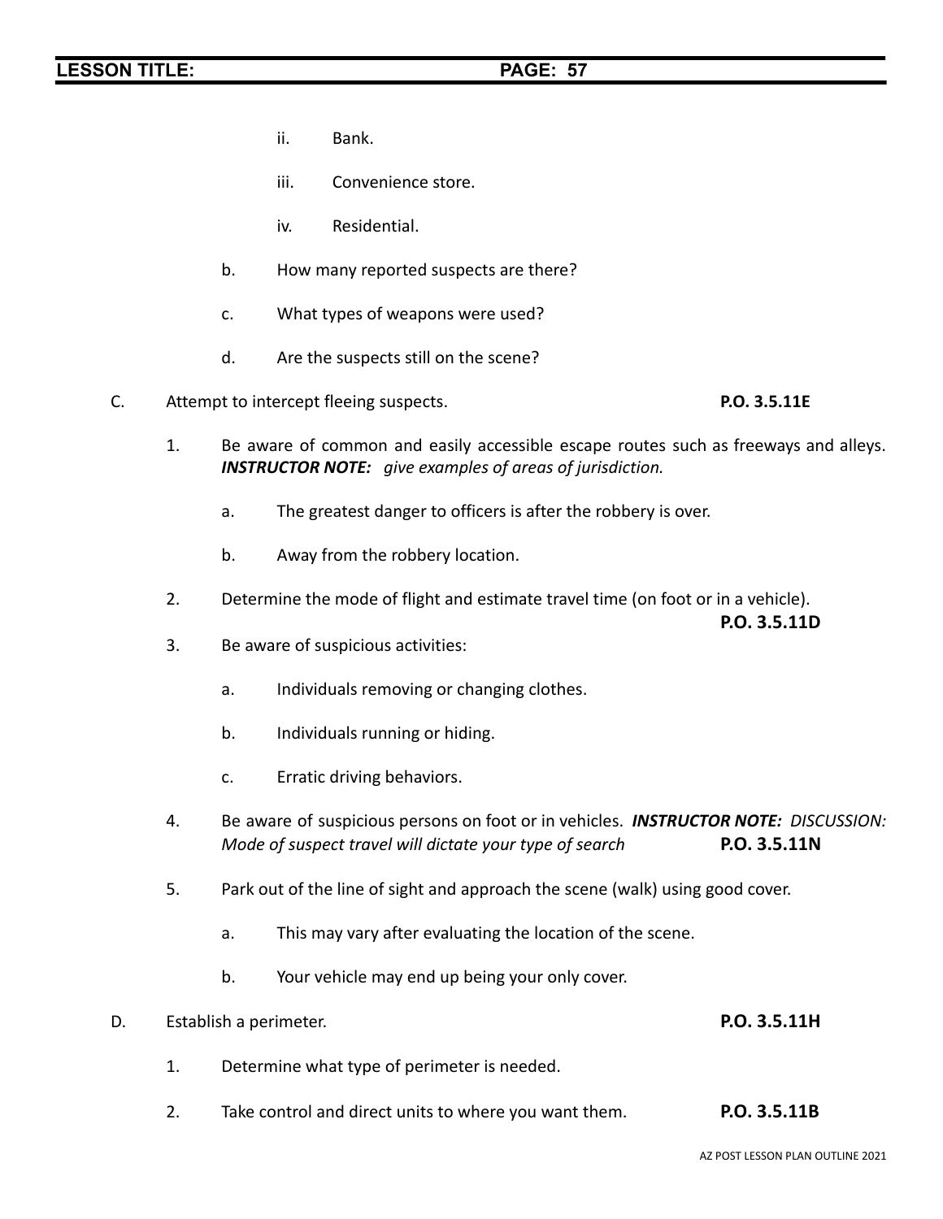ii. Bank.

iii. Convenience store.

iv. Residential.

b. How many reported suspects are there?

c. What types of weapons were used?

d. Are the suspects still on the scene?

C. Attempt to intercept fleeing suspects. **P.O. 3.5.11E**

1. Be aware of common and easily accessible escape routes such as freeways and alleys. ***INSTRUCTOR NOTE:*** *give examples of areas of jurisdiction.*

   a. The greatest danger to officers is after the robbery is over.

   b. Away from the robbery location.

2. Determine the mode of flight and estimate travel time (on foot or in a vehicle). **P.O. 3.5.11D**

3. Be aware of suspicious activities:

   a. Individuals removing or changing clothes.

   b. Individuals running or hiding.

   c. Erratic driving behaviors.

4. Be aware of suspicious persons on foot or in vehicles. ***INSTRUCTOR NOTE:*** *DISCUSSION: Mode of suspect travel will dictate your type of search* **P.O. 3.5.11N**

5. Park out of the line of sight and approach the scene (walk) using good cover.

   a. This may vary after evaluating the location of the scene.

   b. Your vehicle may end up being your only cover.

D. Establish a perimeter. **P.O. 3.5.11H**

1. Determine what type of perimeter is needed.

2. Take control and direct units to where you want them. **P.O. 3.5.11B**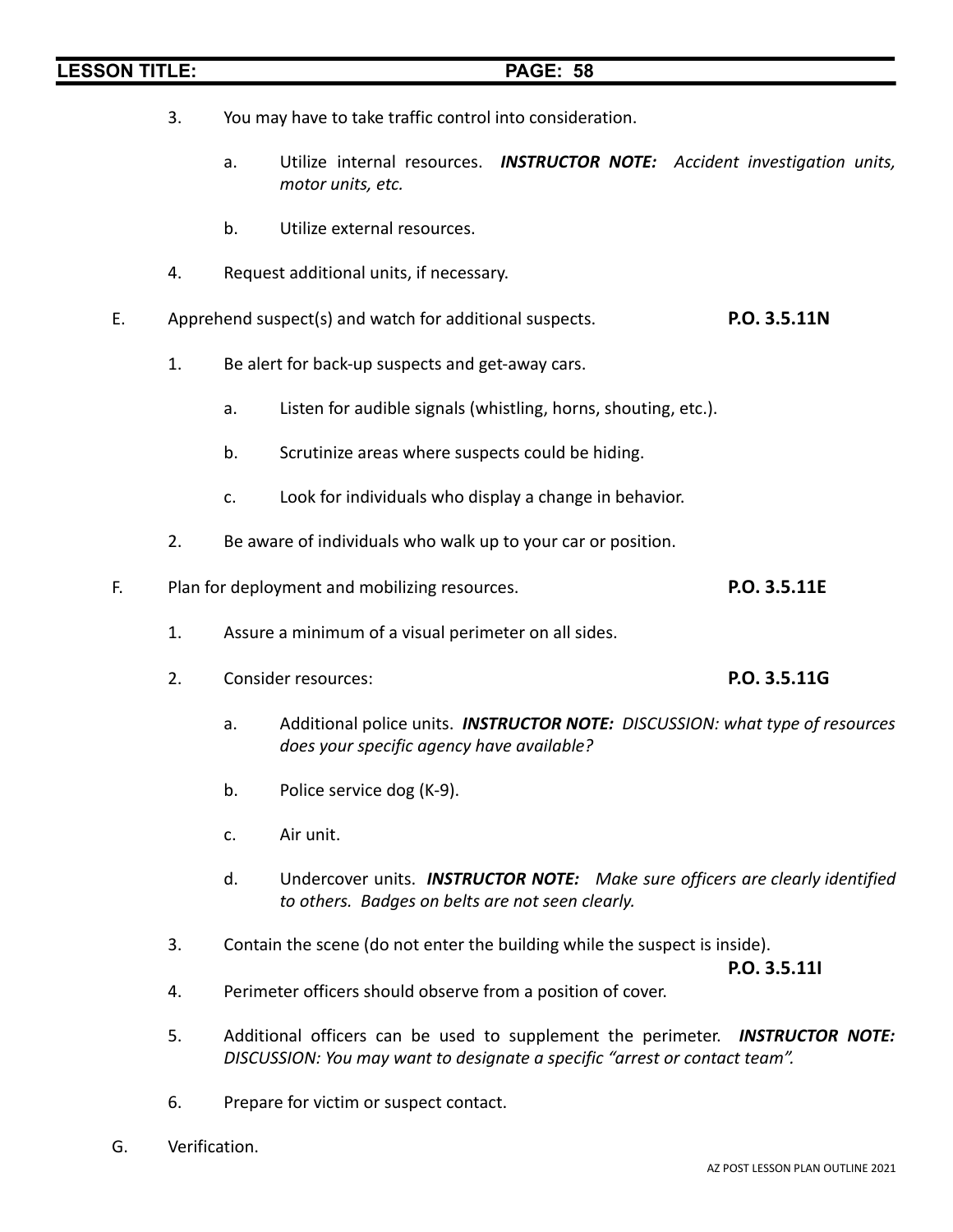3. You may have to take traffic control into consideration.

    a. Utilize internal resources. ***INSTRUCTOR NOTE:*** *Accident investigation units, motor units, etc.*

    b. Utilize external resources.

4. Request additional units, if necessary.

E. Apprehend suspect(s) and watch for additional suspects. **P.O. 3.5.11N**

1. Be alert for back-up suspects and get-away cars.

    a. Listen for audible signals (whistling, horns, shouting, etc.).

    b. Scrutinize areas where suspects could be hiding.

    c. Look for individuals who display a change in behavior.

2. Be aware of individuals who walk up to your car or position.

F. Plan for deployment and mobilizing resources. **P.O. 3.5.11E**

1. Assure a minimum of a visual perimeter on all sides.

2. Consider resources: **P.O. 3.5.11G**

    a. Additional police units. ***INSTRUCTOR NOTE:*** *DISCUSSION: what type of resources does your specific agency have available?*

    b. Police service dog (K-9).

    c. Air unit.

    d. Undercover units. ***INSTRUCTOR NOTE:*** *Make sure officers are clearly identified to others. Badges on belts are not seen clearly.*

3. Contain the scene (do not enter the building while the suspect is inside). **P.O. 3.5.11I**

4. Perimeter officers should observe from a position of cover.

5. Additional officers can be used to supplement the perimeter. ***INSTRUCTOR NOTE:*** *DISCUSSION: You may want to designate a specific "arrest or contact team".*

6. Prepare for victim or suspect contact.

G. Verification.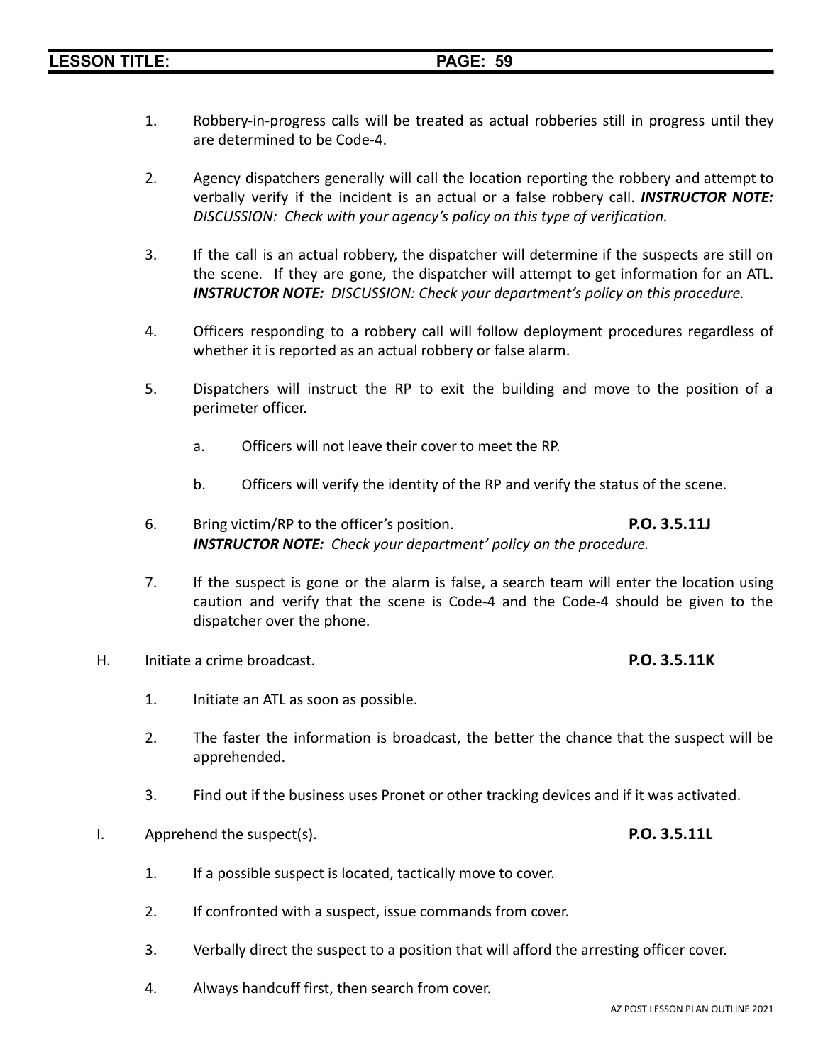1. Robbery-in-progress calls will be treated as actual robberies still in progress until they are determined to be Code-4.

2. Agency dispatchers generally will call the location reporting the robbery and attempt to verbally verify if the incident is an actual or a false robbery call. ***INSTRUCTOR NOTE:*** *DISCUSSION: Check with your agency's policy on this type of verification.*

3. If the call is an actual robbery, the dispatcher will determine if the suspects are still on the scene. If they are gone, the dispatcher will attempt to get information for an ATL. ***INSTRUCTOR NOTE:*** *DISCUSSION: Check your department's policy on this procedure.*

4. Officers responding to a robbery call will follow deployment procedures regardless of whether it is reported as an actual robbery or false alarm.

5. Dispatchers will instruct the RP to exit the building and move to the position of a perimeter officer.

   a. Officers will not leave their cover to meet the RP.

   b. Officers will verify the identity of the RP and verify the status of the scene.

6. Bring victim/RP to the officer's position. **P.O. 3.5.11J**
   ***INSTRUCTOR NOTE:*** *Check your department' policy on the procedure.*

7. If the suspect is gone or the alarm is false, a search team will enter the location using caution and verify that the scene is Code-4 and the Code-4 should be given to the dispatcher over the phone.

H. Initiate a crime broadcast. **P.O. 3.5.11K**

1. Initiate an ATL as soon as possible.

2. The faster the information is broadcast, the better the chance that the suspect will be apprehended.

3. Find out if the business uses Pronet or other tracking devices and if it was activated.

I. Apprehend the suspect(s). **P.O. 3.5.11L**

1. If a possible suspect is located, tactically move to cover.

2. If confronted with a suspect, issue commands from cover.

3. Verbally direct the suspect to a position that will afford the arresting officer cover.

4. Always handcuff first, then search from cover.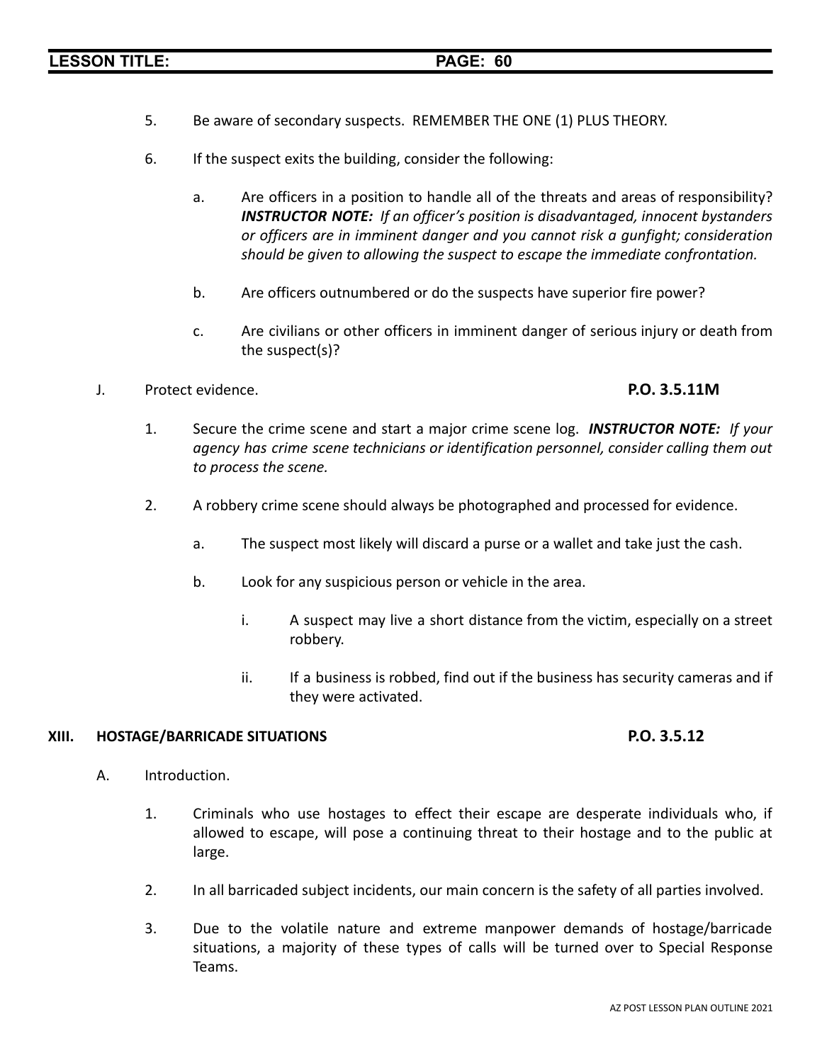5. Be aware of secondary suspects. REMEMBER THE ONE (1) PLUS THEORY.

6. If the suspect exits the building, consider the following:

   a. Are officers in a position to handle all of the threats and areas of responsibility? ***INSTRUCTOR NOTE:*** *If an officer's position is disadvantaged, innocent bystanders or officers are in imminent danger and you cannot risk a gunfight; consideration should be given to allowing the suspect to escape the immediate confrontation.*

   b. Are officers outnumbered or do the suspects have superior fire power?

   c. Are civilians or other officers in imminent danger of serious injury or death from the suspect(s)?

J. Protect evidence. **P.O. 3.5.11M**

1. Secure the crime scene and start a major crime scene log. ***INSTRUCTOR NOTE:*** *If your agency has crime scene technicians or identification personnel, consider calling them out to process the scene.*

2. A robbery crime scene should always be photographed and processed for evidence.

   a. The suspect most likely will discard a purse or a wallet and take just the cash.

   b. Look for any suspicious person or vehicle in the area.

      i. A suspect may live a short distance from the victim, especially on a street robbery.

      ii. If a business is robbed, find out if the business has security cameras and if they were activated.

## XIII. HOSTAGE/BARRICADE SITUATIONS **P.O. 3.5.12**

A. Introduction.

1. Criminals who use hostages to effect their escape are desperate individuals who, if allowed to escape, will pose a continuing threat to their hostage and to the public at large.

2. In all barricaded subject incidents, our main concern is the safety of all parties involved.

3. Due to the volatile nature and extreme manpower demands of hostage/barricade situations, a majority of these types of calls will be turned over to Special Response Teams.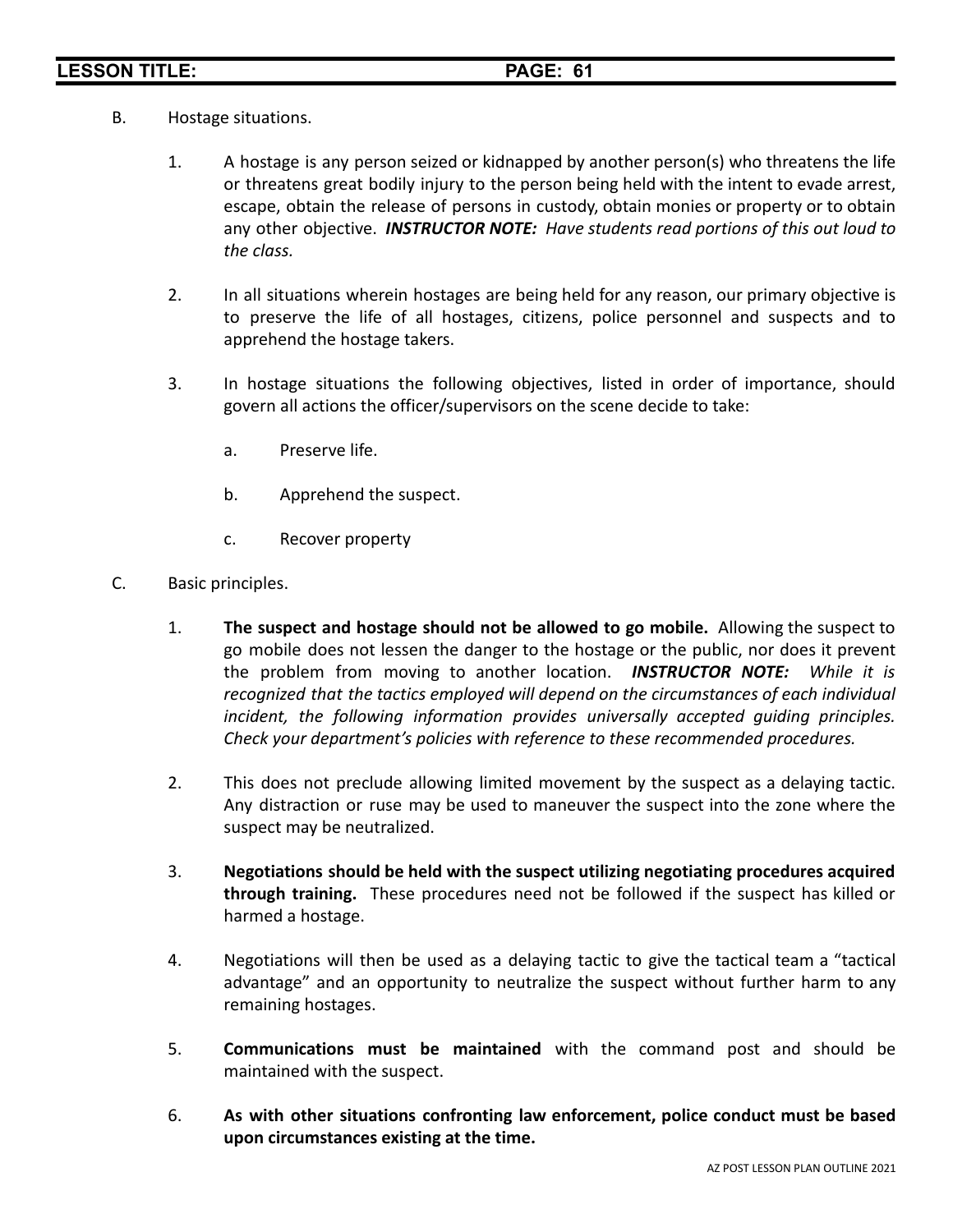B. Hostage situations.

1. A hostage is any person seized or kidnapped by another person(s) who threatens the life or threatens great bodily injury to the person being held with the intent to evade arrest, escape, obtain the release of persons in custody, obtain monies or property or to obtain any other objective. ***INSTRUCTOR NOTE:*** *Have students read portions of this out loud to the class.*

2. In all situations wherein hostages are being held for any reason, our primary objective is to preserve the life of all hostages, citizens, police personnel and suspects and to apprehend the hostage takers.

3. In hostage situations the following objectives, listed in order of importance, should govern all actions the officer/supervisors on the scene decide to take:

   a. Preserve life.

   b. Apprehend the suspect.

   c. Recover property

C. Basic principles.

1. **The suspect and hostage should not be allowed to go mobile.** Allowing the suspect to go mobile does not lessen the danger to the hostage or the public, nor does it prevent the problem from moving to another location. ***INSTRUCTOR NOTE:*** *While it is recognized that the tactics employed will depend on the circumstances of each individual incident, the following information provides universally accepted guiding principles. Check your department's policies with reference to these recommended procedures.*

2. This does not preclude allowing limited movement by the suspect as a delaying tactic. Any distraction or ruse may be used to maneuver the suspect into the zone where the suspect may be neutralized.

3. **Negotiations should be held with the suspect utilizing negotiating procedures acquired through training.** These procedures need not be followed if the suspect has killed or harmed a hostage.

4. Negotiations will then be used as a delaying tactic to give the tactical team a "tactical advantage" and an opportunity to neutralize the suspect without further harm to any remaining hostages.

5. **Communications must be maintained** with the command post and should be maintained with the suspect.

6. **As with other situations confronting law enforcement, police conduct must be based upon circumstances existing at the time.**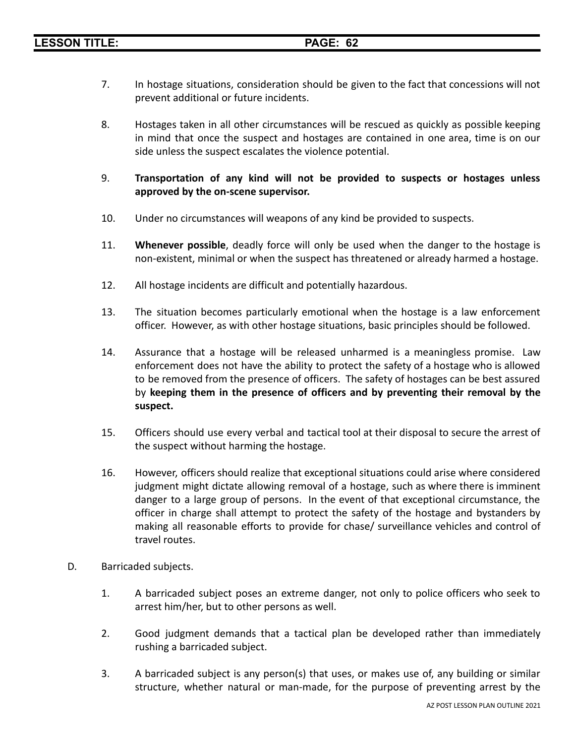7. In hostage situations, consideration should be given to the fact that concessions will not prevent additional or future incidents.

8. Hostages taken in all other circumstances will be rescued as quickly as possible keeping in mind that once the suspect and hostages are contained in one area, time is on our side unless the suspect escalates the violence potential.

9. **Transportation of any kind will not be provided to suspects or hostages unless approved by the on-scene supervisor.**

10. Under no circumstances will weapons of any kind be provided to suspects.

11. **Whenever possible**, deadly force will only be used when the danger to the hostage is non-existent, minimal or when the suspect has threatened or already harmed a hostage.

12. All hostage incidents are difficult and potentially hazardous.

13. The situation becomes particularly emotional when the hostage is a law enforcement officer. However, as with other hostage situations, basic principles should be followed.

14. Assurance that a hostage will be released unharmed is a meaningless promise. Law enforcement does not have the ability to protect the safety of a hostage who is allowed to be removed from the presence of officers. The safety of hostages can be best assured by **keeping them in the presence of officers and by preventing their removal by the suspect.**

15. Officers should use every verbal and tactical tool at their disposal to secure the arrest of the suspect without harming the hostage.

16. However, officers should realize that exceptional situations could arise where considered judgment might dictate allowing removal of a hostage, such as where there is imminent danger to a large group of persons. In the event of that exceptional circumstance, the officer in charge shall attempt to protect the safety of the hostage and bystanders by making all reasonable efforts to provide for chase/ surveillance vehicles and control of travel routes.

D. Barricaded subjects.

1. A barricaded subject poses an extreme danger, not only to police officers who seek to arrest him/her, but to other persons as well.

2. Good judgment demands that a tactical plan be developed rather than immediately rushing a barricaded subject.

3. A barricaded subject is any person(s) that uses, or makes use of, any building or similar structure, whether natural or man-made, for the purpose of preventing arrest by the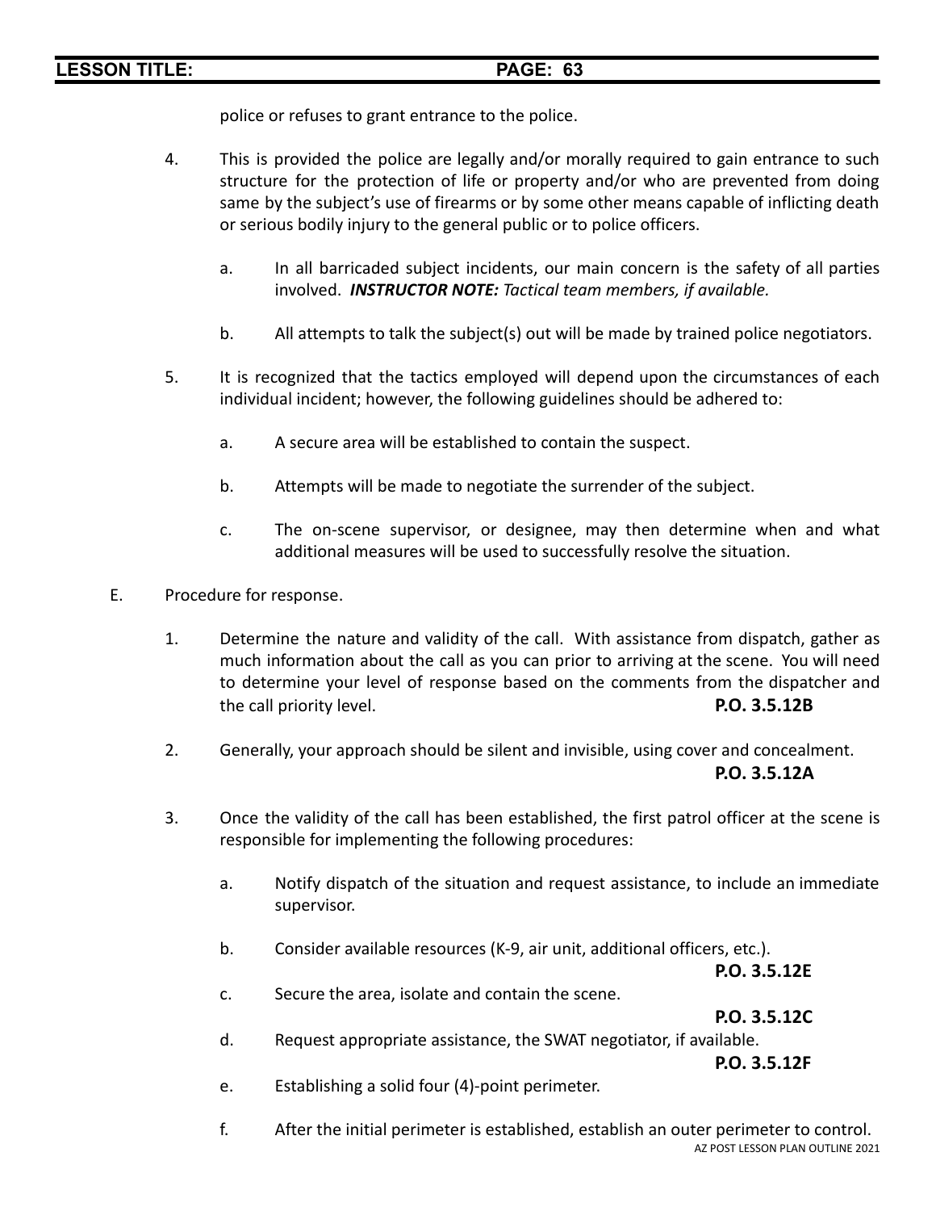police or refuses to grant entrance to the police.

4. This is provided the police are legally and/or morally required to gain entrance to such structure for the protection of life or property and/or who are prevented from doing same by the subject's use of firearms or by some other means capable of inflicting death or serious bodily injury to the general public or to police officers.

   a. In all barricaded subject incidents, our main concern is the safety of all parties involved. ***INSTRUCTOR NOTE:*** *Tactical team members, if available.*

   b. All attempts to talk the subject(s) out will be made by trained police negotiators.

5. It is recognized that the tactics employed will depend upon the circumstances of each individual incident; however, the following guidelines should be adhered to:

   a. A secure area will be established to contain the suspect.

   b. Attempts will be made to negotiate the surrender of the subject.

   c. The on-scene supervisor, or designee, may then determine when and what additional measures will be used to successfully resolve the situation.

E. Procedure for response.

1. Determine the nature and validity of the call. With assistance from dispatch, gather as much information about the call as you can prior to arriving at the scene. You will need to determine your level of response based on the comments from the dispatcher and the call priority level. **P.O. 3.5.12B**

2. Generally, your approach should be silent and invisible, using cover and concealment. **P.O. 3.5.12A**

3. Once the validity of the call has been established, the first patrol officer at the scene is responsible for implementing the following procedures:

   a. Notify dispatch of the situation and request assistance, to include an immediate supervisor.

   b. Consider available resources (K-9, air unit, additional officers, etc.). **P.O. 3.5.12E**

   c. Secure the area, isolate and contain the scene. **P.O. 3.5.12C**

   d. Request appropriate assistance, the SWAT negotiator, if available. **P.O. 3.5.12F**

   e. Establishing a solid four (4)-point perimeter.

   f. After the initial perimeter is established, establish an outer perimeter to control.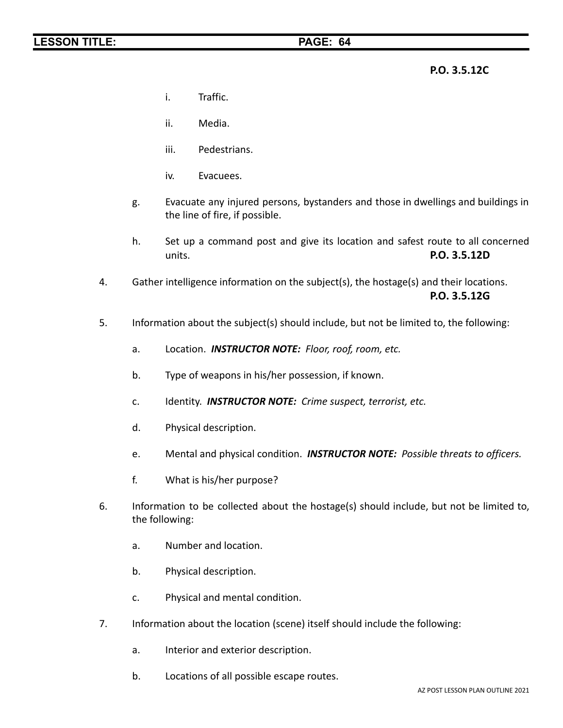**P.O. 3.5.12C**

i. Traffic.

ii. Media.

iii. Pedestrians.

iv. Evacuees.

g. Evacuate any injured persons, bystanders and those in dwellings and buildings in the line of fire, if possible.

h. Set up a command post and give its location and safest route to all concerned units. **P.O. 3.5.12D**

4. Gather intelligence information on the subject(s), the hostage(s) and their locations. **P.O. 3.5.12G**

5. Information about the subject(s) should include, but not be limited to, the following:

   a. Location. ***INSTRUCTOR NOTE:*** *Floor, roof, room, etc.*

   b. Type of weapons in his/her possession, if known.

   c. Identity. ***INSTRUCTOR NOTE:*** *Crime suspect, terrorist, etc.*

   d. Physical description.

   e. Mental and physical condition. ***INSTRUCTOR NOTE:*** *Possible threats to officers.*

   f. What is his/her purpose?

6. Information to be collected about the hostage(s) should include, but not be limited to, the following:

   a. Number and location.

   b. Physical description.

   c. Physical and mental condition.

7. Information about the location (scene) itself should include the following:

   a. Interior and exterior description.

   b. Locations of all possible escape routes.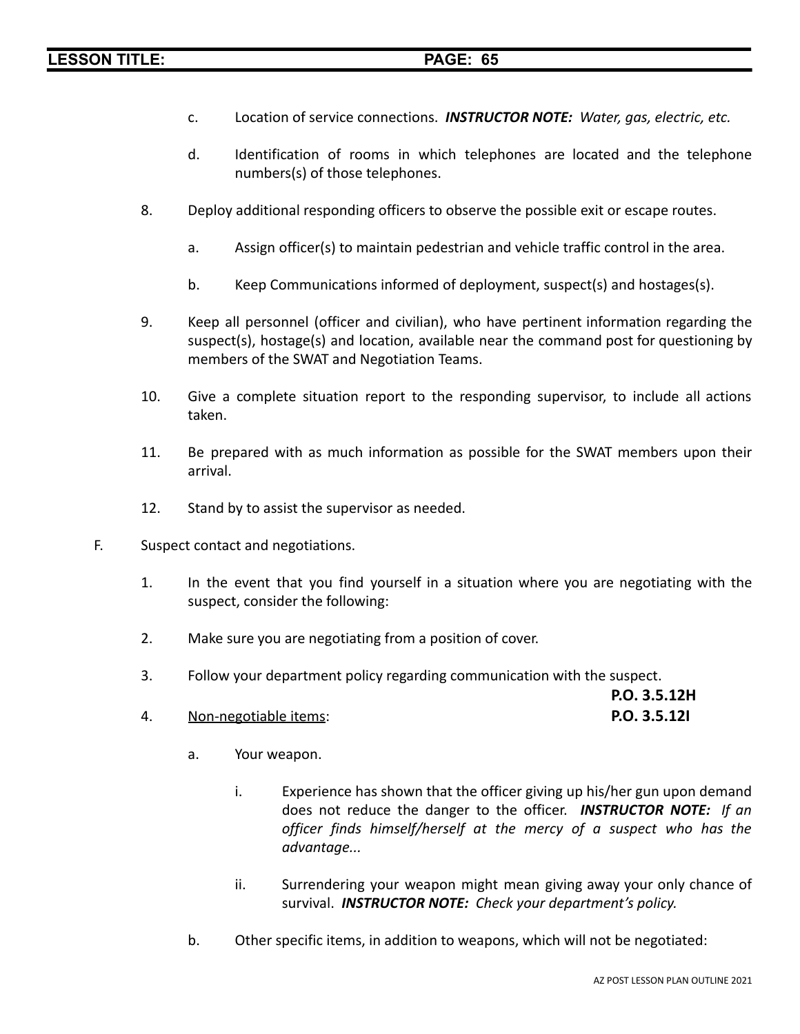c. Location of service connections. ***INSTRUCTOR NOTE:*** *Water, gas, electric, etc.*

d. Identification of rooms in which telephones are located and the telephone numbers(s) of those telephones.

8. Deploy additional responding officers to observe the possible exit or escape routes.

   a. Assign officer(s) to maintain pedestrian and vehicle traffic control in the area.

   b. Keep Communications informed of deployment, suspect(s) and hostages(s).

9. Keep all personnel (officer and civilian), who have pertinent information regarding the suspect(s), hostage(s) and location, available near the command post for questioning by members of the SWAT and Negotiation Teams.

10. Give a complete situation report to the responding supervisor, to include all actions taken.

11. Be prepared with as much information as possible for the SWAT members upon their arrival.

12. Stand by to assist the supervisor as needed.

F. Suspect contact and negotiations.

1. In the event that you find yourself in a situation where you are negotiating with the suspect, consider the following:

2. Make sure you are negotiating from a position of cover.

3. Follow your department policy regarding communication with the suspect.

**P.O. 3.5.12H**

4. Non-negotiable items: **P.O. 3.5.12I**

   a. Your weapon.

      i. Experience has shown that the officer giving up his/her gun upon demand does not reduce the danger to the officer. ***INSTRUCTOR NOTE:*** *If an officer finds himself/herself at the mercy of a suspect who has the advantage...*

      ii. Surrendering your weapon might mean giving away your only chance of survival. ***INSTRUCTOR NOTE:*** *Check your department's policy.*

   b. Other specific items, in addition to weapons, which will not be negotiated: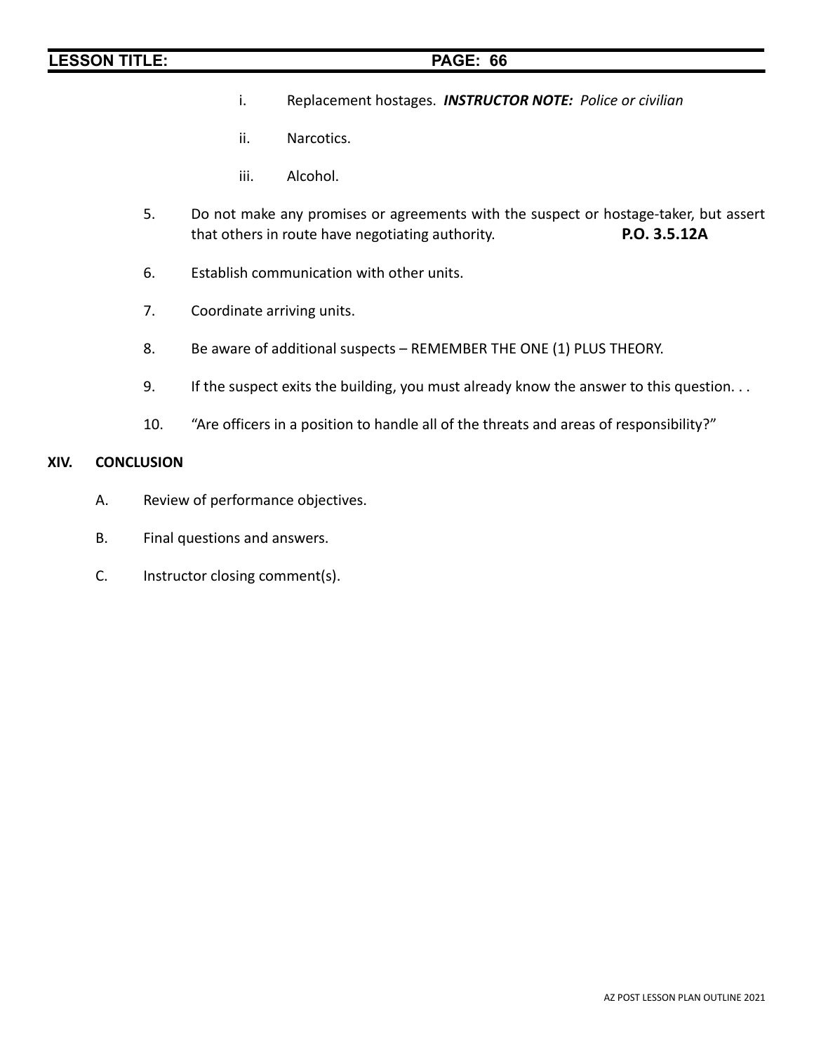i. Replacement hostages. ***INSTRUCTOR NOTE:*** *Police or civilian*

ii. Narcotics.

iii. Alcohol.

5. Do not make any promises or agreements with the suspect or hostage-taker, but assert that others in route have negotiating authority. **P.O. 3.5.12A**

6. Establish communication with other units.

7. Coordinate arriving units.

8. Be aware of additional suspects – REMEMBER THE ONE (1) PLUS THEORY.

9. If the suspect exits the building, you must already know the answer to this question. . .

10. "Are officers in a position to handle all of the threats and areas of responsibility?"

## XIV. CONCLUSION

A. Review of performance objectives.

B. Final questions and answers.

C. Instructor closing comment(s).